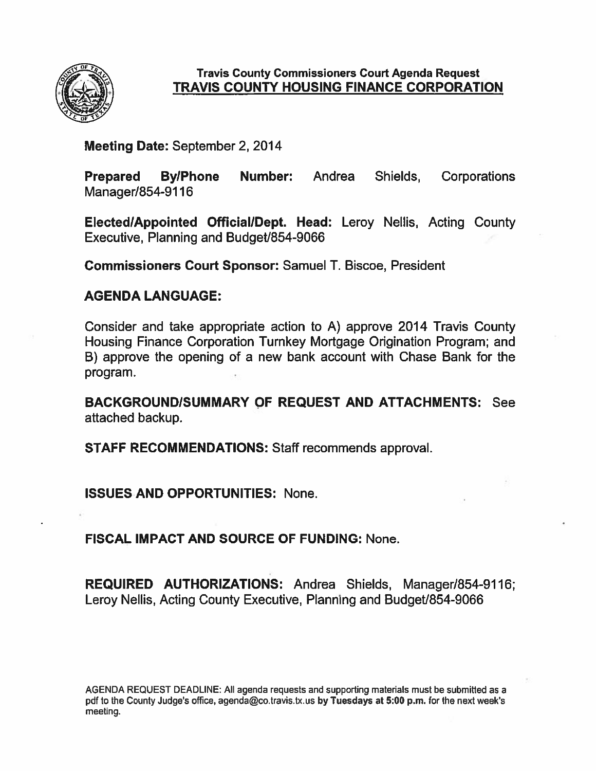# Travis County Commissioners Court Agenda Request
## TRAVIS COUNTY HOUSING FINANCE CORPORATION

**Meeting Date:** September 2, 2014

**Prepared By/Phone Number:** Andrea Shields, Corporations Manager/854-9116

**Elected/Appointed Official/Dept. Head:** Leroy Nellis, Acting County Executive, Planning and Budget/854-9066

**Commissioners Court Sponsor:** Samuel T. Biscoe, President

**AGENDA LANGUAGE:**

Consider and take appropriate action to A) approve 2014 Travis County Housing Finance Corporation Turnkey Mortgage Origination Program; and B) approve the opening of a new bank account with Chase Bank for the program.

**BACKGROUND/SUMMARY OF REQUEST AND ATTACHMENTS:** See attached backup.

**STAFF RECOMMENDATIONS:** Staff recommends approval.

**ISSUES AND OPPORTUNITIES:** None.

**FISCAL IMPACT AND SOURCE OF FUNDING:** None.

**REQUIRED AUTHORIZATIONS:** Andrea Shields, Manager/854-9116; Leroy Nellis, Acting County Executive, Planning and Budget/854-9066

AGENDA REQUEST DEADLINE: All agenda requests and supporting materials must be submitted as a pdf to the County Judge's office, agenda@co.travis.tx.us **by Tuesdays at 5:00 p.m.** for the next week's meeting.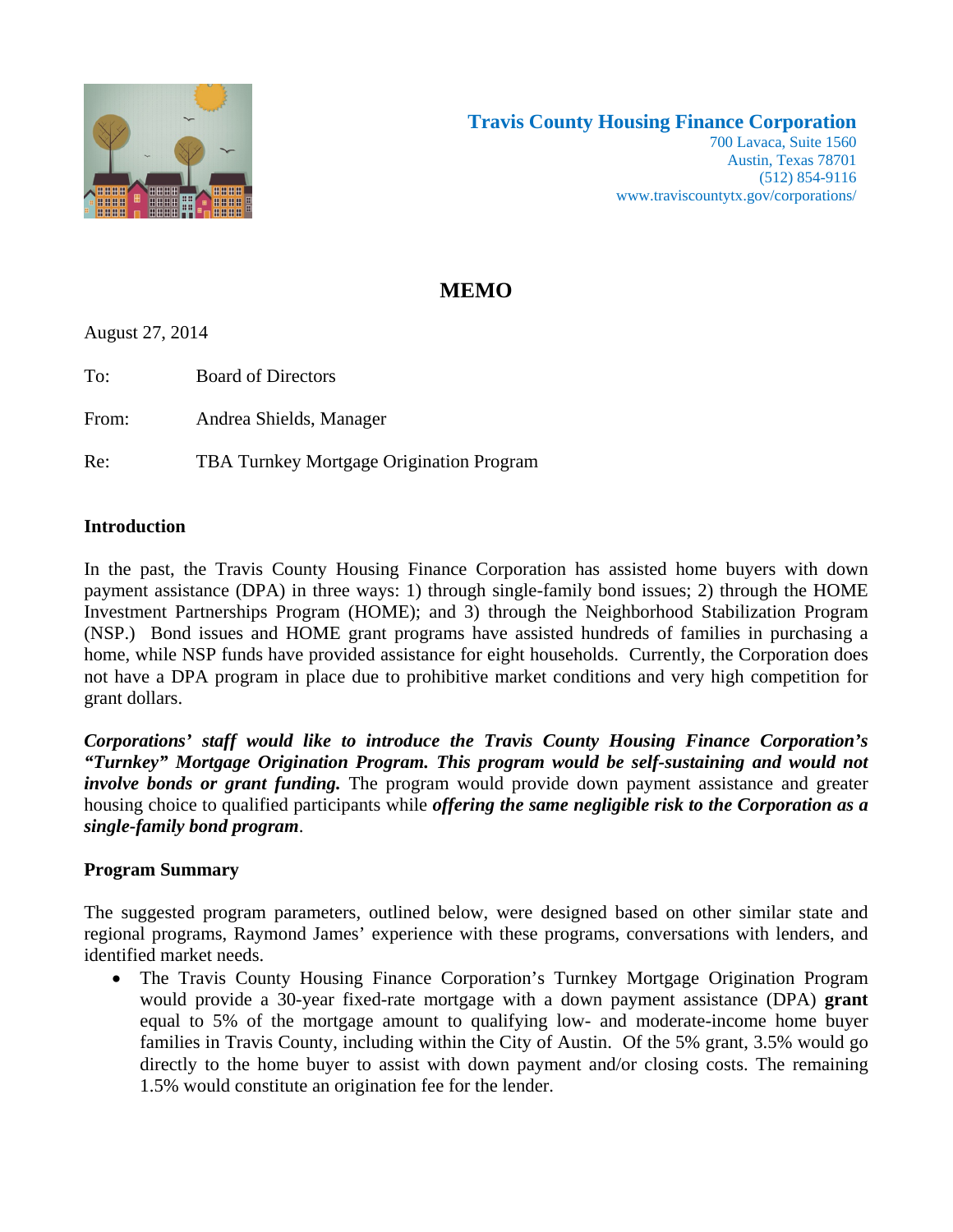**Travis County Housing Finance Corporation**
700 Lavaca, Suite 1560
Austin, Texas 78701
(512) 854-9116
www.traviscountytx.gov/corporations/

# MEMO

August 27, 2014

To: Board of Directors

From: Andrea Shields, Manager

Re: TBA Turnkey Mortgage Origination Program

## Introduction

In the past, the Travis County Housing Finance Corporation has assisted home buyers with down payment assistance (DPA) in three ways: 1) through single-family bond issues; 2) through the HOME Investment Partnerships Program (HOME); and 3) through the Neighborhood Stabilization Program (NSP.) Bond issues and HOME grant programs have assisted hundreds of families in purchasing a home, while NSP funds have provided assistance for eight households. Currently, the Corporation does not have a DPA program in place due to prohibitive market conditions and very high competition for grant dollars.

***Corporations' staff would like to introduce the Travis County Housing Finance Corporation's "Turnkey" Mortgage Origination Program. This program would be self-sustaining and would not involve bonds or grant funding.*** The program would provide down payment assistance and greater housing choice to qualified participants while ***offering the same negligible risk to the Corporation as a single-family bond program***.

## Program Summary

The suggested program parameters, outlined below, were designed based on other similar state and regional programs, Raymond James' experience with these programs, conversations with lenders, and identified market needs.

- The Travis County Housing Finance Corporation's Turnkey Mortgage Origination Program would provide a 30-year fixed-rate mortgage with a down payment assistance (DPA) **grant** equal to 5% of the mortgage amount to qualifying low- and moderate-income home buyer families in Travis County, including within the City of Austin. Of the 5% grant, 3.5% would go directly to the home buyer to assist with down payment and/or closing costs. The remaining 1.5% would constitute an origination fee for the lender.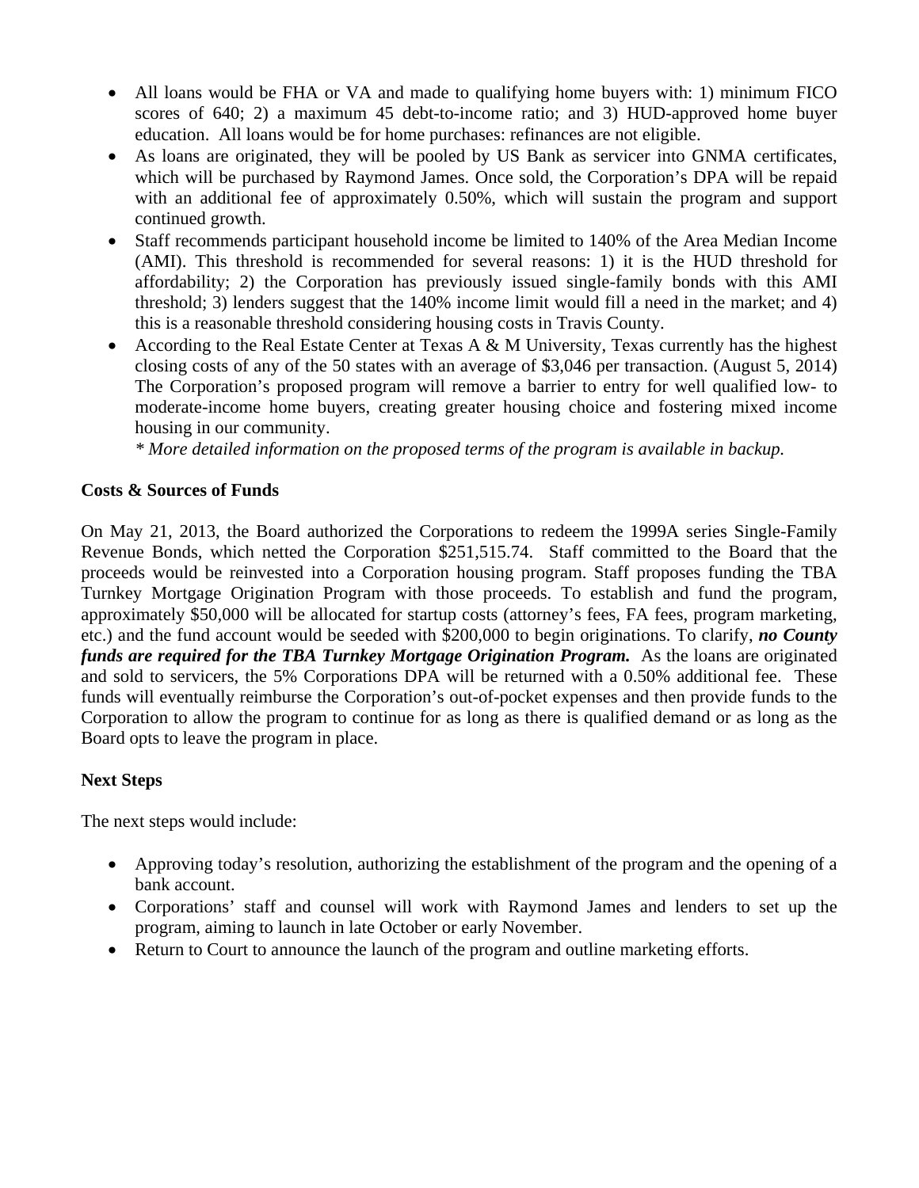- All loans would be FHA or VA and made to qualifying home buyers with: 1) minimum FICO scores of 640; 2) a maximum 45 debt-to-income ratio; and 3) HUD-approved home buyer education. All loans would be for home purchases: refinances are not eligible.
- As loans are originated, they will be pooled by US Bank as servicer into GNMA certificates, which will be purchased by Raymond James. Once sold, the Corporation's DPA will be repaid with an additional fee of approximately 0.50%, which will sustain the program and support continued growth.
- Staff recommends participant household income be limited to 140% of the Area Median Income (AMI). This threshold is recommended for several reasons: 1) it is the HUD threshold for affordability; 2) the Corporation has previously issued single-family bonds with this AMI threshold; 3) lenders suggest that the 140% income limit would fill a need in the market; and 4) this is a reasonable threshold considering housing costs in Travis County.
- According to the Real Estate Center at Texas A & M University, Texas currently has the highest closing costs of any of the 50 states with an average of $3,046 per transaction. (August 5, 2014) The Corporation's proposed program will remove a barrier to entry for well qualified low- to moderate-income home buyers, creating greater housing choice and fostering mixed income housing in our community.

  *\* More detailed information on the proposed terms of the program is available in backup.*

**Costs & Sources of Funds**

On May 21, 2013, the Board authorized the Corporations to redeem the 1999A series Single-Family Revenue Bonds, which netted the Corporation $251,515.74. Staff committed to the Board that the proceeds would be reinvested into a Corporation housing program. Staff proposes funding the TBA Turnkey Mortgage Origination Program with those proceeds. To establish and fund the program, approximately $50,000 will be allocated for startup costs (attorney's fees, FA fees, program marketing, etc.) and the fund account would be seeded with $200,000 to begin originations. To clarify, ***no County funds are required for the TBA Turnkey Mortgage Origination Program.*** As the loans are originated and sold to servicers, the 5% Corporations DPA will be returned with a 0.50% additional fee. These funds will eventually reimburse the Corporation's out-of-pocket expenses and then provide funds to the Corporation to allow the program to continue for as long as there is qualified demand or as long as the Board opts to leave the program in place.

**Next Steps**

The next steps would include:

- Approving today's resolution, authorizing the establishment of the program and the opening of a bank account.
- Corporations' staff and counsel will work with Raymond James and lenders to set up the program, aiming to launch in late October or early November.
- Return to Court to announce the launch of the program and outline marketing efforts.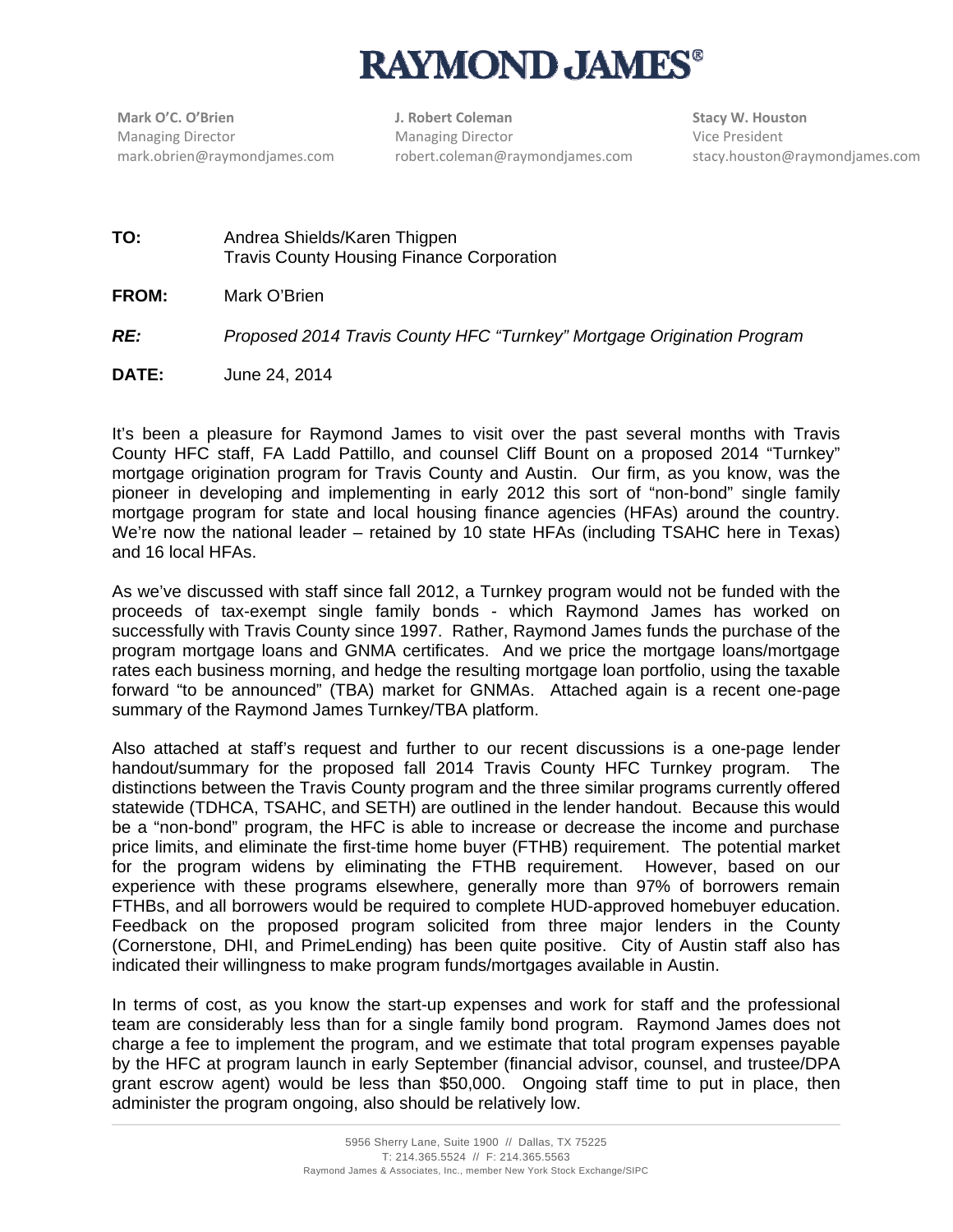# RAYMOND JAMES®

**Mark O'C. O'Brien**
Managing Director
mark.obrien@raymondjames.com

**J. Robert Coleman**
Managing Director
robert.coleman@raymondjames.com

**Stacy W. Houston**
Vice President
stacy.houston@raymondjames.com

**TO:** Andrea Shields/Karen Thigpen
Travis County Housing Finance Corporation

**FROM:** Mark O'Brien

***RE:*** *Proposed 2014 Travis County HFC "Turnkey" Mortgage Origination Program*

**DATE:** June 24, 2014

It's been a pleasure for Raymond James to visit over the past several months with Travis County HFC staff, FA Ladd Pattillo, and counsel Cliff Bount on a proposed 2014 "Turnkey" mortgage origination program for Travis County and Austin. Our firm, as you know, was the pioneer in developing and implementing in early 2012 this sort of "non-bond" single family mortgage program for state and local housing finance agencies (HFAs) around the country. We're now the national leader – retained by 10 state HFAs (including TSAHC here in Texas) and 16 local HFAs.

As we've discussed with staff since fall 2012, a Turnkey program would not be funded with the proceeds of tax-exempt single family bonds - which Raymond James has worked on successfully with Travis County since 1997. Rather, Raymond James funds the purchase of the program mortgage loans and GNMA certificates. And we price the mortgage loans/mortgage rates each business morning, and hedge the resulting mortgage loan portfolio, using the taxable forward "to be announced" (TBA) market for GNMAs. Attached again is a recent one-page summary of the Raymond James Turnkey/TBA platform.

Also attached at staff's request and further to our recent discussions is a one-page lender handout/summary for the proposed fall 2014 Travis County HFC Turnkey program. The distinctions between the Travis County program and the three similar programs currently offered statewide (TDHCA, TSAHC, and SETH) are outlined in the lender handout. Because this would be a "non-bond" program, the HFC is able to increase or decrease the income and purchase price limits, and eliminate the first-time home buyer (FTHB) requirement. The potential market for the program widens by eliminating the FTHB requirement. However, based on our experience with these programs elsewhere, generally more than 97% of borrowers remain FTHBs, and all borrowers would be required to complete HUD-approved homebuyer education. Feedback on the proposed program solicited from three major lenders in the County (Cornerstone, DHI, and PrimeLending) has been quite positive. City of Austin staff also has indicated their willingness to make program funds/mortgages available in Austin.

In terms of cost, as you know the start-up expenses and work for staff and the professional team are considerably less than for a single family bond program. Raymond James does not charge a fee to implement the program, and we estimate that total program expenses payable by the HFC at program launch in early September (financial advisor, counsel, and trustee/DPA grant escrow agent) would be less than $50,000. Ongoing staff time to put in place, then administer the program ongoing, also should be relatively low.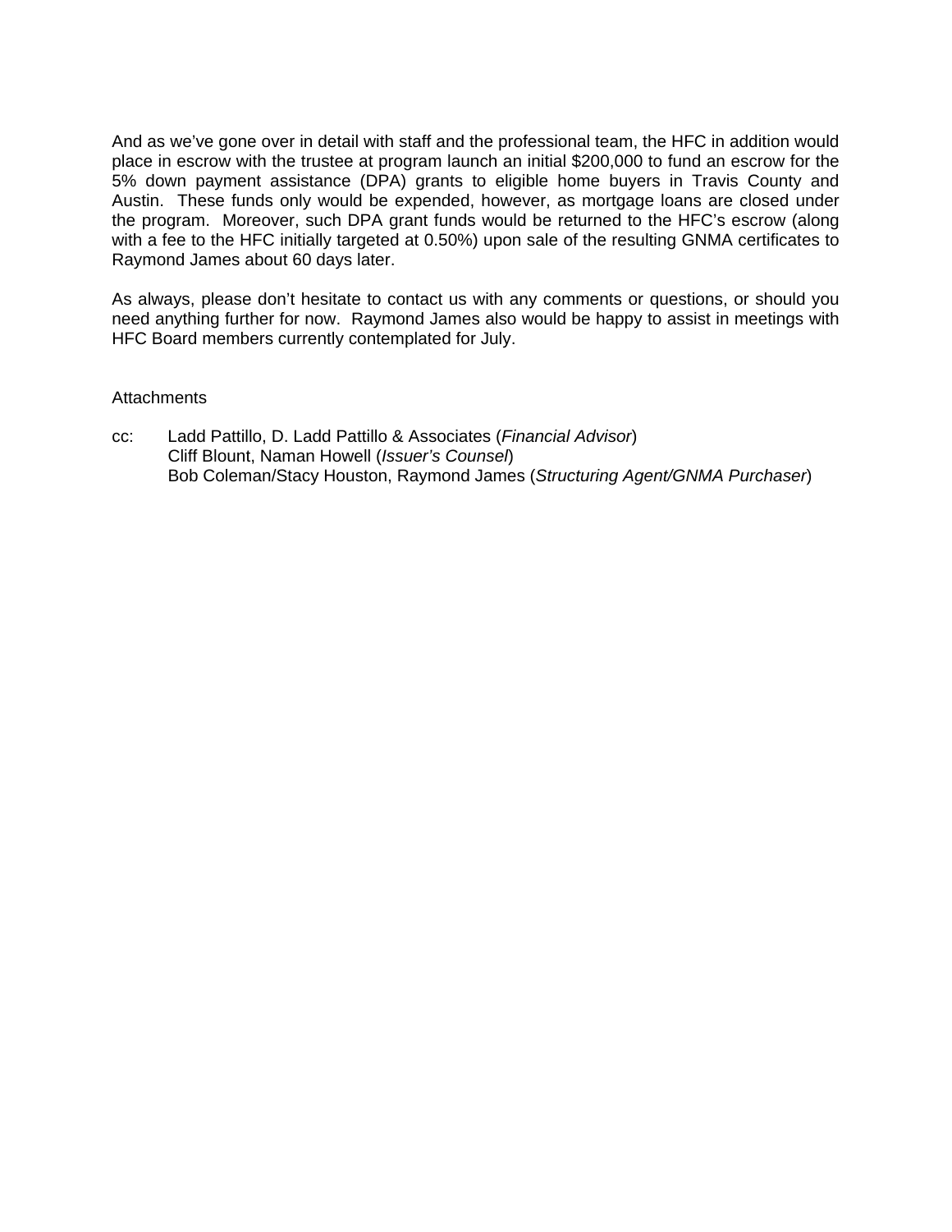And as we've gone over in detail with staff and the professional team, the HFC in addition would place in escrow with the trustee at program launch an initial $200,000 to fund an escrow for the 5% down payment assistance (DPA) grants to eligible home buyers in Travis County and Austin. These funds only would be expended, however, as mortgage loans are closed under the program. Moreover, such DPA grant funds would be returned to the HFC's escrow (along with a fee to the HFC initially targeted at 0.50%) upon sale of the resulting GNMA certificates to Raymond James about 60 days later.

As always, please don't hesitate to contact us with any comments or questions, or should you need anything further for now. Raymond James also would be happy to assist in meetings with HFC Board members currently contemplated for July.

Attachments

cc: Ladd Pattillo, D. Ladd Pattillo & Associates (*Financial Advisor*)
Cliff Blount, Naman Howell (*Issuer's Counsel*)
Bob Coleman/Stacy Houston, Raymond James (*Structuring Agent/GNMA Purchaser*)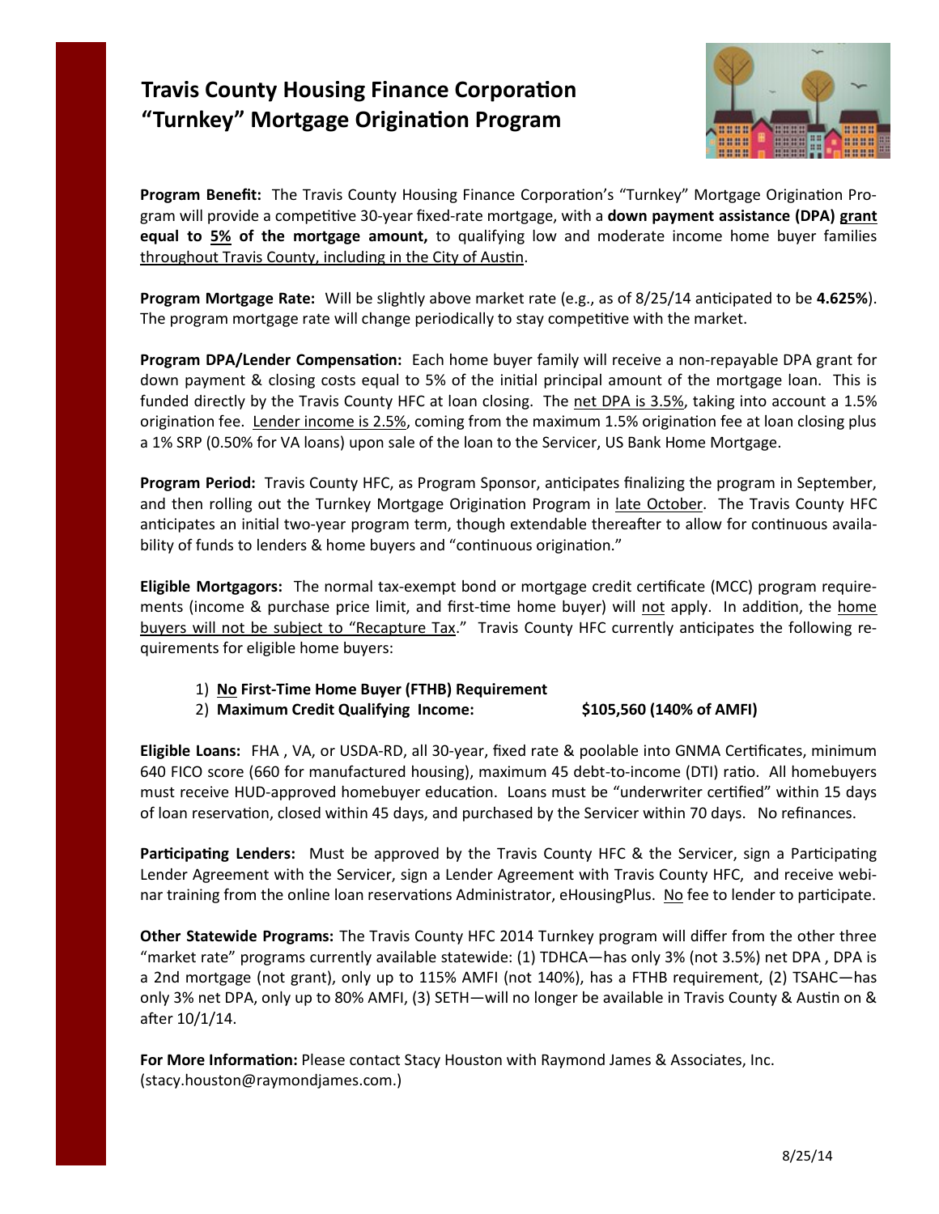# Travis County Housing Finance Corporation "Turnkey" Mortgage Origination Program

**Program Benefit:** The Travis County Housing Finance Corporation's "Turnkey" Mortgage Origination Program will provide a competitive 30-year fixed-rate mortgage, with a **down payment assistance (DPA) grant equal to 5% of the mortgage amount,** to qualifying low and moderate income home buyer families throughout Travis County, including in the City of Austin.

**Program Mortgage Rate:** Will be slightly above market rate (e.g., as of 8/25/14 anticipated to be **4.625%**). The program mortgage rate will change periodically to stay competitive with the market.

**Program DPA/Lender Compensation:** Each home buyer family will receive a non-repayable DPA grant for down payment & closing costs equal to 5% of the initial principal amount of the mortgage loan. This is funded directly by the Travis County HFC at loan closing. The net DPA is 3.5%, taking into account a 1.5% origination fee. Lender income is 2.5%, coming from the maximum 1.5% origination fee at loan closing plus a 1% SRP (0.50% for VA loans) upon sale of the loan to the Servicer, US Bank Home Mortgage.

**Program Period:** Travis County HFC, as Program Sponsor, anticipates finalizing the program in September, and then rolling out the Turnkey Mortgage Origination Program in late October. The Travis County HFC anticipates an initial two-year program term, though extendable thereafter to allow for continuous availability of funds to lenders & home buyers and "continuous origination."

**Eligible Mortgagors:** The normal tax-exempt bond or mortgage credit certificate (MCC) program requirements (income & purchase price limit, and first-time home buyer) will not apply. In addition, the home buyers will not be subject to "Recapture Tax." Travis County HFC currently anticipates the following requirements for eligible home buyers:

1) **No First-Time Home Buyer (FTHB) Requirement**
2) **Maximum Credit Qualifying Income: $105,560 (140% of AMFI)**

**Eligible Loans:** FHA , VA, or USDA-RD, all 30-year, fixed rate & poolable into GNMA Certificates, minimum 640 FICO score (660 for manufactured housing), maximum 45 debt-to-income (DTI) ratio. All homebuyers must receive HUD-approved homebuyer education. Loans must be "underwriter certified" within 15 days of loan reservation, closed within 45 days, and purchased by the Servicer within 70 days. No refinances.

**Participating Lenders:** Must be approved by the Travis County HFC & the Servicer, sign a Participating Lender Agreement with the Servicer, sign a Lender Agreement with Travis County HFC, and receive webinar training from the online loan reservations Administrator, eHousingPlus. No fee to lender to participate.

**Other Statewide Programs:** The Travis County HFC 2014 Turnkey program will differ from the other three "market rate" programs currently available statewide: (1) TDHCA—has only 3% (not 3.5%) net DPA , DPA is a 2nd mortgage (not grant), only up to 115% AMFI (not 140%), has a FTHB requirement, (2) TSAHC—has only 3% net DPA, only up to 80% AMFI, (3) SETH—will no longer be available in Travis County & Austin on & after 10/1/14.

**For More Information:** Please contact Stacy Houston with Raymond James & Associates, Inc. (stacy.houston@raymondjames.com.)

8/25/14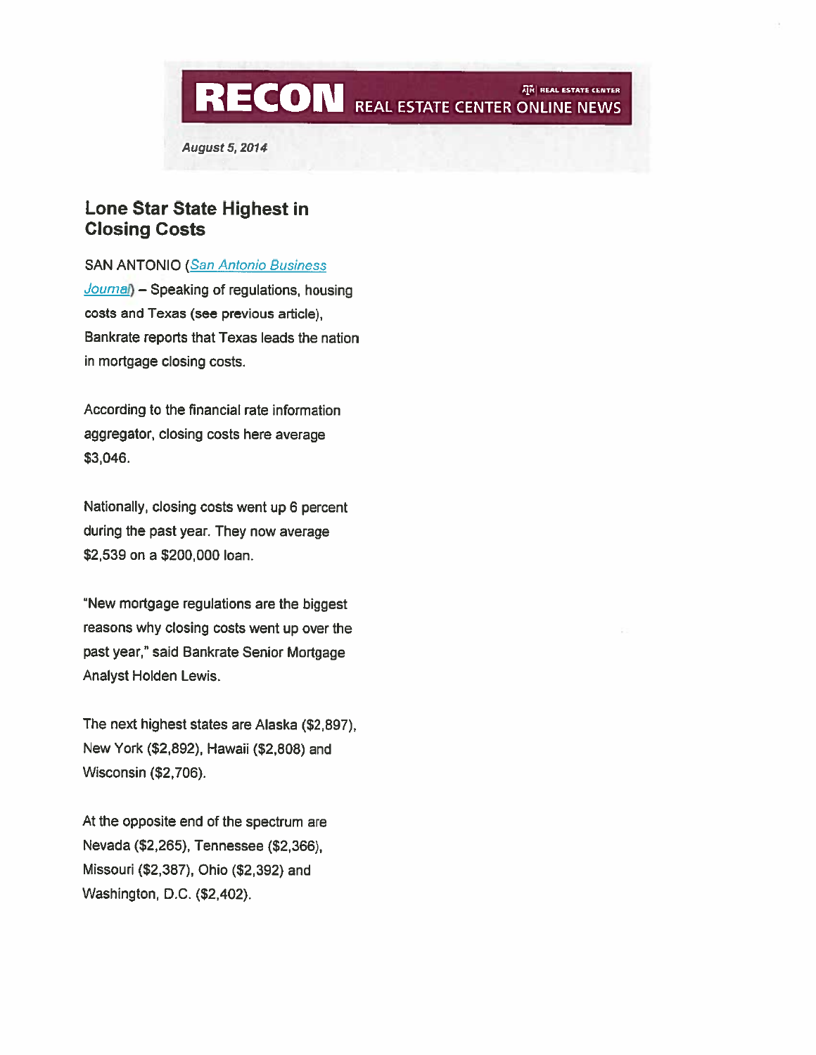RECON REAL ESTATE CENTER ONLINE NEWS

*August 5, 2014*

## Lone Star State Highest in Closing Costs

SAN ANTONIO (*San Antonio Business Journal*) – Speaking of regulations, housing costs and Texas (see previous article), Bankrate reports that Texas leads the nation in mortgage closing costs.

According to the financial rate information aggregator, closing costs here average $3,046.

Nationally, closing costs went up 6 percent during the past year. They now average $2,539 on a $200,000 loan.

"New mortgage regulations are the biggest reasons why closing costs went up over the past year," said Bankrate Senior Mortgage Analyst Holden Lewis.

The next highest states are Alaska ($2,897), New York ($2,892), Hawaii ($2,808) and Wisconsin ($2,706).

At the opposite end of the spectrum are Nevada ($2,265), Tennessee ($2,366), Missouri ($2,387), Ohio ($2,392) and Washington, D.C. ($2,402).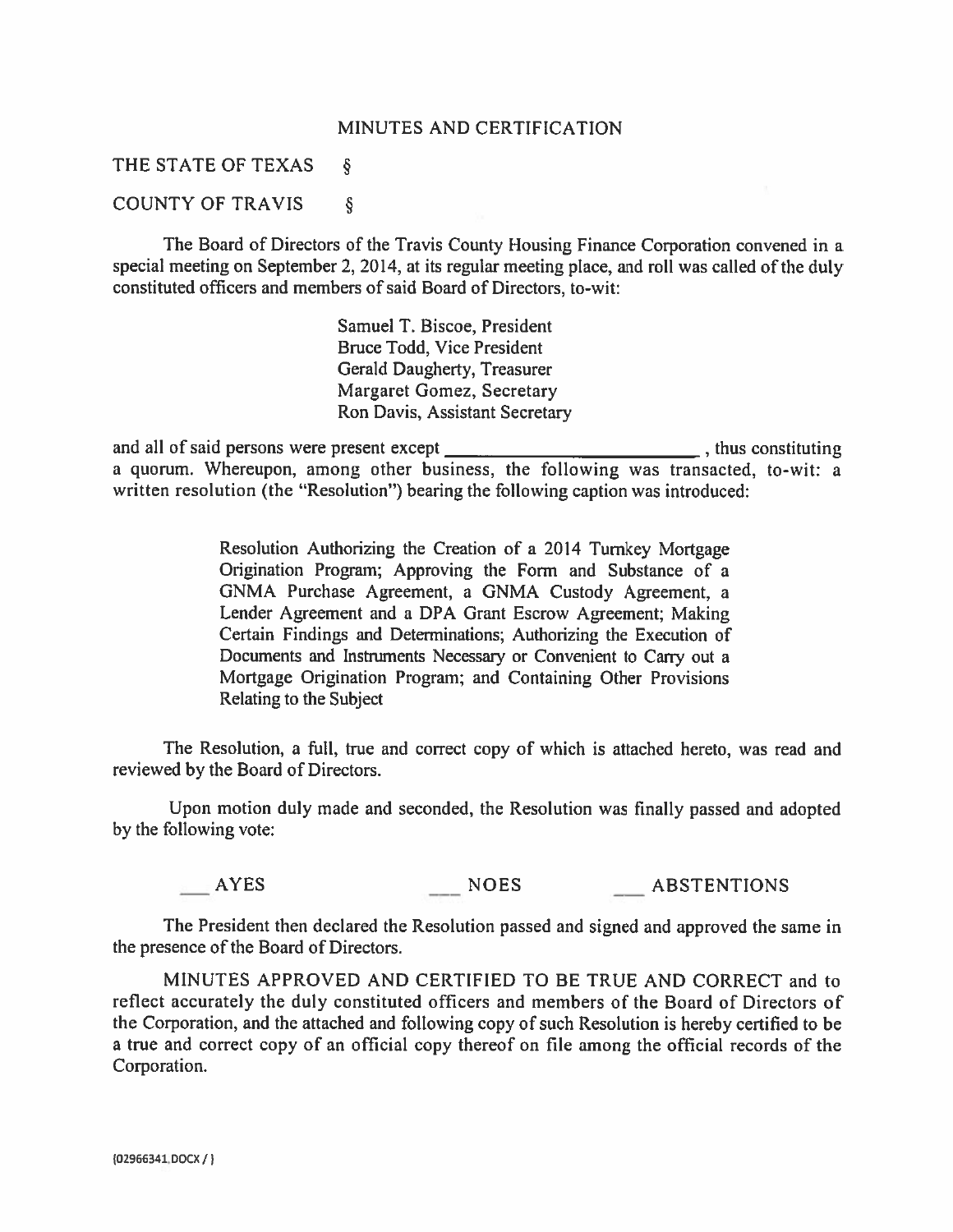# MINUTES AND CERTIFICATION

THE STATE OF TEXAS §

COUNTY OF TRAVIS §

The Board of Directors of the Travis County Housing Finance Corporation convened in a special meeting on September 2, 2014, at its regular meeting place, and roll was called of the duly constituted officers and members of said Board of Directors, to-wit:

> Samuel T. Biscoe, President
> Bruce Todd, Vice President
> Gerald Daugherty, Treasurer
> Margaret Gomez, Secretary
> Ron Davis, Assistant Secretary

and all of said persons were present except \_\_\_\_\_\_\_\_\_\_\_\_\_\_\_\_\_\_\_\_\_\_\_\_\_\_, thus constituting a quorum. Whereupon, among other business, the following was transacted, to-wit: a written resolution (the "Resolution") bearing the following caption was introduced:

> Resolution Authorizing the Creation of a 2014 Turnkey Mortgage Origination Program; Approving the Form and Substance of a GNMA Purchase Agreement, a GNMA Custody Agreement, a Lender Agreement and a DPA Grant Escrow Agreement; Making Certain Findings and Determinations; Authorizing the Execution of Documents and Instruments Necessary or Convenient to Carry out a Mortgage Origination Program; and Containing Other Provisions Relating to the Subject

The Resolution, a full, true and correct copy of which is attached hereto, was read and reviewed by the Board of Directors.

Upon motion duly made and seconded, the Resolution was finally passed and adopted by the following vote:

\_\_\_ AYES        \_\_\_ NOES        \_\_\_ ABSTENTIONS

The President then declared the Resolution passed and signed and approved the same in the presence of the Board of Directors.

MINUTES APPROVED AND CERTIFIED TO BE TRUE AND CORRECT and to reflect accurately the duly constituted officers and members of the Board of Directors of the Corporation, and the attached and following copy of such Resolution is hereby certified to be a true and correct copy of an official copy thereof on file among the official records of the Corporation.

{02966341.DOCX / }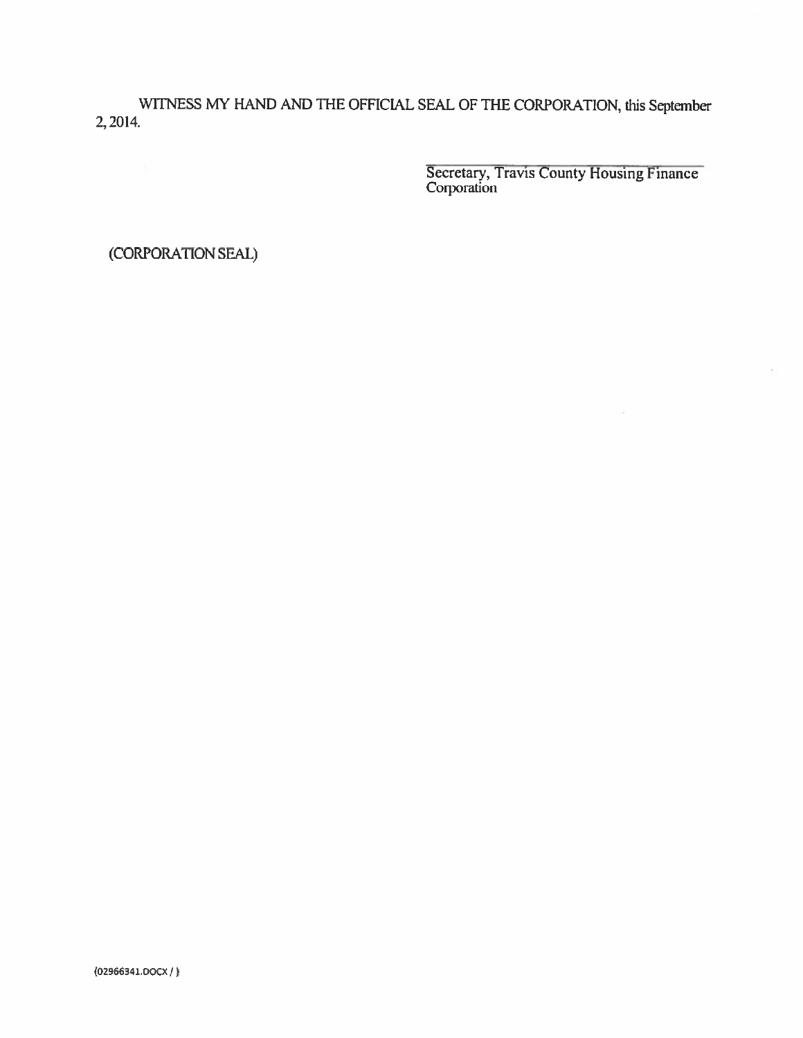WITNESS MY HAND AND THE OFFICIAL SEAL OF THE CORPORATION, this September 2, 2014.

Secretary, Travis County Housing Finance Corporation

(CORPORATION SEAL)

{02966341.DOCX / }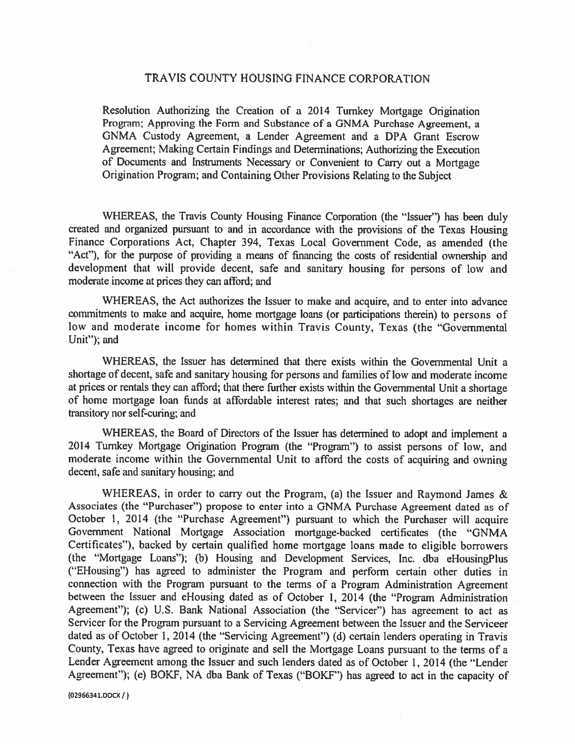# TRAVIS COUNTY HOUSING FINANCE CORPORATION

Resolution Authorizing the Creation of a 2014 Turnkey Mortgage Origination Program; Approving the Form and Substance of a GNMA Purchase Agreement, a GNMA Custody Agreement, a Lender Agreement and a DPA Grant Escrow Agreement; Making Certain Findings and Determinations; Authorizing the Execution of Documents and Instruments Necessary or Convenient to Carry out a Mortgage Origination Program; and Containing Other Provisions Relating to the Subject

WHEREAS, the Travis County Housing Finance Corporation (the "Issuer") has been duly created and organized pursuant to and in accordance with the provisions of the Texas Housing Finance Corporations Act, Chapter 394, Texas Local Government Code, as amended (the "Act"), for the purpose of providing a means of financing the costs of residential ownership and development that will provide decent, safe and sanitary housing for persons of low and moderate income at prices they can afford; and

WHEREAS, the Act authorizes the Issuer to make and acquire, and to enter into advance commitments to make and acquire, home mortgage loans (or participations therein) to persons of low and moderate income for homes within Travis County, Texas (the "Governmental Unit"); and

WHEREAS, the Issuer has determined that there exists within the Governmental Unit a shortage of decent, safe and sanitary housing for persons and families of low and moderate income at prices or rentals they can afford; that there further exists within the Governmental Unit a shortage of home mortgage loan funds at affordable interest rates; and that such shortages are neither transitory nor self-curing; and

WHEREAS, the Board of Directors of the Issuer has determined to adopt and implement a 2014 Turnkey Mortgage Origination Program (the "Program") to assist persons of low, and moderate income within the Governmental Unit to afford the costs of acquiring and owning decent, safe and sanitary housing; and

WHEREAS, in order to carry out the Program, (a) the Issuer and Raymond James & Associates (the "Purchaser") propose to enter into a GNMA Purchase Agreement dated as of October 1, 2014 (the "Purchase Agreement") pursuant to which the Purchaser will acquire Government National Mortgage Association mortgage-backed certificates (the "GNMA Certificates"), backed by certain qualified home mortgage loans made to eligible borrowers (the "Mortgage Loans"); (b) Housing and Development Services, Inc. dba eHousingPlus ("EHousing") has agreed to administer the Program and perform certain other duties in connection with the Program pursuant to the terms of a Program Administration Agreement between the Issuer and eHousing dated as of October 1, 2014 (the "Program Administration Agreement"); (c) U.S. Bank National Association (the "Servicer") has agreement to act as Servicer for the Program pursuant to a Servicing Agreement between the Issuer and the Serviceer dated as of October 1, 2014 (the "Servicing Agreement") (d) certain lenders operating in Travis County, Texas have agreed to originate and sell the Mortgage Loans pursuant to the terms of a Lender Agreement among the Issuer and such lenders dated as of October 1, 2014 (the "Lender Agreement"); (e) BOKF, NA dba Bank of Texas ("BOKF") has agreed to act in the capacity of

{02966341.DOCX / }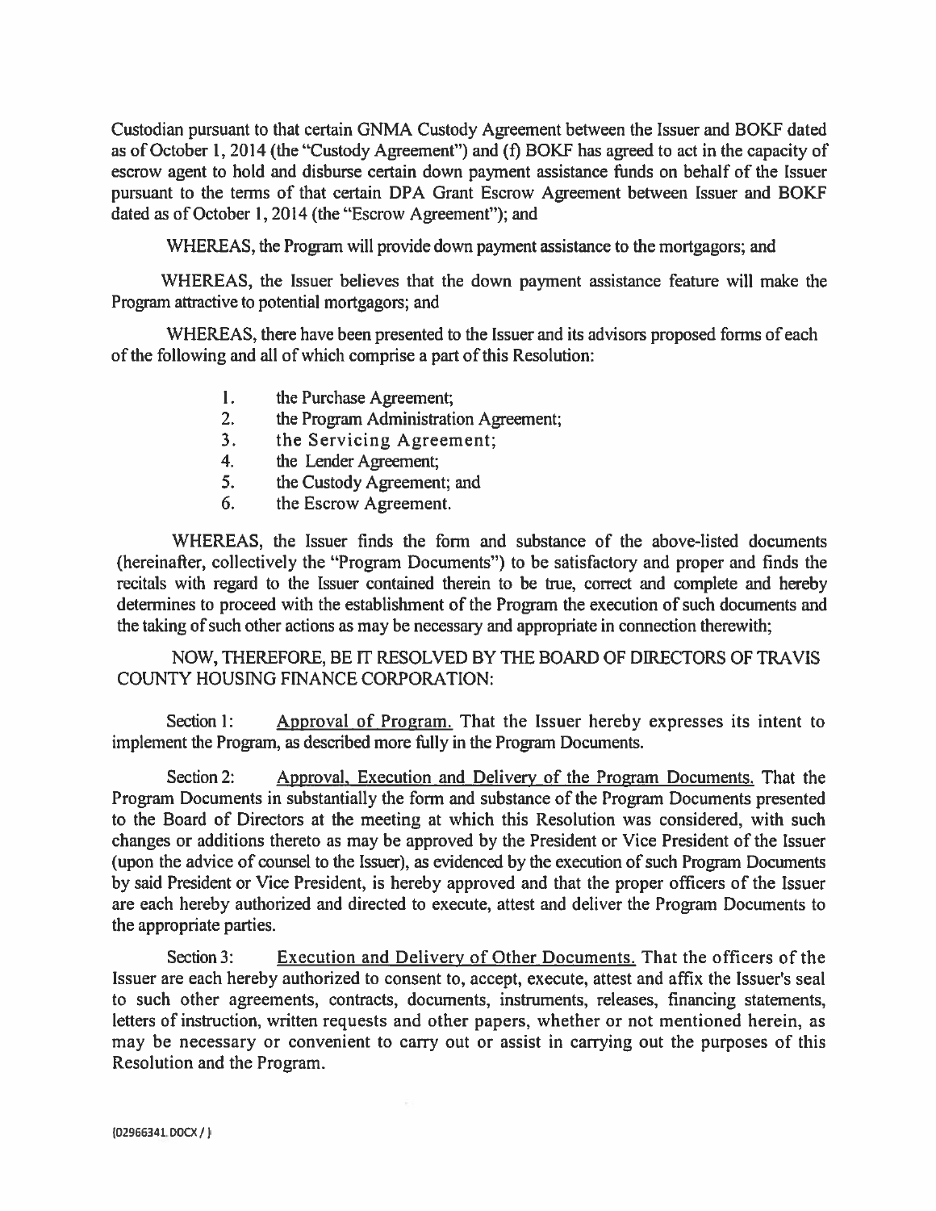Custodian pursuant to that certain GNMA Custody Agreement between the Issuer and BOKF dated as of October 1, 2014 (the "Custody Agreement") and (f) BOKF has agreed to act in the capacity of escrow agent to hold and disburse certain down payment assistance funds on behalf of the Issuer pursuant to the terms of that certain DPA Grant Escrow Agreement between Issuer and BOKF dated as of October 1, 2014 (the "Escrow Agreement"); and

WHEREAS, the Program will provide down payment assistance to the mortgagors; and

WHEREAS, the Issuer believes that the down payment assistance feature will make the Program attractive to potential mortgagors; and

WHEREAS, there have been presented to the Issuer and its advisors proposed forms of each of the following and all of which comprise a part of this Resolution:

1. the Purchase Agreement;
2. the Program Administration Agreement;
3. the Servicing Agreement;
4. the Lender Agreement;
5. the Custody Agreement; and
6. the Escrow Agreement.

WHEREAS, the Issuer finds the form and substance of the above-listed documents (hereinafter, collectively the "Program Documents") to be satisfactory and proper and finds the recitals with regard to the Issuer contained therein to be true, correct and complete and hereby determines to proceed with the establishment of the Program the execution of such documents and the taking of such other actions as may be necessary and appropriate in connection therewith;

NOW, THEREFORE, BE IT RESOLVED BY THE BOARD OF DIRECTORS OF TRAVIS COUNTY HOUSING FINANCE CORPORATION:

Section 1: Approval of Program. That the Issuer hereby expresses its intent to implement the Program, as described more fully in the Program Documents.

Section 2: Approval, Execution and Delivery of the Program Documents. That the Program Documents in substantially the form and substance of the Program Documents presented to the Board of Directors at the meeting at which this Resolution was considered, with such changes or additions thereto as may be approved by the President or Vice President of the Issuer (upon the advice of counsel to the Issuer), as evidenced by the execution of such Program Documents by said President or Vice President, is hereby approved and that the proper officers of the Issuer are each hereby authorized and directed to execute, attest and deliver the Program Documents to the appropriate parties.

Section 3: Execution and Delivery of Other Documents. That the officers of the Issuer are each hereby authorized to consent to, accept, execute, attest and affix the Issuer's seal to such other agreements, contracts, documents, instruments, releases, financing statements, letters of instruction, written requests and other papers, whether or not mentioned herein, as may be necessary or convenient to carry out or assist in carrying out the purposes of this Resolution and the Program.

{02966341.DOCX / }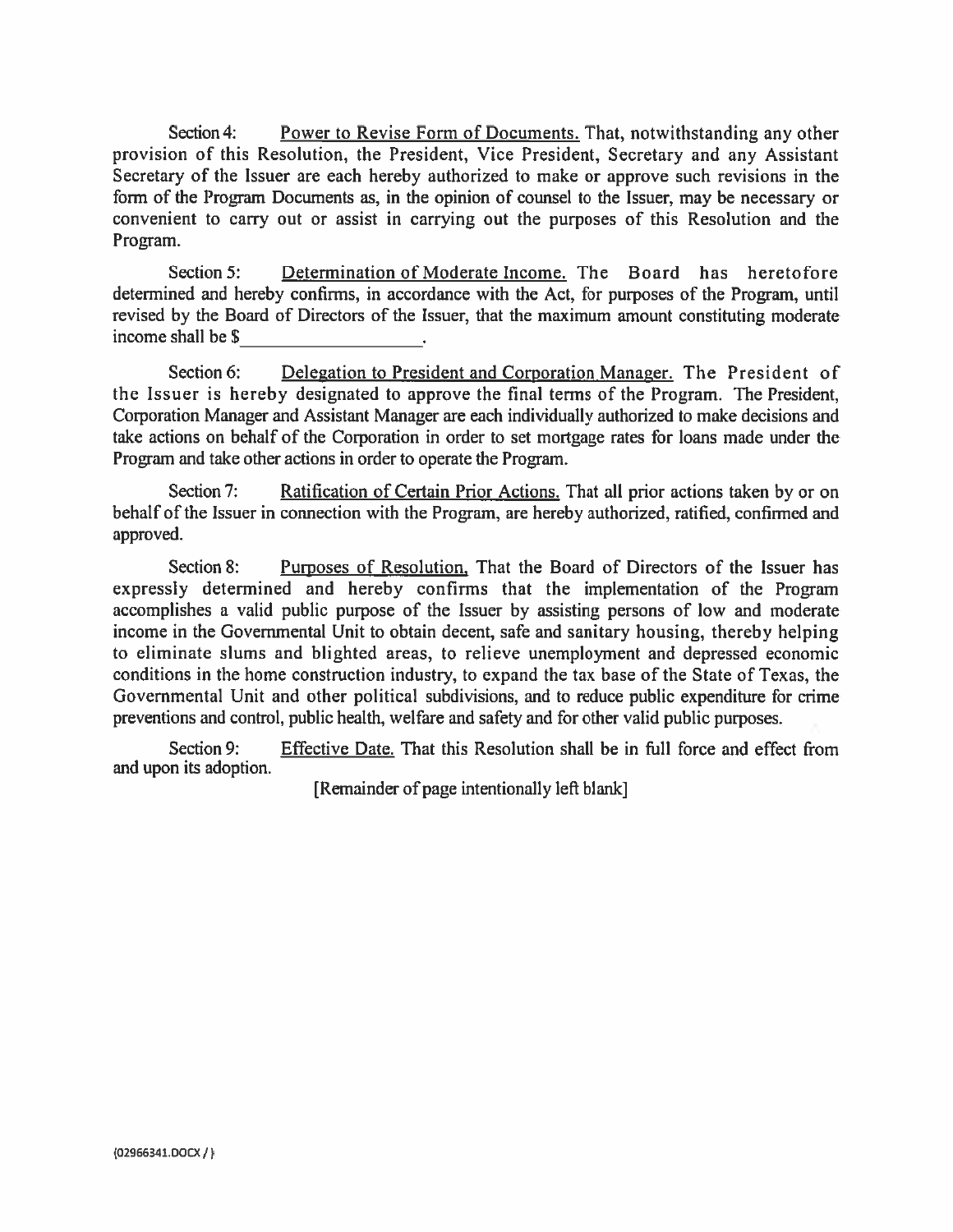Section 4: Power to Revise Form of Documents. That, notwithstanding any other provision of this Resolution, the President, Vice President, Secretary and any Assistant Secretary of the Issuer are each hereby authorized to make or approve such revisions in the form of the Program Documents as, in the opinion of counsel to the Issuer, may be necessary or convenient to carry out or assist in carrying out the purposes of this Resolution and the Program.

Section 5: Determination of Moderate Income. The Board has heretofore determined and hereby confirms, in accordance with the Act, for purposes of the Program, until revised by the Board of Directors of the Issuer, that the maximum amount constituting moderate income shall be $\_\_\_\_\_\_\_\_\_\_\_\_\_\_\_\_\_\_\_\_.

Section 6: Delegation to President and Corporation Manager. The President of the Issuer is hereby designated to approve the final terms of the Program. The President, Corporation Manager and Assistant Manager are each individually authorized to make decisions and take actions on behalf of the Corporation in order to set mortgage rates for loans made under the Program and take other actions in order to operate the Program.

Section 7: Ratification of Certain Prior Actions. That all prior actions taken by or on behalf of the Issuer in connection with the Program, are hereby authorized, ratified, confirmed and approved.

Section 8: Purposes of Resolution. That the Board of Directors of the Issuer has expressly determined and hereby confirms that the implementation of the Program accomplishes a valid public purpose of the Issuer by assisting persons of low and moderate income in the Governmental Unit to obtain decent, safe and sanitary housing, thereby helping to eliminate slums and blighted areas, to relieve unemployment and depressed economic conditions in the home construction industry, to expand the tax base of the State of Texas, the Governmental Unit and other political subdivisions, and to reduce public expenditure for crime preventions and control, public health, welfare and safety and for other valid public purposes.

Section 9: Effective Date. That this Resolution shall be in full force and effect from and upon its adoption.

[Remainder of page intentionally left blank]

{02966341.DOCX / }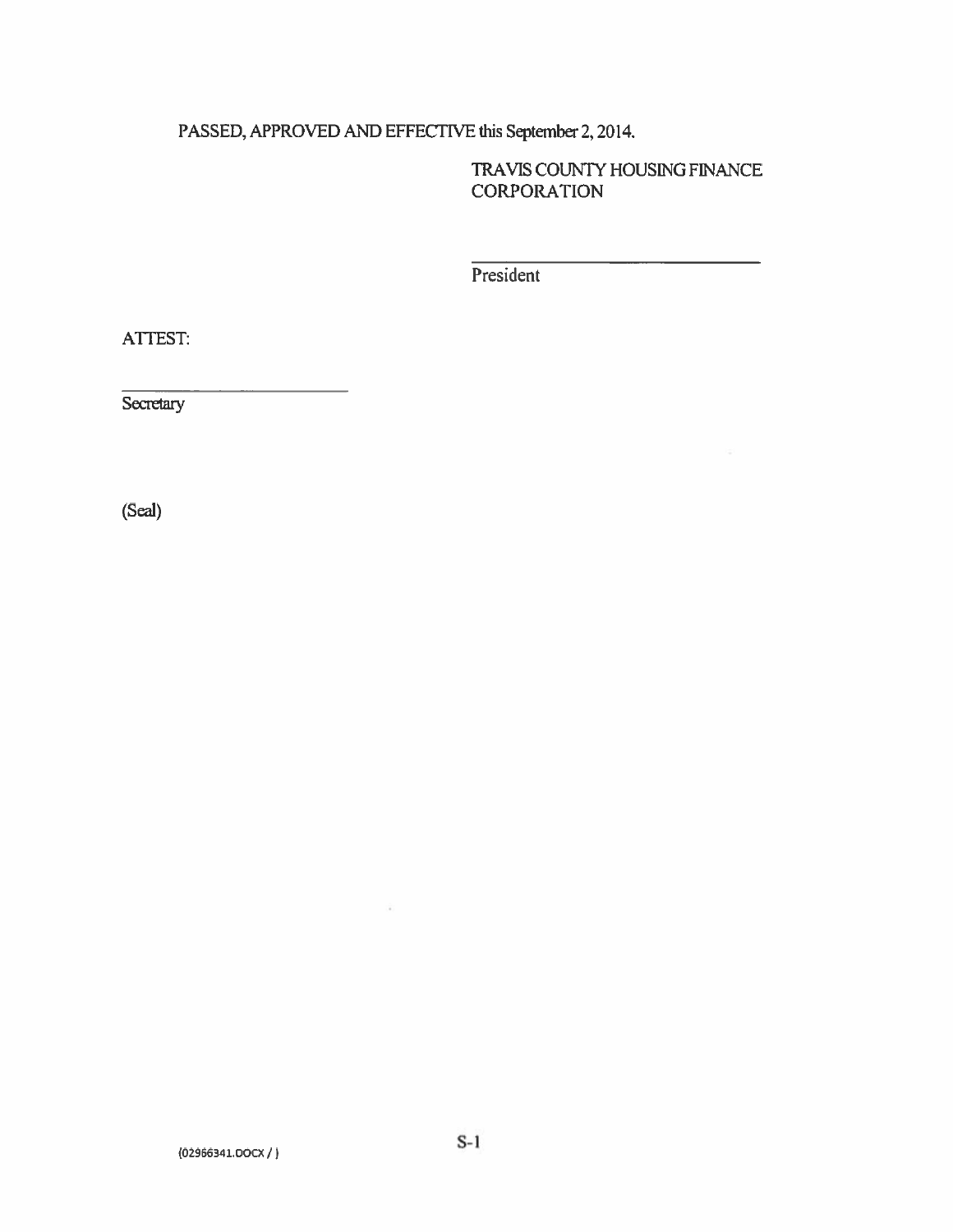PASSED, APPROVED AND EFFECTIVE this September 2, 2014.

TRAVIS COUNTY HOUSING FINANCE CORPORATION

\_\_\_\_\_\_\_\_\_\_\_\_\_\_\_\_\_\_\_\_\_\_\_\_\_\_\_\_\_\_
President

ATTEST:

\_\_\_\_\_\_\_\_\_\_\_\_\_\_\_\_\_\_\_\_\_\_\_\_\_\_\_\_\_\_
Secretary

(Seal)

{02966341.DOCX / }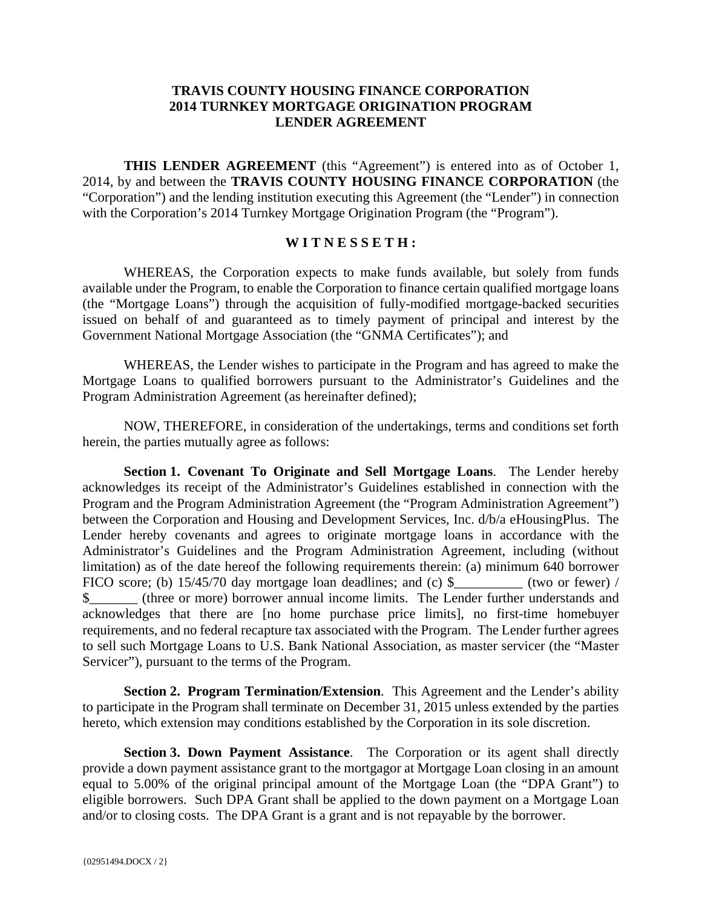**TRAVIS COUNTY HOUSING FINANCE CORPORATION**
**2014 TURNKEY MORTGAGE ORIGINATION PROGRAM**
**LENDER AGREEMENT**

**THIS LENDER AGREEMENT** (this "Agreement") is entered into as of October 1, 2014, by and between the **TRAVIS COUNTY HOUSING FINANCE CORPORATION** (the "Corporation") and the lending institution executing this Agreement (the "Lender") in connection with the Corporation's 2014 Turnkey Mortgage Origination Program (the "Program").

**W I T N E S S E T H :**

WHEREAS, the Corporation expects to make funds available, but solely from funds available under the Program, to enable the Corporation to finance certain qualified mortgage loans (the "Mortgage Loans") through the acquisition of fully-modified mortgage-backed securities issued on behalf of and guaranteed as to timely payment of principal and interest by the Government National Mortgage Association (the "GNMA Certificates"); and

WHEREAS, the Lender wishes to participate in the Program and has agreed to make the Mortgage Loans to qualified borrowers pursuant to the Administrator's Guidelines and the Program Administration Agreement (as hereinafter defined);

NOW, THEREFORE, in consideration of the undertakings, terms and conditions set forth herein, the parties mutually agree as follows:

**Section 1. Covenant To Originate and Sell Mortgage Loans**. The Lender hereby acknowledges its receipt of the Administrator's Guidelines established in connection with the Program and the Program Administration Agreement (the "Program Administration Agreement") between the Corporation and Housing and Development Services, Inc. d/b/a eHousingPlus. The Lender hereby covenants and agrees to originate mortgage loans in accordance with the Administrator's Guidelines and the Program Administration Agreement, including (without limitation) as of the date hereof the following requirements therein: (a) minimum 640 borrower FICO score; (b) 15/45/70 day mortgage loan deadlines; and (c) $__________ (two or fewer) / $_______ (three or more) borrower annual income limits. The Lender further understands and acknowledges that there are [no home purchase price limits], no first-time homebuyer requirements, and no federal recapture tax associated with the Program. The Lender further agrees to sell such Mortgage Loans to U.S. Bank National Association, as master servicer (the "Master Servicer"), pursuant to the terms of the Program.

**Section 2. Program Termination/Extension**. This Agreement and the Lender's ability to participate in the Program shall terminate on December 31, 2015 unless extended by the parties hereto, which extension may conditions established by the Corporation in its sole discretion.

**Section 3. Down Payment Assistance**. The Corporation or its agent shall directly provide a down payment assistance grant to the mortgagor at Mortgage Loan closing in an amount equal to 5.00% of the original principal amount of the Mortgage Loan (the "DPA Grant") to eligible borrowers. Such DPA Grant shall be applied to the down payment on a Mortgage Loan and/or to closing costs. The DPA Grant is a grant and is not repayable by the borrower.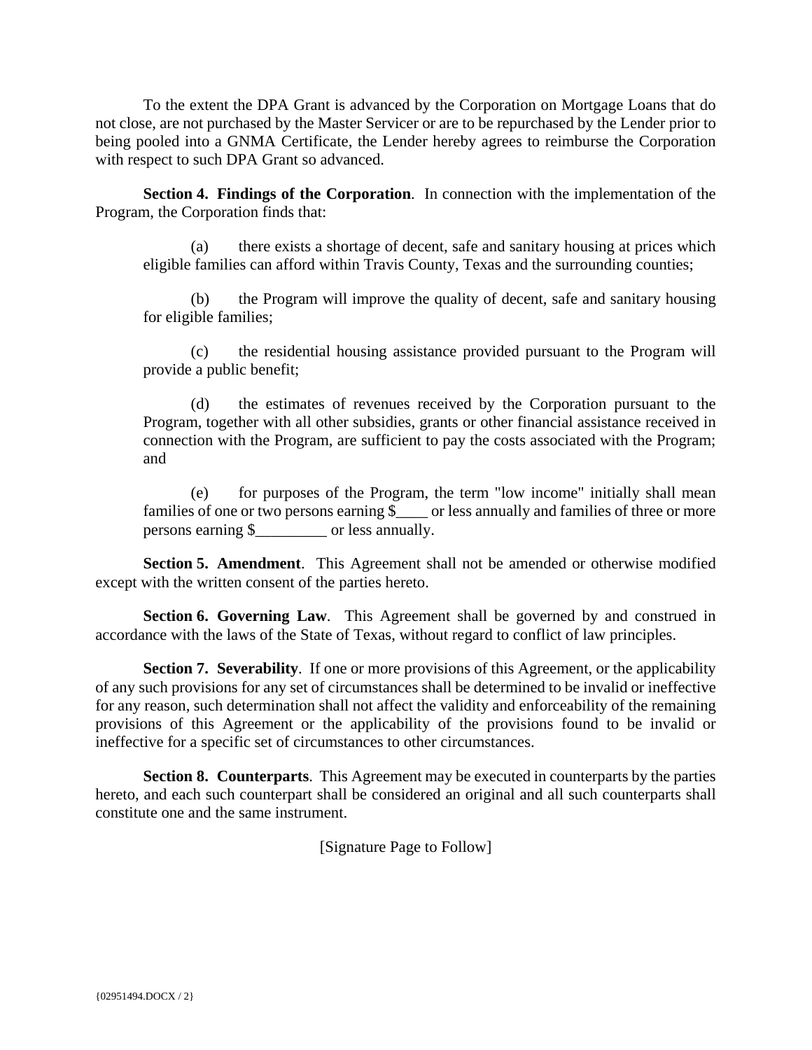To the extent the DPA Grant is advanced by the Corporation on Mortgage Loans that do not close, are not purchased by the Master Servicer or are to be repurchased by the Lender prior to being pooled into a GNMA Certificate, the Lender hereby agrees to reimburse the Corporation with respect to such DPA Grant so advanced.

**Section 4. Findings of the Corporation**. In connection with the implementation of the Program, the Corporation finds that:

(a) there exists a shortage of decent, safe and sanitary housing at prices which eligible families can afford within Travis County, Texas and the surrounding counties;

(b) the Program will improve the quality of decent, safe and sanitary housing for eligible families;

(c) the residential housing assistance provided pursuant to the Program will provide a public benefit;

(d) the estimates of revenues received by the Corporation pursuant to the Program, together with all other subsidies, grants or other financial assistance received in connection with the Program, are sufficient to pay the costs associated with the Program; and

(e) for purposes of the Program, the term "low income" initially shall mean families of one or two persons earning $____ or less annually and families of three or more persons earning $_________ or less annually.

**Section 5. Amendment**. This Agreement shall not be amended or otherwise modified except with the written consent of the parties hereto.

**Section 6. Governing Law**. This Agreement shall be governed by and construed in accordance with the laws of the State of Texas, without regard to conflict of law principles.

**Section 7. Severability**. If one or more provisions of this Agreement, or the applicability of any such provisions for any set of circumstances shall be determined to be invalid or ineffective for any reason, such determination shall not affect the validity and enforceability of the remaining provisions of this Agreement or the applicability of the provisions found to be invalid or ineffective for a specific set of circumstances to other circumstances.

**Section 8. Counterparts**. This Agreement may be executed in counterparts by the parties hereto, and each such counterpart shall be considered an original and all such counterparts shall constitute one and the same instrument.

[Signature Page to Follow]

{02951494.DOCX / 2}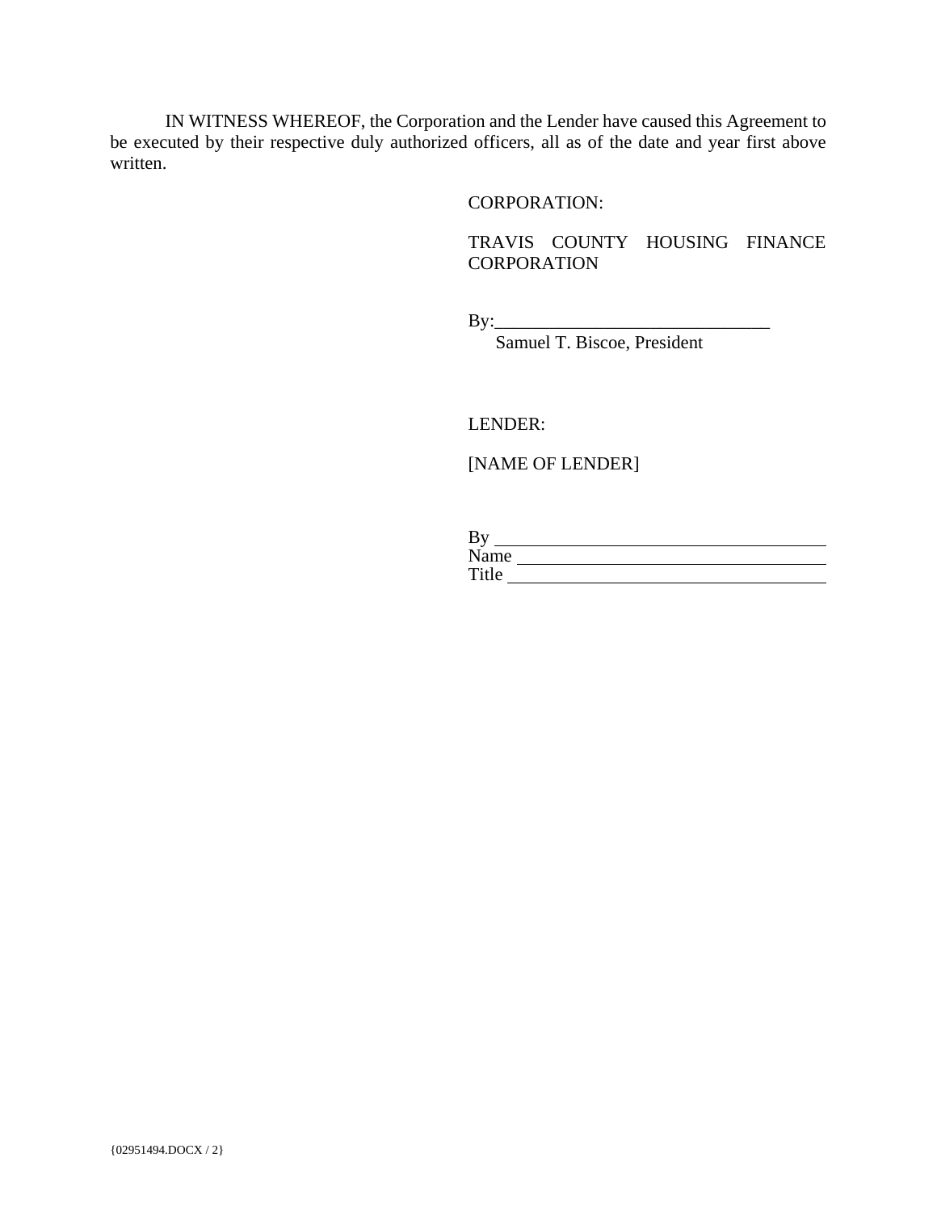IN WITNESS WHEREOF, the Corporation and the Lender have caused this Agreement to be executed by their respective duly authorized officers, all as of the date and year first above written.

CORPORATION:

TRAVIS COUNTY HOUSING FINANCE CORPORATION

By:_______________________________
Samuel T. Biscoe, President

LENDER:

[NAME OF LENDER]

By _____________________________________
Name ___________________________________
Title ____________________________________

{02951494.DOCX / 2}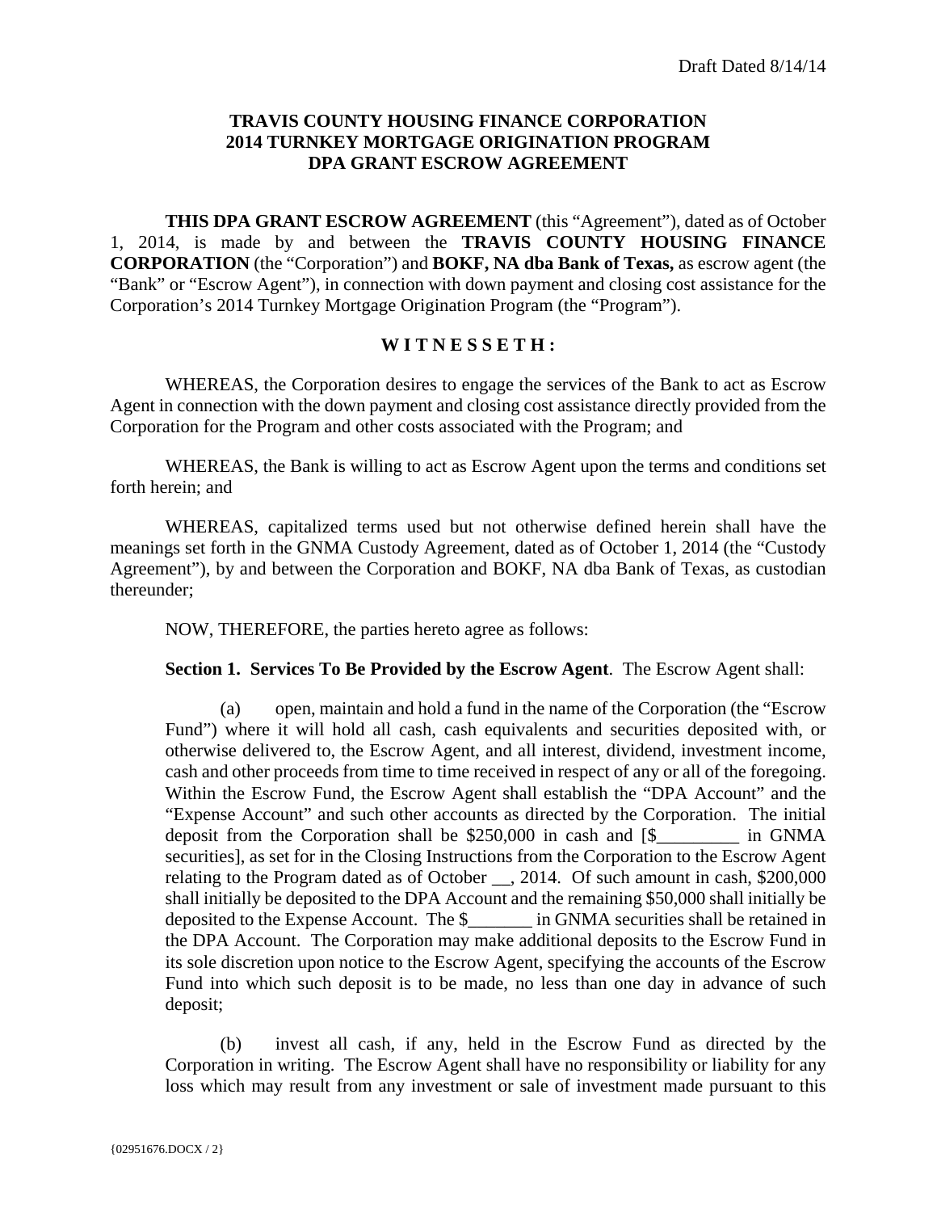Draft Dated 8/14/14

**TRAVIS COUNTY HOUSING FINANCE CORPORATION**
**2014 TURNKEY MORTGAGE ORIGINATION PROGRAM**
**DPA GRANT ESCROW AGREEMENT**

**THIS DPA GRANT ESCROW AGREEMENT** (this "Agreement"), dated as of October 1, 2014, is made by and between the **TRAVIS COUNTY HOUSING FINANCE CORPORATION** (the "Corporation") and **BOKF, NA dba Bank of Texas,** as escrow agent (the "Bank" or "Escrow Agent"), in connection with down payment and closing cost assistance for the Corporation's 2014 Turnkey Mortgage Origination Program (the "Program").

**W I T N E S S E T H :**

WHEREAS, the Corporation desires to engage the services of the Bank to act as Escrow Agent in connection with the down payment and closing cost assistance directly provided from the Corporation for the Program and other costs associated with the Program; and

WHEREAS, the Bank is willing to act as Escrow Agent upon the terms and conditions set forth herein; and

WHEREAS, capitalized terms used but not otherwise defined herein shall have the meanings set forth in the GNMA Custody Agreement, dated as of October 1, 2014 (the "Custody Agreement"), by and between the Corporation and BOKF, NA dba Bank of Texas, as custodian thereunder;

NOW, THEREFORE, the parties hereto agree as follows:

**Section 1. Services To Be Provided by the Escrow Agent**. The Escrow Agent shall:

(a) open, maintain and hold a fund in the name of the Corporation (the "Escrow Fund") where it will hold all cash, cash equivalents and securities deposited with, or otherwise delivered to, the Escrow Agent, and all interest, dividend, investment income, cash and other proceeds from time to time received in respect of any or all of the foregoing. Within the Escrow Fund, the Escrow Agent shall establish the "DPA Account" and the "Expense Account" and such other accounts as directed by the Corporation. The initial deposit from the Corporation shall be $250,000 in cash and [$_________ in GNMA securities], as set for in the Closing Instructions from the Corporation to the Escrow Agent relating to the Program dated as of October __, 2014. Of such amount in cash, $200,000 shall initially be deposited to the DPA Account and the remaining $50,000 shall initially be deposited to the Expense Account. The $_______ in GNMA securities shall be retained in the DPA Account. The Corporation may make additional deposits to the Escrow Fund in its sole discretion upon notice to the Escrow Agent, specifying the accounts of the Escrow Fund into which such deposit is to be made, no less than one day in advance of such deposit;

(b) invest all cash, if any, held in the Escrow Fund as directed by the Corporation in writing. The Escrow Agent shall have no responsibility or liability for any loss which may result from any investment or sale of investment made pursuant to this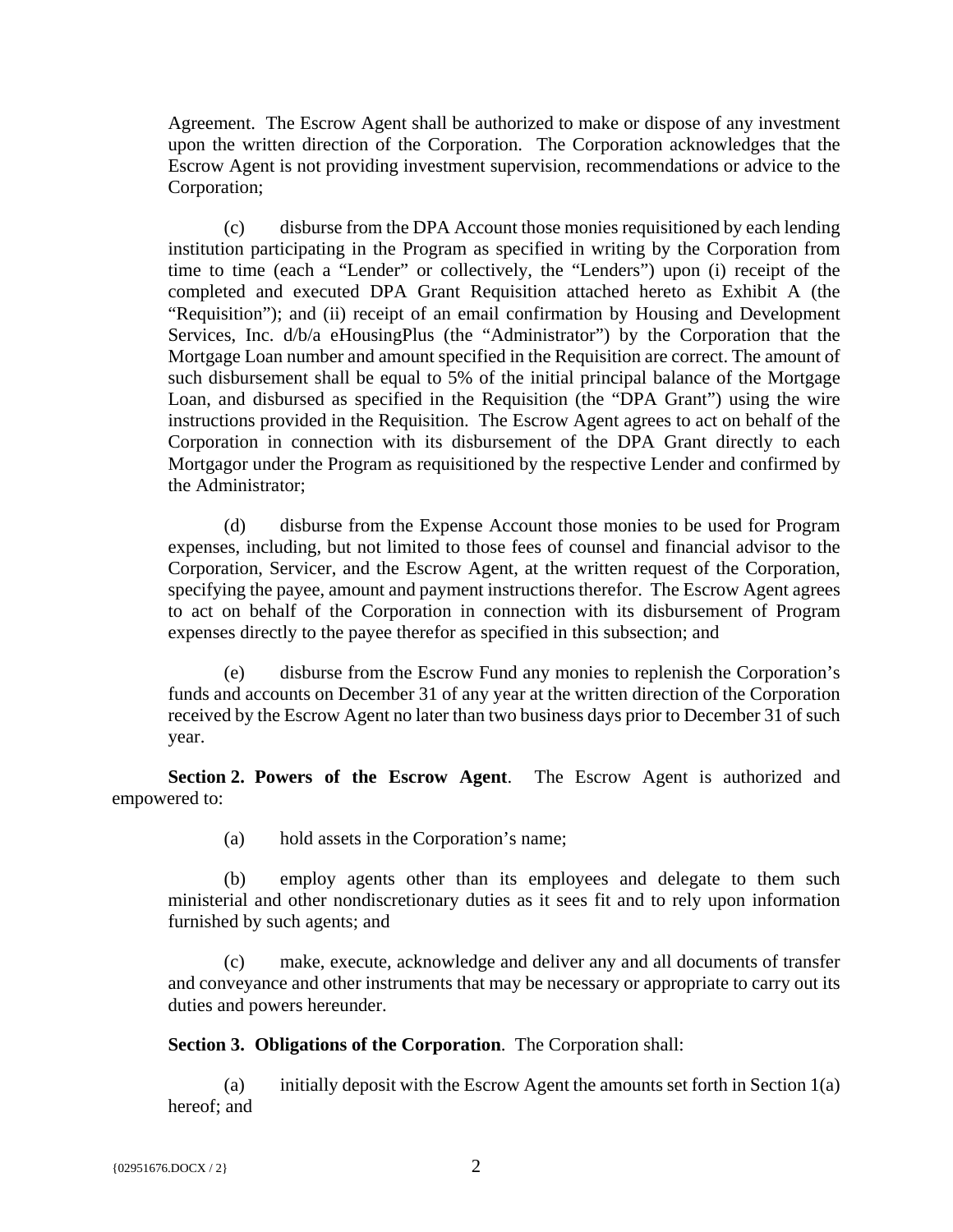Agreement. The Escrow Agent shall be authorized to make or dispose of any investment upon the written direction of the Corporation. The Corporation acknowledges that the Escrow Agent is not providing investment supervision, recommendations or advice to the Corporation;

(c) disburse from the DPA Account those monies requisitioned by each lending institution participating in the Program as specified in writing by the Corporation from time to time (each a "Lender" or collectively, the "Lenders") upon (i) receipt of the completed and executed DPA Grant Requisition attached hereto as Exhibit A (the "Requisition"); and (ii) receipt of an email confirmation by Housing and Development Services, Inc. d/b/a eHousingPlus (the "Administrator") by the Corporation that the Mortgage Loan number and amount specified in the Requisition are correct. The amount of such disbursement shall be equal to 5% of the initial principal balance of the Mortgage Loan, and disbursed as specified in the Requisition (the "DPA Grant") using the wire instructions provided in the Requisition. The Escrow Agent agrees to act on behalf of the Corporation in connection with its disbursement of the DPA Grant directly to each Mortgagor under the Program as requisitioned by the respective Lender and confirmed by the Administrator;

(d) disburse from the Expense Account those monies to be used for Program expenses, including, but not limited to those fees of counsel and financial advisor to the Corporation, Servicer, and the Escrow Agent, at the written request of the Corporation, specifying the payee, amount and payment instructions therefor. The Escrow Agent agrees to act on behalf of the Corporation in connection with its disbursement of Program expenses directly to the payee therefor as specified in this subsection; and

(e) disburse from the Escrow Fund any monies to replenish the Corporation's funds and accounts on December 31 of any year at the written direction of the Corporation received by the Escrow Agent no later than two business days prior to December 31 of such year.

**Section 2. Powers of the Escrow Agent**. The Escrow Agent is authorized and empowered to:

(a) hold assets in the Corporation's name;

(b) employ agents other than its employees and delegate to them such ministerial and other nondiscretionary duties as it sees fit and to rely upon information furnished by such agents; and

(c) make, execute, acknowledge and deliver any and all documents of transfer and conveyance and other instruments that may be necessary or appropriate to carry out its duties and powers hereunder.

**Section 3. Obligations of the Corporation**. The Corporation shall:

(a) initially deposit with the Escrow Agent the amounts set forth in Section 1(a) hereof; and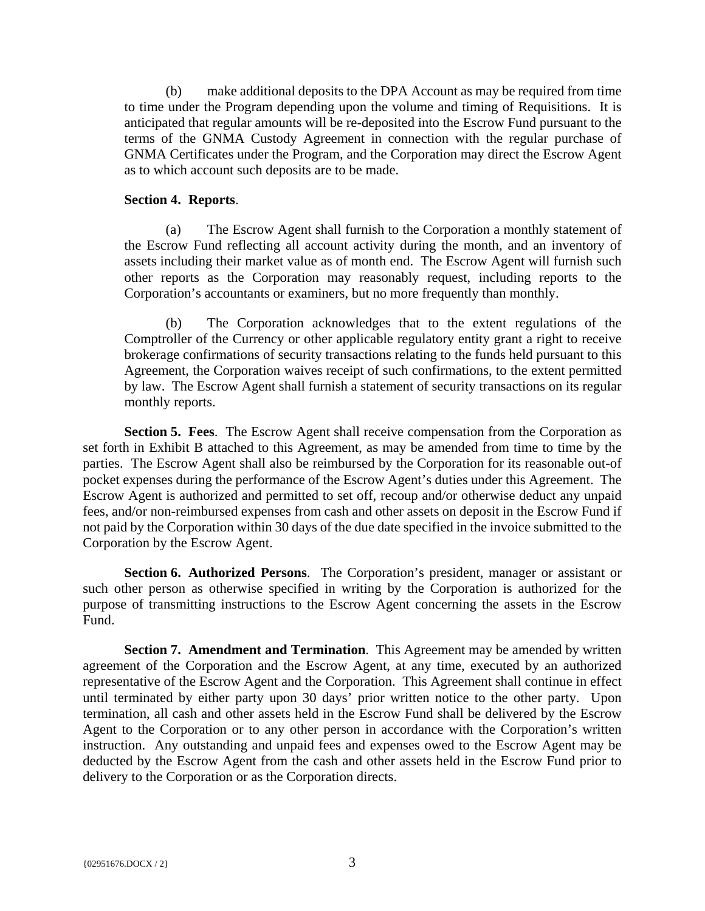(b) make additional deposits to the DPA Account as may be required from time to time under the Program depending upon the volume and timing of Requisitions. It is anticipated that regular amounts will be re-deposited into the Escrow Fund pursuant to the terms of the GNMA Custody Agreement in connection with the regular purchase of GNMA Certificates under the Program, and the Corporation may direct the Escrow Agent as to which account such deposits are to be made.

**Section 4. Reports**.

(a) The Escrow Agent shall furnish to the Corporation a monthly statement of the Escrow Fund reflecting all account activity during the month, and an inventory of assets including their market value as of month end. The Escrow Agent will furnish such other reports as the Corporation may reasonably request, including reports to the Corporation's accountants or examiners, but no more frequently than monthly.

(b) The Corporation acknowledges that to the extent regulations of the Comptroller of the Currency or other applicable regulatory entity grant a right to receive brokerage confirmations of security transactions relating to the funds held pursuant to this Agreement, the Corporation waives receipt of such confirmations, to the extent permitted by law. The Escrow Agent shall furnish a statement of security transactions on its regular monthly reports.

**Section 5. Fees**. The Escrow Agent shall receive compensation from the Corporation as set forth in Exhibit B attached to this Agreement, as may be amended from time to time by the parties. The Escrow Agent shall also be reimbursed by the Corporation for its reasonable out-of pocket expenses during the performance of the Escrow Agent's duties under this Agreement. The Escrow Agent is authorized and permitted to set off, recoup and/or otherwise deduct any unpaid fees, and/or non-reimbursed expenses from cash and other assets on deposit in the Escrow Fund if not paid by the Corporation within 30 days of the due date specified in the invoice submitted to the Corporation by the Escrow Agent.

**Section 6. Authorized Persons**. The Corporation's president, manager or assistant or such other person as otherwise specified in writing by the Corporation is authorized for the purpose of transmitting instructions to the Escrow Agent concerning the assets in the Escrow Fund.

**Section 7. Amendment and Termination**. This Agreement may be amended by written agreement of the Corporation and the Escrow Agent, at any time, executed by an authorized representative of the Escrow Agent and the Corporation. This Agreement shall continue in effect until terminated by either party upon 30 days' prior written notice to the other party. Upon termination, all cash and other assets held in the Escrow Fund shall be delivered by the Escrow Agent to the Corporation or to any other person in accordance with the Corporation's written instruction. Any outstanding and unpaid fees and expenses owed to the Escrow Agent may be deducted by the Escrow Agent from the cash and other assets held in the Escrow Fund prior to delivery to the Corporation or as the Corporation directs.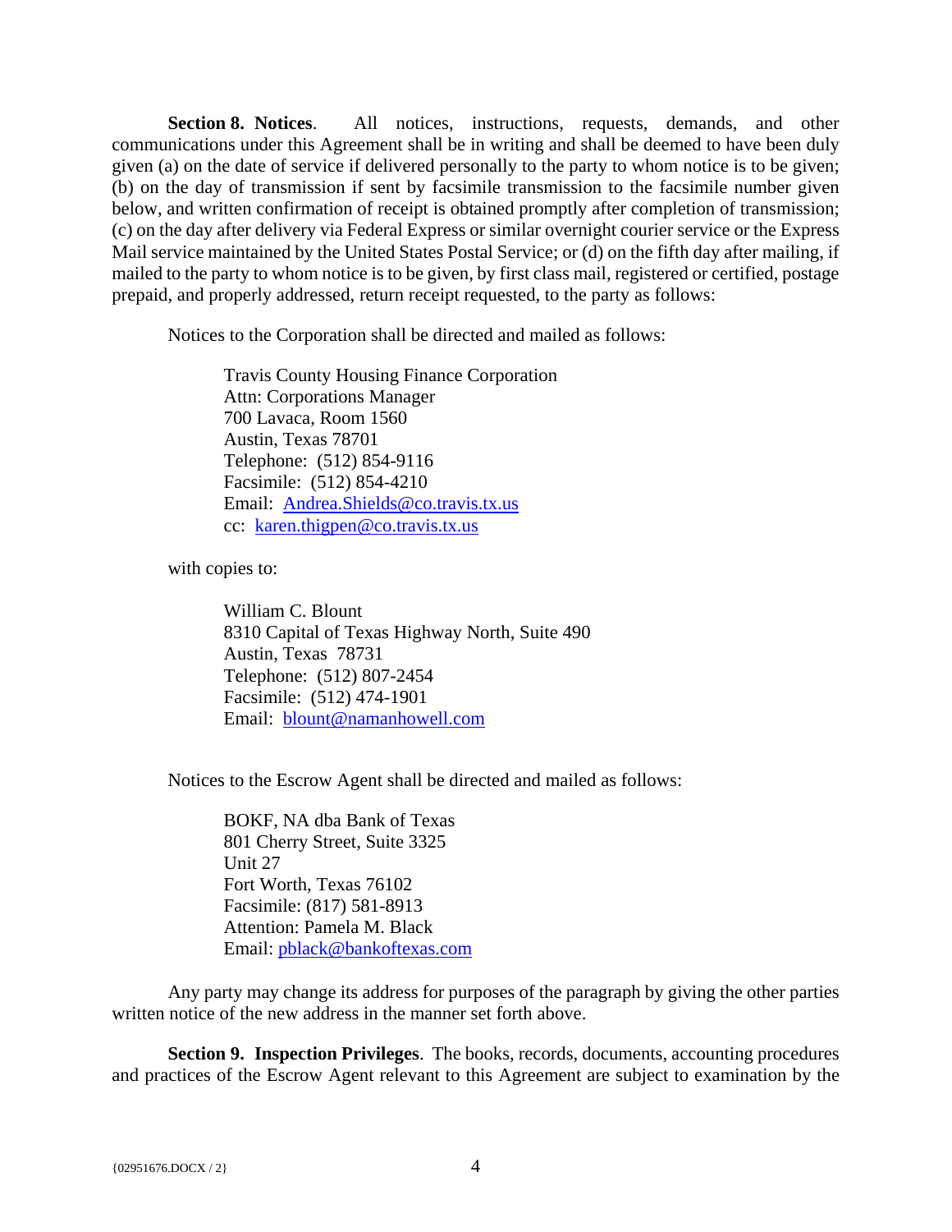**Section 8. Notices.** All notices, instructions, requests, demands, and other communications under this Agreement shall be in writing and shall be deemed to have been duly given (a) on the date of service if delivered personally to the party to whom notice is to be given; (b) on the day of transmission if sent by facsimile transmission to the facsimile number given below, and written confirmation of receipt is obtained promptly after completion of transmission; (c) on the day after delivery via Federal Express or similar overnight courier service or the Express Mail service maintained by the United States Postal Service; or (d) on the fifth day after mailing, if mailed to the party to whom notice is to be given, by first class mail, registered or certified, postage prepaid, and properly addressed, return receipt requested, to the party as follows:

Notices to the Corporation shall be directed and mailed as follows:

> Travis County Housing Finance Corporation
> Attn: Corporations Manager
> 700 Lavaca, Room 1560
> Austin, Texas 78701
> Telephone: (512) 854-9116
> Facsimile: (512) 854-4210
> Email: Andrea.Shields@co.travis.tx.us
> cc: karen.thigpen@co.travis.tx.us

with copies to:

> William C. Blount
> 8310 Capital of Texas Highway North, Suite 490
> Austin, Texas 78731
> Telephone: (512) 807-2454
> Facsimile: (512) 474-1901
> Email: blount@namanhowell.com

Notices to the Escrow Agent shall be directed and mailed as follows:

> BOKF, NA dba Bank of Texas
> 801 Cherry Street, Suite 3325
> Unit 27
> Fort Worth, Texas 76102
> Facsimile: (817) 581-8913
> Attention: Pamela M. Black
> Email: pblack@bankoftexas.com

Any party may change its address for purposes of the paragraph by giving the other parties written notice of the new address in the manner set forth above.

**Section 9. Inspection Privileges.** The books, records, documents, accounting procedures and practices of the Escrow Agent relevant to this Agreement are subject to examination by the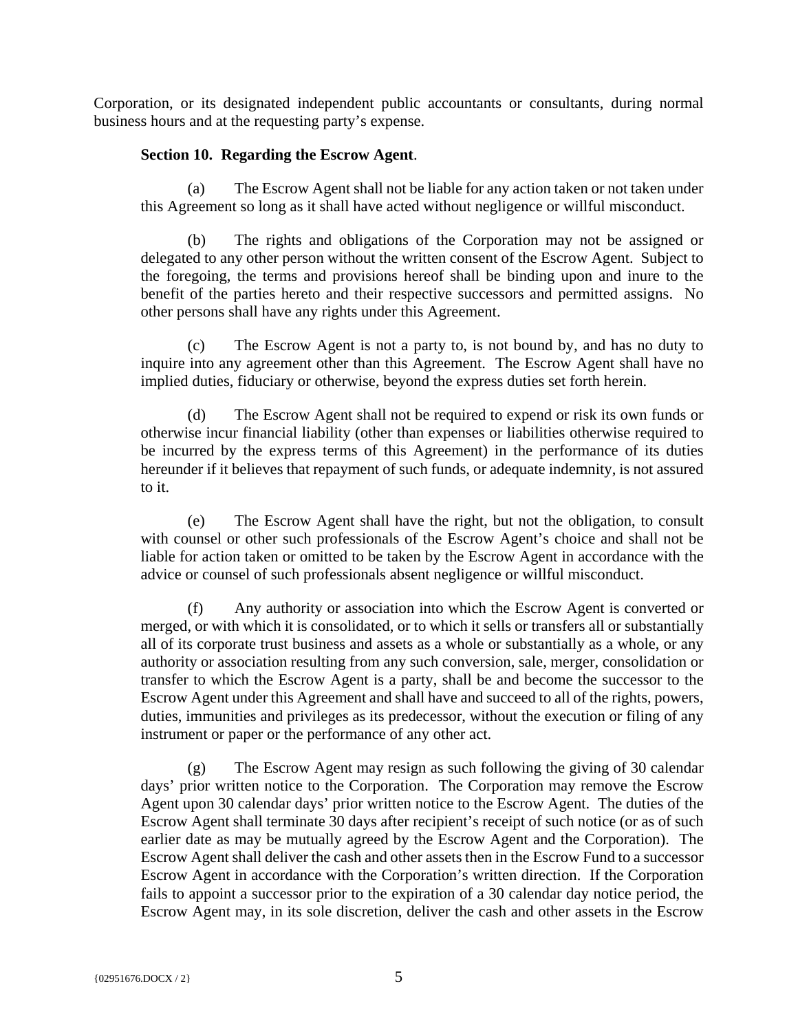Corporation, or its designated independent public accountants or consultants, during normal business hours and at the requesting party's expense.

**Section 10. Regarding the Escrow Agent**.

(a) The Escrow Agent shall not be liable for any action taken or not taken under this Agreement so long as it shall have acted without negligence or willful misconduct.

(b) The rights and obligations of the Corporation may not be assigned or delegated to any other person without the written consent of the Escrow Agent. Subject to the foregoing, the terms and provisions hereof shall be binding upon and inure to the benefit of the parties hereto and their respective successors and permitted assigns. No other persons shall have any rights under this Agreement.

(c) The Escrow Agent is not a party to, is not bound by, and has no duty to inquire into any agreement other than this Agreement. The Escrow Agent shall have no implied duties, fiduciary or otherwise, beyond the express duties set forth herein.

(d) The Escrow Agent shall not be required to expend or risk its own funds or otherwise incur financial liability (other than expenses or liabilities otherwise required to be incurred by the express terms of this Agreement) in the performance of its duties hereunder if it believes that repayment of such funds, or adequate indemnity, is not assured to it.

(e) The Escrow Agent shall have the right, but not the obligation, to consult with counsel or other such professionals of the Escrow Agent's choice and shall not be liable for action taken or omitted to be taken by the Escrow Agent in accordance with the advice or counsel of such professionals absent negligence or willful misconduct.

(f) Any authority or association into which the Escrow Agent is converted or merged, or with which it is consolidated, or to which it sells or transfers all or substantially all of its corporate trust business and assets as a whole or substantially as a whole, or any authority or association resulting from any such conversion, sale, merger, consolidation or transfer to which the Escrow Agent is a party, shall be and become the successor to the Escrow Agent under this Agreement and shall have and succeed to all of the rights, powers, duties, immunities and privileges as its predecessor, without the execution or filing of any instrument or paper or the performance of any other act.

(g) The Escrow Agent may resign as such following the giving of 30 calendar days' prior written notice to the Corporation. The Corporation may remove the Escrow Agent upon 30 calendar days' prior written notice to the Escrow Agent. The duties of the Escrow Agent shall terminate 30 days after recipient's receipt of such notice (or as of such earlier date as may be mutually agreed by the Escrow Agent and the Corporation). The Escrow Agent shall deliver the cash and other assets then in the Escrow Fund to a successor Escrow Agent in accordance with the Corporation's written direction. If the Corporation fails to appoint a successor prior to the expiration of a 30 calendar day notice period, the Escrow Agent may, in its sole discretion, deliver the cash and other assets in the Escrow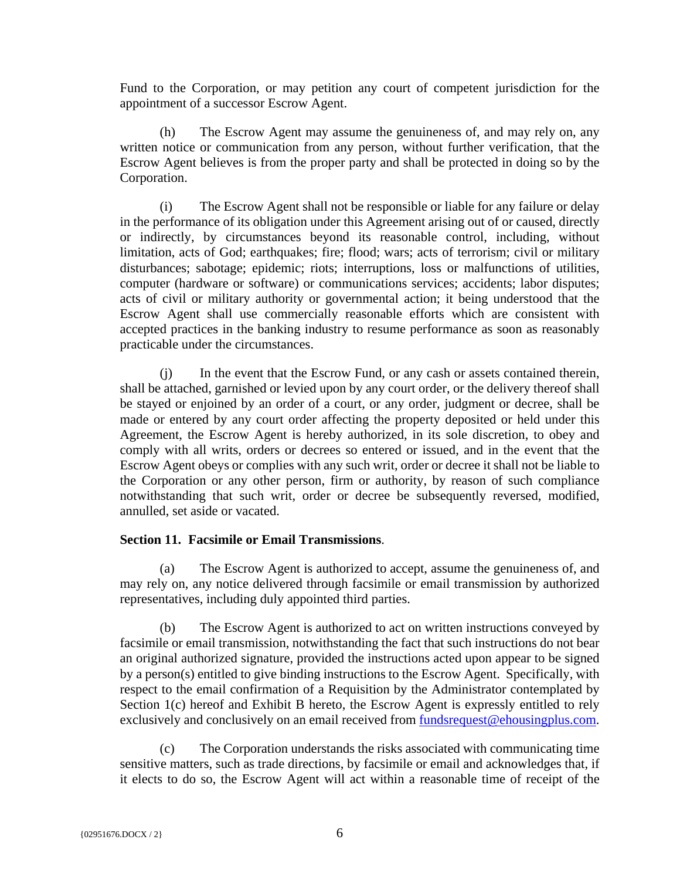Fund to the Corporation, or may petition any court of competent jurisdiction for the appointment of a successor Escrow Agent.

(h) The Escrow Agent may assume the genuineness of, and may rely on, any written notice or communication from any person, without further verification, that the Escrow Agent believes is from the proper party and shall be protected in doing so by the Corporation.

(i) The Escrow Agent shall not be responsible or liable for any failure or delay in the performance of its obligation under this Agreement arising out of or caused, directly or indirectly, by circumstances beyond its reasonable control, including, without limitation, acts of God; earthquakes; fire; flood; wars; acts of terrorism; civil or military disturbances; sabotage; epidemic; riots; interruptions, loss or malfunctions of utilities, computer (hardware or software) or communications services; accidents; labor disputes; acts of civil or military authority or governmental action; it being understood that the Escrow Agent shall use commercially reasonable efforts which are consistent with accepted practices in the banking industry to resume performance as soon as reasonably practicable under the circumstances.

(j) In the event that the Escrow Fund, or any cash or assets contained therein, shall be attached, garnished or levied upon by any court order, or the delivery thereof shall be stayed or enjoined by an order of a court, or any order, judgment or decree, shall be made or entered by any court order affecting the property deposited or held under this Agreement, the Escrow Agent is hereby authorized, in its sole discretion, to obey and comply with all writs, orders or decrees so entered or issued, and in the event that the Escrow Agent obeys or complies with any such writ, order or decree it shall not be liable to the Corporation or any other person, firm or authority, by reason of such compliance notwithstanding that such writ, order or decree be subsequently reversed, modified, annulled, set aside or vacated.

**Section 11. Facsimile or Email Transmissions**.

(a) The Escrow Agent is authorized to accept, assume the genuineness of, and may rely on, any notice delivered through facsimile or email transmission by authorized representatives, including duly appointed third parties.

(b) The Escrow Agent is authorized to act on written instructions conveyed by facsimile or email transmission, notwithstanding the fact that such instructions do not bear an original authorized signature, provided the instructions acted upon appear to be signed by a person(s) entitled to give binding instructions to the Escrow Agent. Specifically, with respect to the email confirmation of a Requisition by the Administrator contemplated by Section 1(c) hereof and Exhibit B hereto, the Escrow Agent is expressly entitled to rely exclusively and conclusively on an email received from fundsrequest@ehousingplus.com.

(c) The Corporation understands the risks associated with communicating time sensitive matters, such as trade directions, by facsimile or email and acknowledges that, if it elects to do so, the Escrow Agent will act within a reasonable time of receipt of the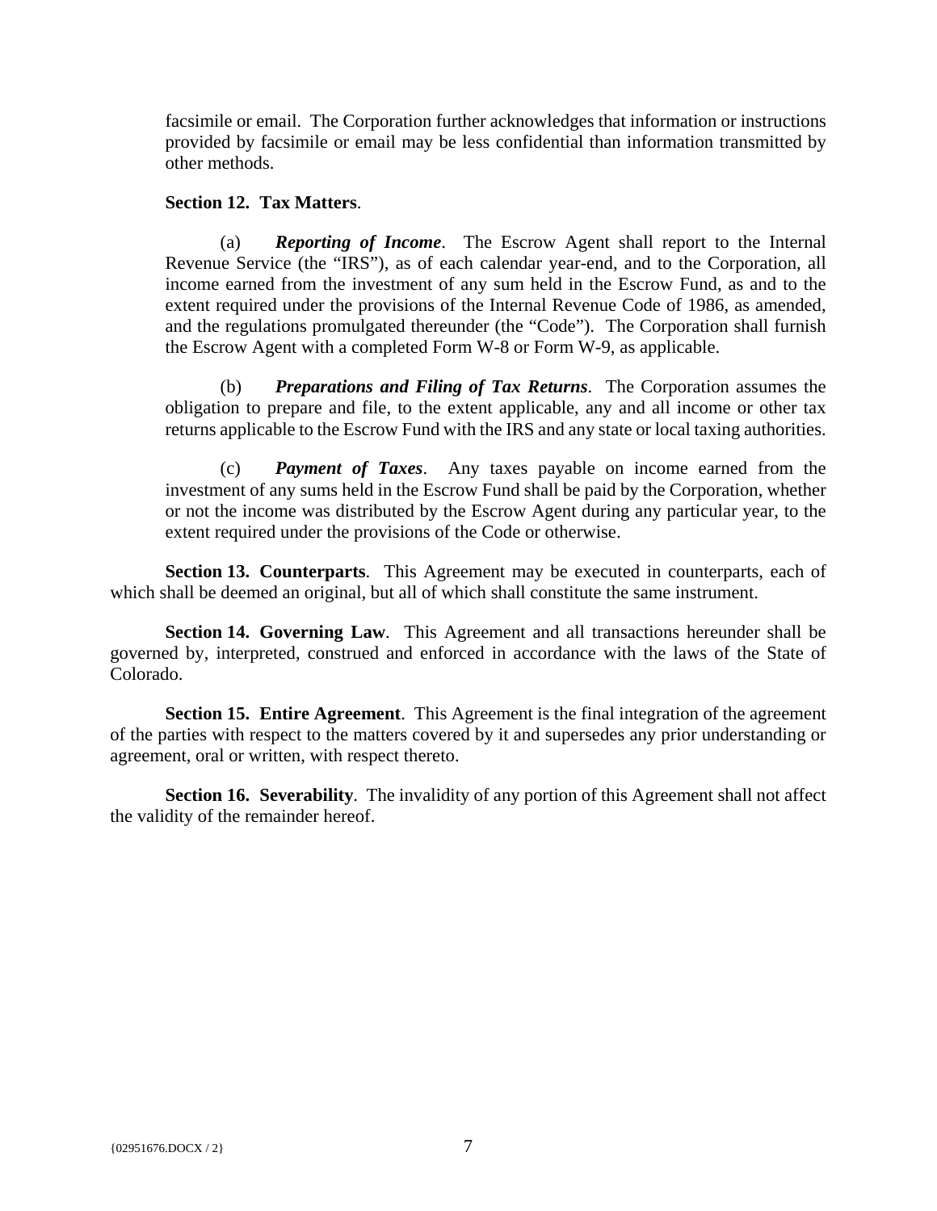facsimile or email. The Corporation further acknowledges that information or instructions provided by facsimile or email may be less confidential than information transmitted by other methods.

**Section 12. Tax Matters**.

(a) ***Reporting of Income***. The Escrow Agent shall report to the Internal Revenue Service (the "IRS"), as of each calendar year-end, and to the Corporation, all income earned from the investment of any sum held in the Escrow Fund, as and to the extent required under the provisions of the Internal Revenue Code of 1986, as amended, and the regulations promulgated thereunder (the "Code"). The Corporation shall furnish the Escrow Agent with a completed Form W-8 or Form W-9, as applicable.

(b) ***Preparations and Filing of Tax Returns***. The Corporation assumes the obligation to prepare and file, to the extent applicable, any and all income or other tax returns applicable to the Escrow Fund with the IRS and any state or local taxing authorities.

(c) ***Payment of Taxes***. Any taxes payable on income earned from the investment of any sums held in the Escrow Fund shall be paid by the Corporation, whether or not the income was distributed by the Escrow Agent during any particular year, to the extent required under the provisions of the Code or otherwise.

**Section 13. Counterparts**. This Agreement may be executed in counterparts, each of which shall be deemed an original, but all of which shall constitute the same instrument.

**Section 14. Governing Law**. This Agreement and all transactions hereunder shall be governed by, interpreted, construed and enforced in accordance with the laws of the State of Colorado.

**Section 15. Entire Agreement**. This Agreement is the final integration of the agreement of the parties with respect to the matters covered by it and supersedes any prior understanding or agreement, oral or written, with respect thereto.

**Section 16. Severability**. The invalidity of any portion of this Agreement shall not affect the validity of the remainder hereof.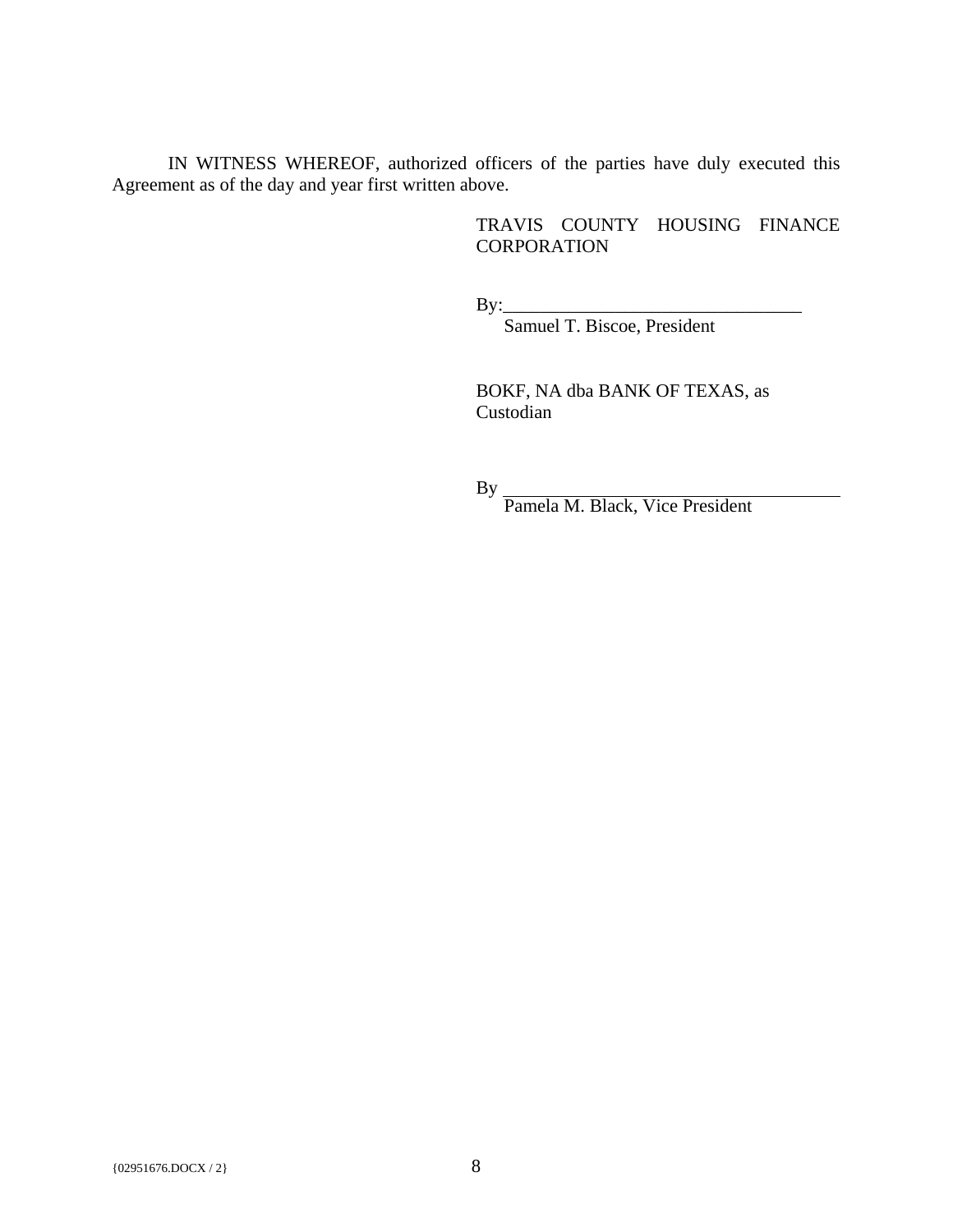IN WITNESS WHEREOF, authorized officers of the parties have duly executed this Agreement as of the day and year first written above.

TRAVIS COUNTY HOUSING FINANCE CORPORATION

By:________________________________
Samuel T. Biscoe, President

BOKF, NA dba BANK OF TEXAS, as Custodian

By ________________________________
Pamela M. Black, Vice President

{02951676.DOCX / 2}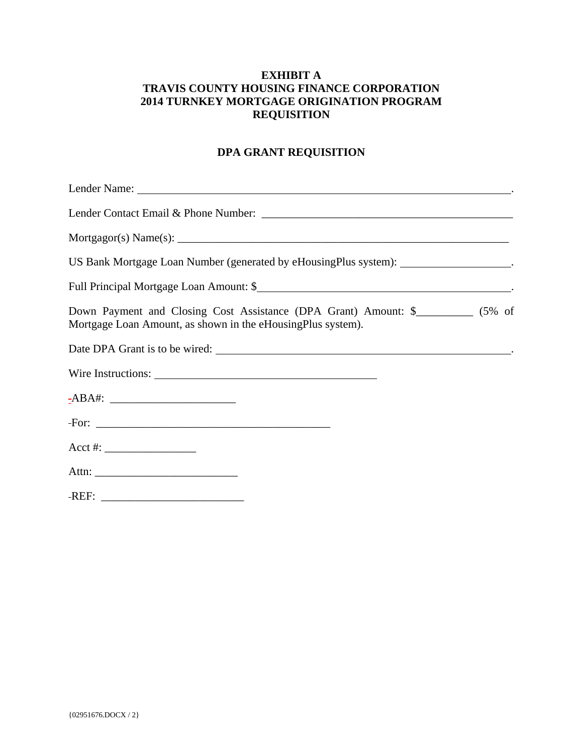# EXHIBIT A
# TRAVIS COUNTY HOUSING FINANCE CORPORATION
# 2014 TURNKEY MORTGAGE ORIGINATION PROGRAM
# REQUISITION

## DPA GRANT REQUISITION

Lender Name: \_\_\_\_\_\_\_\_\_\_\_\_\_\_\_\_\_\_\_\_\_\_\_\_\_\_\_\_\_\_\_\_\_\_\_\_\_\_\_\_\_\_\_\_\_\_\_\_\_\_\_\_\_\_\_\_\_\_\_\_\_\_\_\_.

Lender Contact Email & Phone Number: \_\_\_\_\_\_\_\_\_\_\_\_\_\_\_\_\_\_\_\_\_\_\_\_\_\_\_\_\_\_\_\_\_\_\_\_\_\_\_\_\_\_\_\_

Mortgagor(s) Name(s): \_\_\_\_\_\_\_\_\_\_\_\_\_\_\_\_\_\_\_\_\_\_\_\_\_\_\_\_\_\_\_\_\_\_\_\_\_\_\_\_\_\_\_\_\_\_\_\_\_\_\_\_\_\_\_\_\_\_\_\_

US Bank Mortgage Loan Number (generated by eHousingPlus system): \_\_\_\_\_\_\_\_\_\_\_\_\_\_\_\_\_\_\_.

Full Principal Mortgage Loan Amount: $\_\_\_\_\_\_\_\_\_\_\_\_\_\_\_\_\_\_\_\_\_\_\_\_\_\_\_\_\_\_\_\_\_\_\_\_\_\_\_\_\_\_\_\_\_.

Down Payment and Closing Cost Assistance (DPA Grant) Amount: $\_\_\_\_\_\_\_\_\_\_ (5% of Mortgage Loan Amount, as shown in the eHousingPlus system).

Date DPA Grant is to be wired: \_\_\_\_\_\_\_\_\_\_\_\_\_\_\_\_\_\_\_\_\_\_\_\_\_\_\_\_\_\_\_\_\_\_\_\_\_\_\_\_\_\_\_\_\_\_\_\_\_\_\_\_.

Wire Instructions: \_\_\_\_\_\_\_\_\_\_\_\_\_\_\_\_\_\_\_\_\_\_\_\_\_\_\_\_\_\_\_\_\_\_\_\_\_\_\_\_

-ABA#: \_\_\_\_\_\_\_\_\_\_\_\_\_\_\_\_\_\_\_\_\_\_

-For: \_\_\_\_\_\_\_\_\_\_\_\_\_\_\_\_\_\_\_\_\_\_\_\_\_\_\_\_\_\_\_\_\_\_\_\_\_\_\_\_\_

Acct #: \_\_\_\_\_\_\_\_\_\_\_\_\_\_\_\_

Attn: \_\_\_\_\_\_\_\_\_\_\_\_\_\_\_\_\_\_\_\_\_\_\_\_\_

-REF: \_\_\_\_\_\_\_\_\_\_\_\_\_\_\_\_\_\_\_\_\_\_\_\_\_

{02951676.DOCX / 2}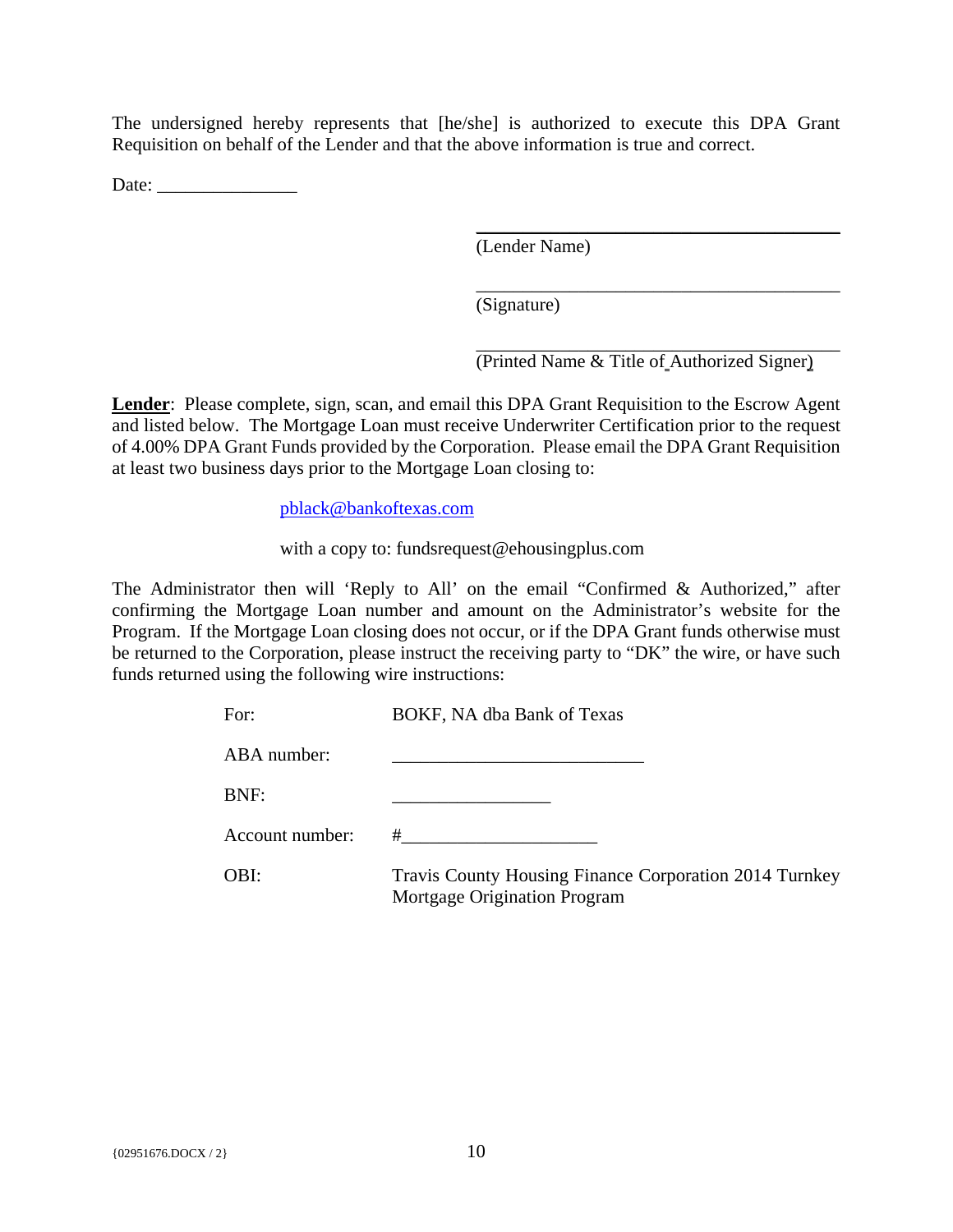The undersigned hereby represents that [he/she] is authorized to execute this DPA Grant Requisition on behalf of the Lender and that the above information is true and correct.

Date: _______________

________________________________________
(Lender Name)

________________________________________
(Signature)

________________________________________
(Printed Name & Title of Authorized Signer)

**Lender**: Please complete, sign, scan, and email this DPA Grant Requisition to the Escrow Agent and listed below. The Mortgage Loan must receive Underwriter Certification prior to the request of 4.00% DPA Grant Funds provided by the Corporation. Please email the DPA Grant Requisition at least two business days prior to the Mortgage Loan closing to:

pblack@bankoftexas.com

with a copy to: fundsrequest@ehousingplus.com

The Administrator then will 'Reply to All' on the email "Confirmed & Authorized," after confirming the Mortgage Loan number and amount on the Administrator's website for the Program. If the Mortgage Loan closing does not occur, or if the DPA Grant funds otherwise must be returned to the Corporation, please instruct the receiving party to "DK" the wire, or have such funds returned using the following wire instructions:

| | |
|---|---|
| For: | BOKF, NA dba Bank of Texas |
| ABA number: | ___________________________ |
| BNF: | _________________ |
| Account number: | #_____________________ |
| OBI: | Travis County Housing Finance Corporation 2014 Turnkey Mortgage Origination Program |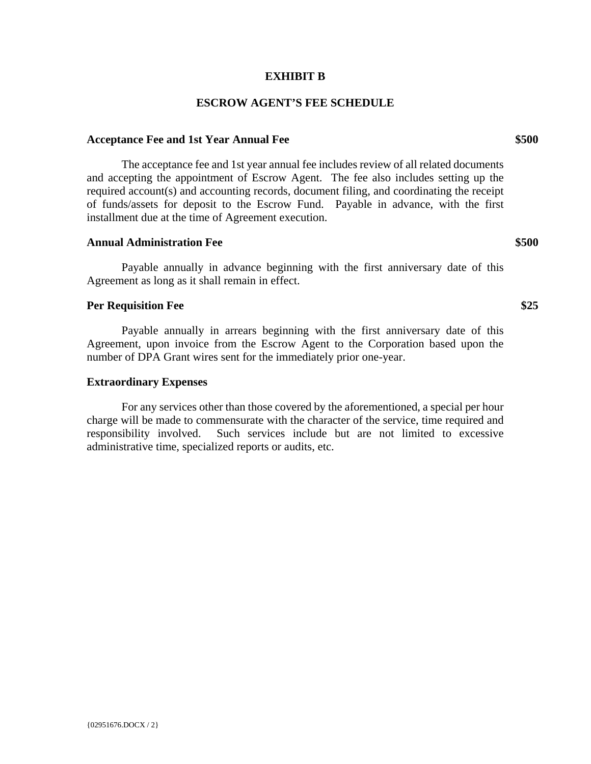# EXHIBIT B

## ESCROW AGENT'S FEE SCHEDULE

**Acceptance Fee and 1st Year Annual Fee** **$500**

The acceptance fee and 1st year annual fee includes review of all related documents and accepting the appointment of Escrow Agent. The fee also includes setting up the required account(s) and accounting records, document filing, and coordinating the receipt of funds/assets for deposit to the Escrow Fund. Payable in advance, with the first installment due at the time of Agreement execution.

**Annual Administration Fee** **$500**

Payable annually in advance beginning with the first anniversary date of this Agreement as long as it shall remain in effect.

**Per Requisition Fee** **$25**

Payable annually in arrears beginning with the first anniversary date of this Agreement, upon invoice from the Escrow Agent to the Corporation based upon the number of DPA Grant wires sent for the immediately prior one-year.

**Extraordinary Expenses**

For any services other than those covered by the aforementioned, a special per hour charge will be made to commensurate with the character of the service, time required and responsibility involved. Such services include but are not limited to excessive administrative time, specialized reports or audits, etc.

{02951676.DOCX / 2}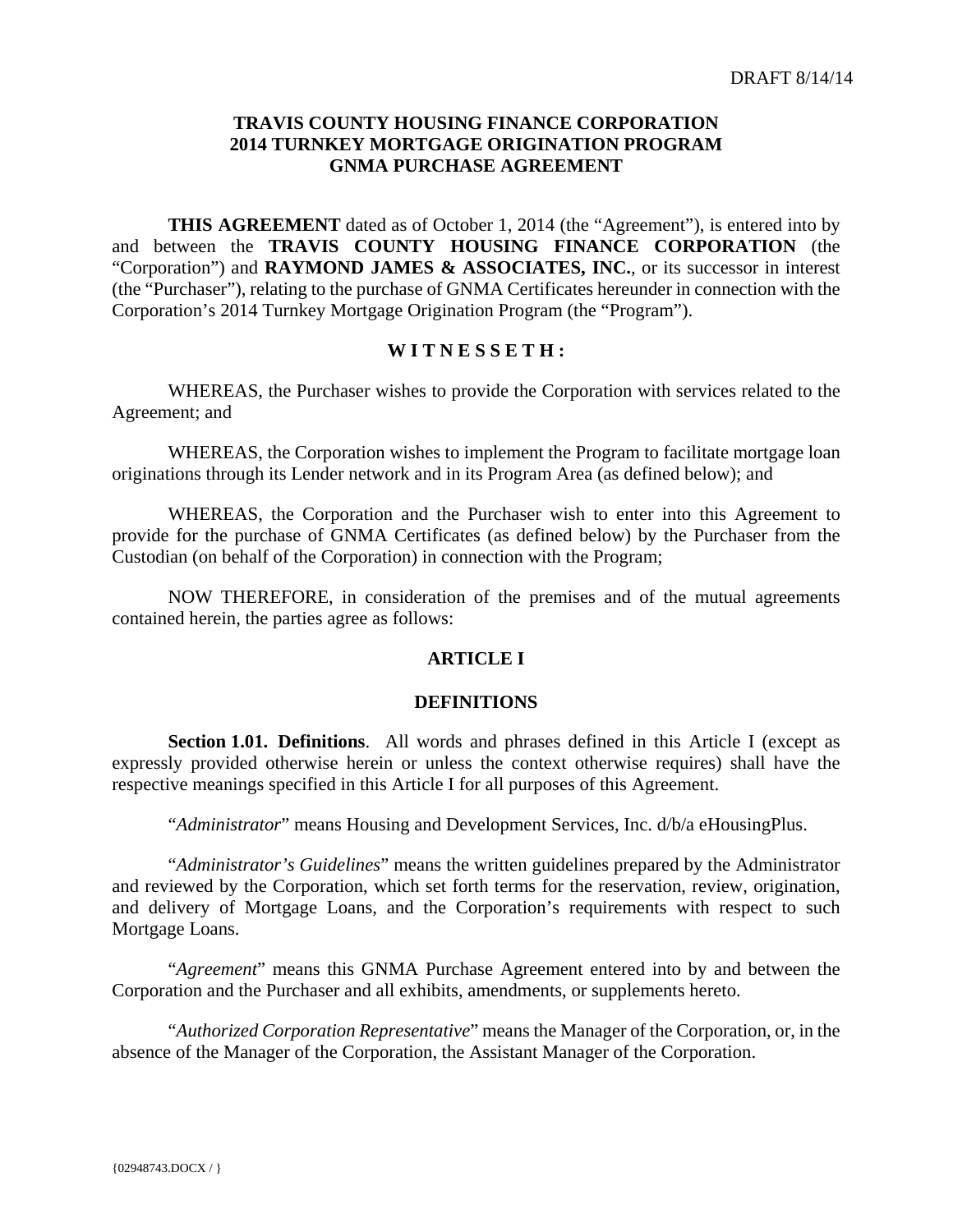DRAFT 8/14/14

**TRAVIS COUNTY HOUSING FINANCE CORPORATION**
**2014 TURNKEY MORTGAGE ORIGINATION PROGRAM**
**GNMA PURCHASE AGREEMENT**

**THIS AGREEMENT** dated as of October 1, 2014 (the "Agreement"), is entered into by and between the **TRAVIS COUNTY HOUSING FINANCE CORPORATION** (the "Corporation") and **RAYMOND JAMES & ASSOCIATES, INC.**, or its successor in interest (the "Purchaser"), relating to the purchase of GNMA Certificates hereunder in connection with the Corporation's 2014 Turnkey Mortgage Origination Program (the "Program").

**W I T N E S S E T H :**

WHEREAS, the Purchaser wishes to provide the Corporation with services related to the Agreement; and

WHEREAS, the Corporation wishes to implement the Program to facilitate mortgage loan originations through its Lender network and in its Program Area (as defined below); and

WHEREAS, the Corporation and the Purchaser wish to enter into this Agreement to provide for the purchase of GNMA Certificates (as defined below) by the Purchaser from the Custodian (on behalf of the Corporation) in connection with the Program;

NOW THEREFORE, in consideration of the premises and of the mutual agreements contained herein, the parties agree as follows:

## ARTICLE I

## DEFINITIONS

**Section 1.01. Definitions**. All words and phrases defined in this Article I (except as expressly provided otherwise herein or unless the context otherwise requires) shall have the respective meanings specified in this Article I for all purposes of this Agreement.

"*Administrator*" means Housing and Development Services, Inc. d/b/a eHousingPlus.

"*Administrator's Guidelines*" means the written guidelines prepared by the Administrator and reviewed by the Corporation, which set forth terms for the reservation, review, origination, and delivery of Mortgage Loans, and the Corporation's requirements with respect to such Mortgage Loans.

"*Agreement*" means this GNMA Purchase Agreement entered into by and between the Corporation and the Purchaser and all exhibits, amendments, or supplements hereto.

"*Authorized Corporation Representative*" means the Manager of the Corporation, or, in the absence of the Manager of the Corporation, the Assistant Manager of the Corporation.

{02948743.DOCX / }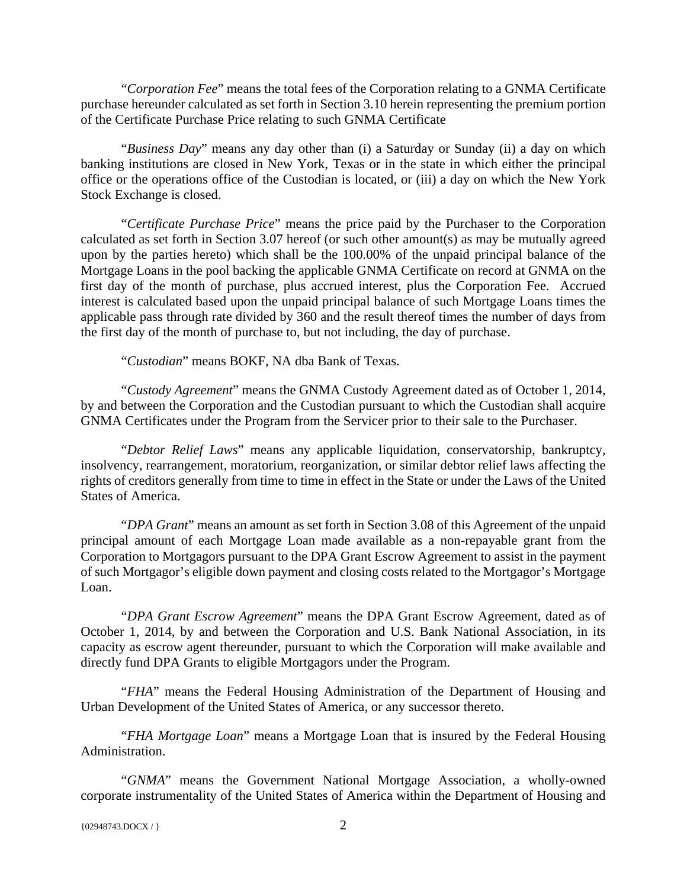"*Corporation Fee*" means the total fees of the Corporation relating to a GNMA Certificate purchase hereunder calculated as set forth in Section 3.10 herein representing the premium portion of the Certificate Purchase Price relating to such GNMA Certificate

"*Business Day*" means any day other than (i) a Saturday or Sunday (ii) a day on which banking institutions are closed in New York, Texas or in the state in which either the principal office or the operations office of the Custodian is located, or (iii) a day on which the New York Stock Exchange is closed.

"*Certificate Purchase Price*" means the price paid by the Purchaser to the Corporation calculated as set forth in Section 3.07 hereof (or such other amount(s) as may be mutually agreed upon by the parties hereto) which shall be the 100.00% of the unpaid principal balance of the Mortgage Loans in the pool backing the applicable GNMA Certificate on record at GNMA on the first day of the month of purchase, plus accrued interest, plus the Corporation Fee. Accrued interest is calculated based upon the unpaid principal balance of such Mortgage Loans times the applicable pass through rate divided by 360 and the result thereof times the number of days from the first day of the month of purchase to, but not including, the day of purchase.

"*Custodian*" means BOKF, NA dba Bank of Texas.

"*Custody Agreement*" means the GNMA Custody Agreement dated as of October 1, 2014, by and between the Corporation and the Custodian pursuant to which the Custodian shall acquire GNMA Certificates under the Program from the Servicer prior to their sale to the Purchaser.

"*Debtor Relief Laws*" means any applicable liquidation, conservatorship, bankruptcy, insolvency, rearrangement, moratorium, reorganization, or similar debtor relief laws affecting the rights of creditors generally from time to time in effect in the State or under the Laws of the United States of America.

"*DPA Grant*" means an amount as set forth in Section 3.08 of this Agreement of the unpaid principal amount of each Mortgage Loan made available as a non-repayable grant from the Corporation to Mortgagors pursuant to the DPA Grant Escrow Agreement to assist in the payment of such Mortgagor's eligible down payment and closing costs related to the Mortgagor's Mortgage Loan.

"*DPA Grant Escrow Agreement*" means the DPA Grant Escrow Agreement, dated as of October 1, 2014, by and between the Corporation and U.S. Bank National Association, in its capacity as escrow agent thereunder, pursuant to which the Corporation will make available and directly fund DPA Grants to eligible Mortgagors under the Program.

"*FHA*" means the Federal Housing Administration of the Department of Housing and Urban Development of the United States of America, or any successor thereto.

"*FHA Mortgage Loan*" means a Mortgage Loan that is insured by the Federal Housing Administration.

"*GNMA*" means the Government National Mortgage Association, a wholly-owned corporate instrumentality of the United States of America within the Department of Housing and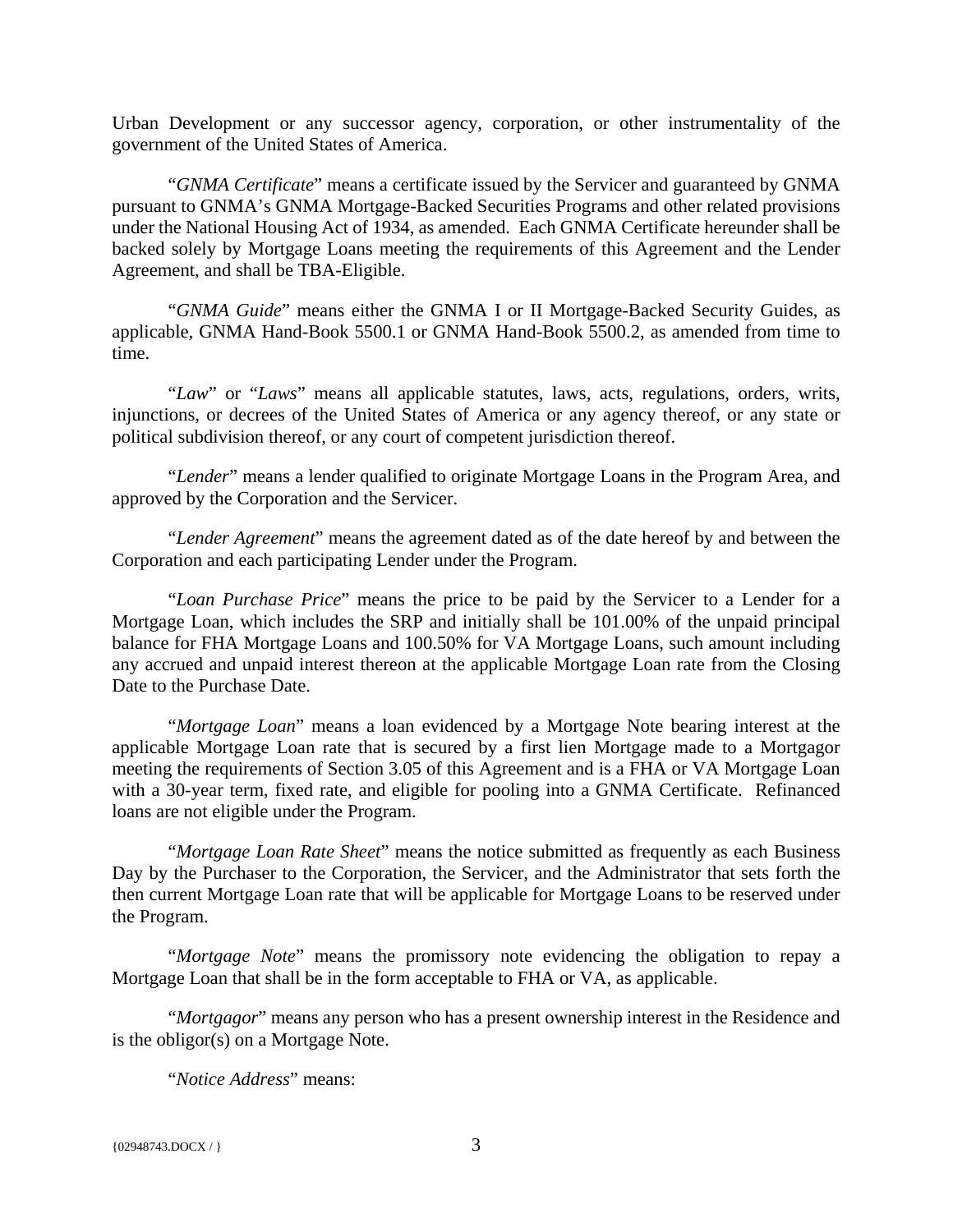Urban Development or any successor agency, corporation, or other instrumentality of the government of the United States of America.

"*GNMA Certificate*" means a certificate issued by the Servicer and guaranteed by GNMA pursuant to GNMA's GNMA Mortgage-Backed Securities Programs and other related provisions under the National Housing Act of 1934, as amended. Each GNMA Certificate hereunder shall be backed solely by Mortgage Loans meeting the requirements of this Agreement and the Lender Agreement, and shall be TBA-Eligible.

"*GNMA Guide*" means either the GNMA I or II Mortgage-Backed Security Guides, as applicable, GNMA Hand-Book 5500.1 or GNMA Hand-Book 5500.2, as amended from time to time.

"*Law*" or "*Laws*" means all applicable statutes, laws, acts, regulations, orders, writs, injunctions, or decrees of the United States of America or any agency thereof, or any state or political subdivision thereof, or any court of competent jurisdiction thereof.

"*Lender*" means a lender qualified to originate Mortgage Loans in the Program Area, and approved by the Corporation and the Servicer.

"*Lender Agreement*" means the agreement dated as of the date hereof by and between the Corporation and each participating Lender under the Program.

"*Loan Purchase Price*" means the price to be paid by the Servicer to a Lender for a Mortgage Loan, which includes the SRP and initially shall be 101.00% of the unpaid principal balance for FHA Mortgage Loans and 100.50% for VA Mortgage Loans, such amount including any accrued and unpaid interest thereon at the applicable Mortgage Loan rate from the Closing Date to the Purchase Date.

"*Mortgage Loan*" means a loan evidenced by a Mortgage Note bearing interest at the applicable Mortgage Loan rate that is secured by a first lien Mortgage made to a Mortgagor meeting the requirements of Section 3.05 of this Agreement and is a FHA or VA Mortgage Loan with a 30-year term, fixed rate, and eligible for pooling into a GNMA Certificate. Refinanced loans are not eligible under the Program.

"*Mortgage Loan Rate Sheet*" means the notice submitted as frequently as each Business Day by the Purchaser to the Corporation, the Servicer, and the Administrator that sets forth the then current Mortgage Loan rate that will be applicable for Mortgage Loans to be reserved under the Program.

"*Mortgage Note*" means the promissory note evidencing the obligation to repay a Mortgage Loan that shall be in the form acceptable to FHA or VA, as applicable.

"*Mortgagor*" means any person who has a present ownership interest in the Residence and is the obligor(s) on a Mortgage Note.

"*Notice Address*" means: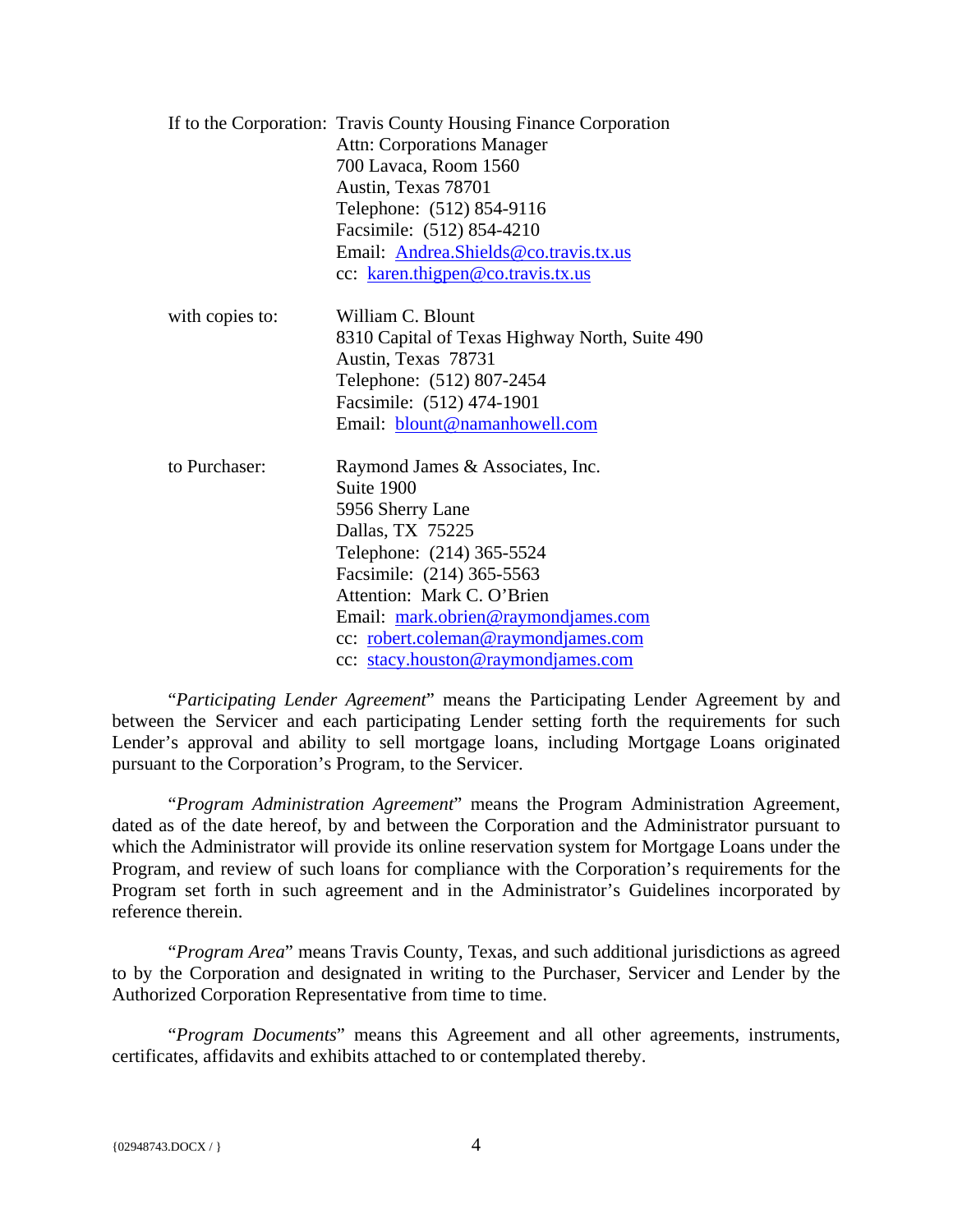If to the Corporation: Travis County Housing Finance Corporation
Attn: Corporations Manager
700 Lavaca, Room 1560
Austin, Texas 78701
Telephone: (512) 854-9116
Facsimile: (512) 854-4210
Email: Andrea.Shields@co.travis.tx.us
cc: karen.thigpen@co.travis.tx.us

with copies to: William C. Blount
8310 Capital of Texas Highway North, Suite 490
Austin, Texas 78731
Telephone: (512) 807-2454
Facsimile: (512) 474-1901
Email: blount@namanhowell.com

to Purchaser: Raymond James & Associates, Inc.
Suite 1900
5956 Sherry Lane
Dallas, TX 75225
Telephone: (214) 365-5524
Facsimile: (214) 365-5563
Attention: Mark C. O'Brien
Email: mark.obrien@raymondjames.com
cc: robert.coleman@raymondjames.com
cc: stacy.houston@raymondjames.com

"*Participating Lender Agreement*" means the Participating Lender Agreement by and between the Servicer and each participating Lender setting forth the requirements for such Lender's approval and ability to sell mortgage loans, including Mortgage Loans originated pursuant to the Corporation's Program, to the Servicer.

"*Program Administration Agreement*" means the Program Administration Agreement, dated as of the date hereof, by and between the Corporation and the Administrator pursuant to which the Administrator will provide its online reservation system for Mortgage Loans under the Program, and review of such loans for compliance with the Corporation's requirements for the Program set forth in such agreement and in the Administrator's Guidelines incorporated by reference therein.

"*Program Area*" means Travis County, Texas, and such additional jurisdictions as agreed to by the Corporation and designated in writing to the Purchaser, Servicer and Lender by the Authorized Corporation Representative from time to time.

"*Program Documents*" means this Agreement and all other agreements, instruments, certificates, affidavits and exhibits attached to or contemplated thereby.

{02948743.DOCX / }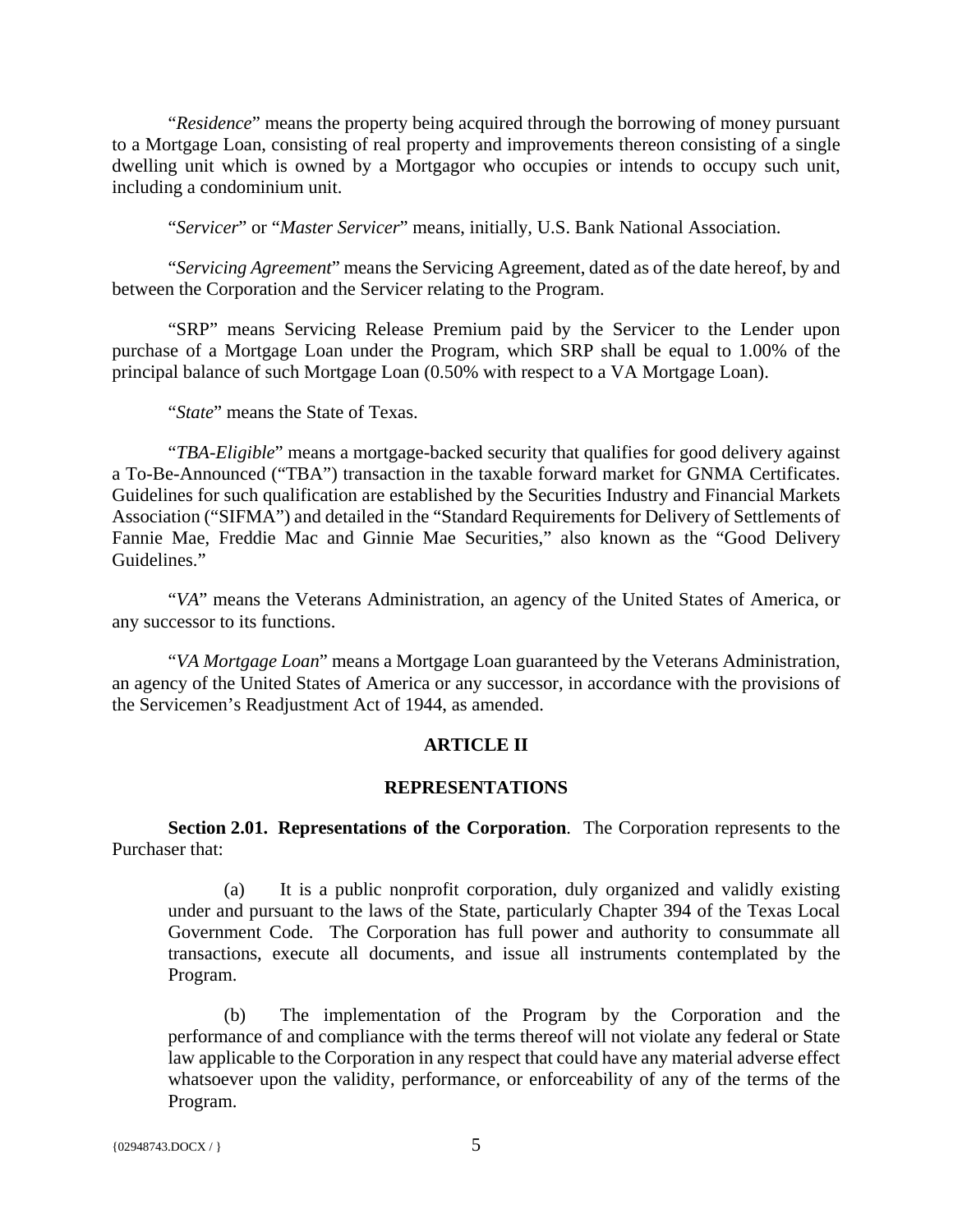"*Residence*" means the property being acquired through the borrowing of money pursuant to a Mortgage Loan, consisting of real property and improvements thereon consisting of a single dwelling unit which is owned by a Mortgagor who occupies or intends to occupy such unit, including a condominium unit.

"*Servicer*" or "*Master Servicer*" means, initially, U.S. Bank National Association.

"*Servicing Agreement*" means the Servicing Agreement, dated as of the date hereof, by and between the Corporation and the Servicer relating to the Program.

"SRP" means Servicing Release Premium paid by the Servicer to the Lender upon purchase of a Mortgage Loan under the Program, which SRP shall be equal to 1.00% of the principal balance of such Mortgage Loan (0.50% with respect to a VA Mortgage Loan).

"*State*" means the State of Texas.

"*TBA-Eligible*" means a mortgage-backed security that qualifies for good delivery against a To-Be-Announced ("TBA") transaction in the taxable forward market for GNMA Certificates. Guidelines for such qualification are established by the Securities Industry and Financial Markets Association ("SIFMA") and detailed in the "Standard Requirements for Delivery of Settlements of Fannie Mae, Freddie Mac and Ginnie Mae Securities," also known as the "Good Delivery Guidelines."

"*VA*" means the Veterans Administration, an agency of the United States of America, or any successor to its functions.

"*VA Mortgage Loan*" means a Mortgage Loan guaranteed by the Veterans Administration, an agency of the United States of America or any successor, in accordance with the provisions of the Servicemen's Readjustment Act of 1944, as amended.

## ARTICLE II

## REPRESENTATIONS

**Section 2.01. Representations of the Corporation**. The Corporation represents to the Purchaser that:

(a) It is a public nonprofit corporation, duly organized and validly existing under and pursuant to the laws of the State, particularly Chapter 394 of the Texas Local Government Code. The Corporation has full power and authority to consummate all transactions, execute all documents, and issue all instruments contemplated by the Program.

(b) The implementation of the Program by the Corporation and the performance of and compliance with the terms thereof will not violate any federal or State law applicable to the Corporation in any respect that could have any material adverse effect whatsoever upon the validity, performance, or enforceability of any of the terms of the Program.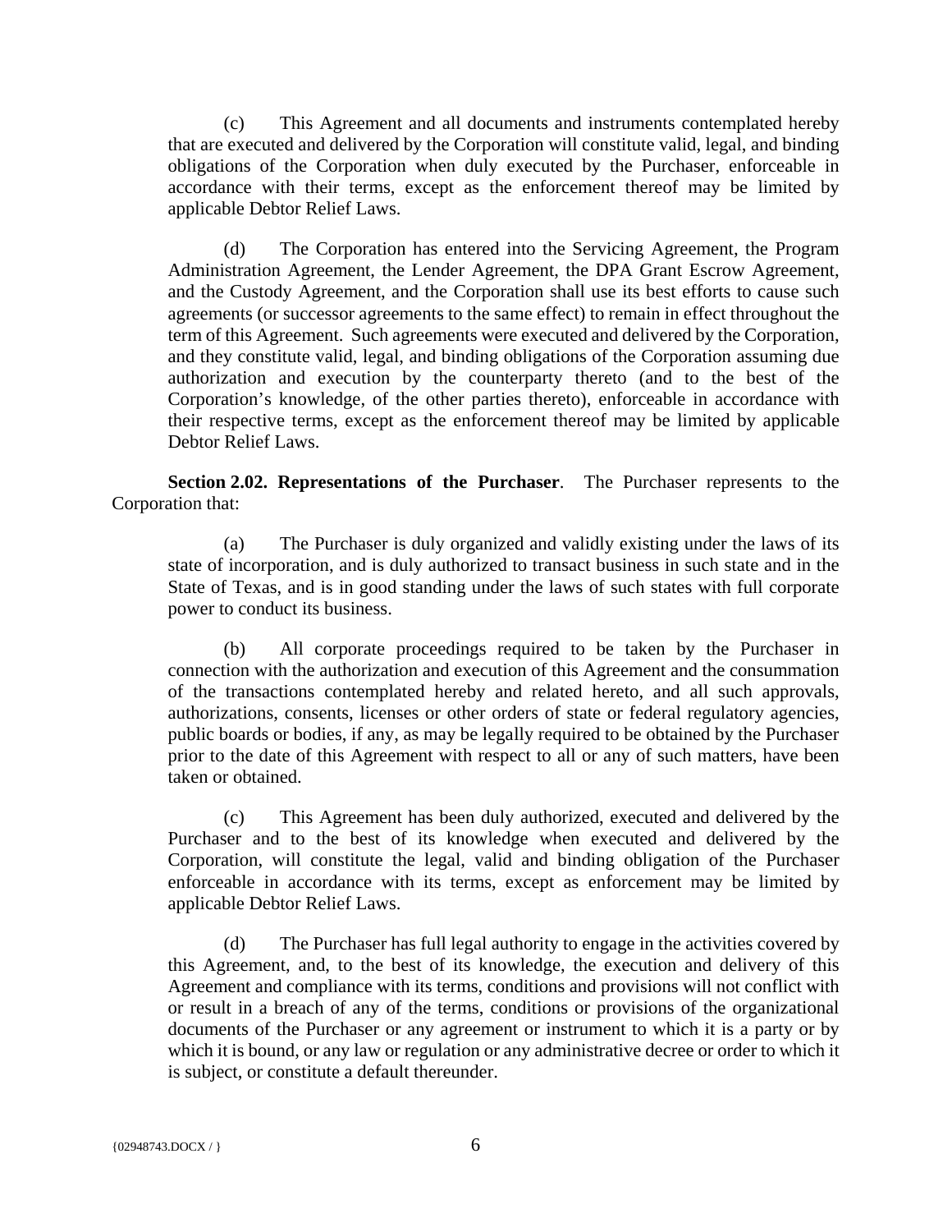(c) This Agreement and all documents and instruments contemplated hereby that are executed and delivered by the Corporation will constitute valid, legal, and binding obligations of the Corporation when duly executed by the Purchaser, enforceable in accordance with their terms, except as the enforcement thereof may be limited by applicable Debtor Relief Laws.

(d) The Corporation has entered into the Servicing Agreement, the Program Administration Agreement, the Lender Agreement, the DPA Grant Escrow Agreement, and the Custody Agreement, and the Corporation shall use its best efforts to cause such agreements (or successor agreements to the same effect) to remain in effect throughout the term of this Agreement. Such agreements were executed and delivered by the Corporation, and they constitute valid, legal, and binding obligations of the Corporation assuming due authorization and execution by the counterparty thereto (and to the best of the Corporation's knowledge, of the other parties thereto), enforceable in accordance with their respective terms, except as the enforcement thereof may be limited by applicable Debtor Relief Laws.

**Section 2.02. Representations of the Purchaser**. The Purchaser represents to the Corporation that:

(a) The Purchaser is duly organized and validly existing under the laws of its state of incorporation, and is duly authorized to transact business in such state and in the State of Texas, and is in good standing under the laws of such states with full corporate power to conduct its business.

(b) All corporate proceedings required to be taken by the Purchaser in connection with the authorization and execution of this Agreement and the consummation of the transactions contemplated hereby and related hereto, and all such approvals, authorizations, consents, licenses or other orders of state or federal regulatory agencies, public boards or bodies, if any, as may be legally required to be obtained by the Purchaser prior to the date of this Agreement with respect to all or any of such matters, have been taken or obtained.

(c) This Agreement has been duly authorized, executed and delivered by the Purchaser and to the best of its knowledge when executed and delivered by the Corporation, will constitute the legal, valid and binding obligation of the Purchaser enforceable in accordance with its terms, except as enforcement may be limited by applicable Debtor Relief Laws.

(d) The Purchaser has full legal authority to engage in the activities covered by this Agreement, and, to the best of its knowledge, the execution and delivery of this Agreement and compliance with its terms, conditions and provisions will not conflict with or result in a breach of any of the terms, conditions or provisions of the organizational documents of the Purchaser or any agreement or instrument to which it is a party or by which it is bound, or any law or regulation or any administrative decree or order to which it is subject, or constitute a default thereunder.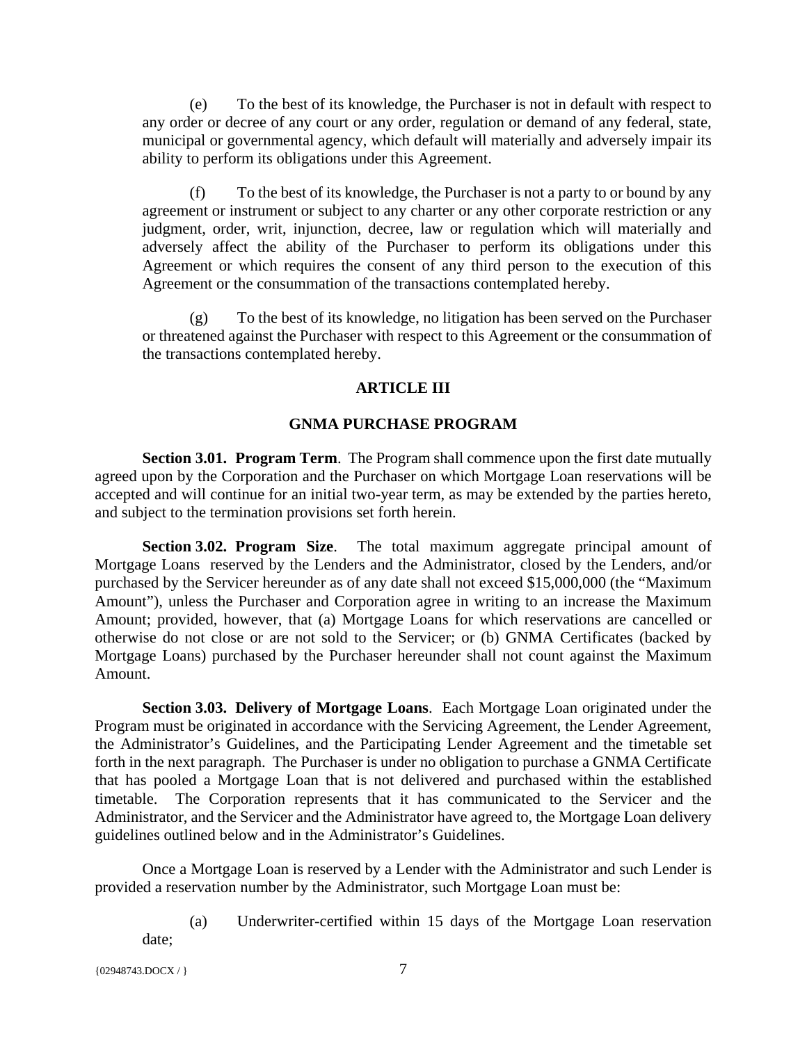(e) To the best of its knowledge, the Purchaser is not in default with respect to any order or decree of any court or any order, regulation or demand of any federal, state, municipal or governmental agency, which default will materially and adversely impair its ability to perform its obligations under this Agreement.

(f) To the best of its knowledge, the Purchaser is not a party to or bound by any agreement or instrument or subject to any charter or any other corporate restriction or any judgment, order, writ, injunction, decree, law or regulation which will materially and adversely affect the ability of the Purchaser to perform its obligations under this Agreement or which requires the consent of any third person to the execution of this Agreement or the consummation of the transactions contemplated hereby.

(g) To the best of its knowledge, no litigation has been served on the Purchaser or threatened against the Purchaser with respect to this Agreement or the consummation of the transactions contemplated hereby.

## ARTICLE III

## GNMA PURCHASE PROGRAM

**Section 3.01. Program Term**. The Program shall commence upon the first date mutually agreed upon by the Corporation and the Purchaser on which Mortgage Loan reservations will be accepted and will continue for an initial two-year term, as may be extended by the parties hereto, and subject to the termination provisions set forth herein.

**Section 3.02. Program Size**. The total maximum aggregate principal amount of Mortgage Loans reserved by the Lenders and the Administrator, closed by the Lenders, and/or purchased by the Servicer hereunder as of any date shall not exceed $15,000,000 (the "Maximum Amount"), unless the Purchaser and Corporation agree in writing to an increase the Maximum Amount; provided, however, that (a) Mortgage Loans for which reservations are cancelled or otherwise do not close or are not sold to the Servicer; or (b) GNMA Certificates (backed by Mortgage Loans) purchased by the Purchaser hereunder shall not count against the Maximum Amount.

**Section 3.03. Delivery of Mortgage Loans**. Each Mortgage Loan originated under the Program must be originated in accordance with the Servicing Agreement, the Lender Agreement, the Administrator's Guidelines, and the Participating Lender Agreement and the timetable set forth in the next paragraph. The Purchaser is under no obligation to purchase a GNMA Certificate that has pooled a Mortgage Loan that is not delivered and purchased within the established timetable. The Corporation represents that it has communicated to the Servicer and the Administrator, and the Servicer and the Administrator have agreed to, the Mortgage Loan delivery guidelines outlined below and in the Administrator's Guidelines.

Once a Mortgage Loan is reserved by a Lender with the Administrator and such Lender is provided a reservation number by the Administrator, such Mortgage Loan must be:

(a) Underwriter-certified within 15 days of the Mortgage Loan reservation date;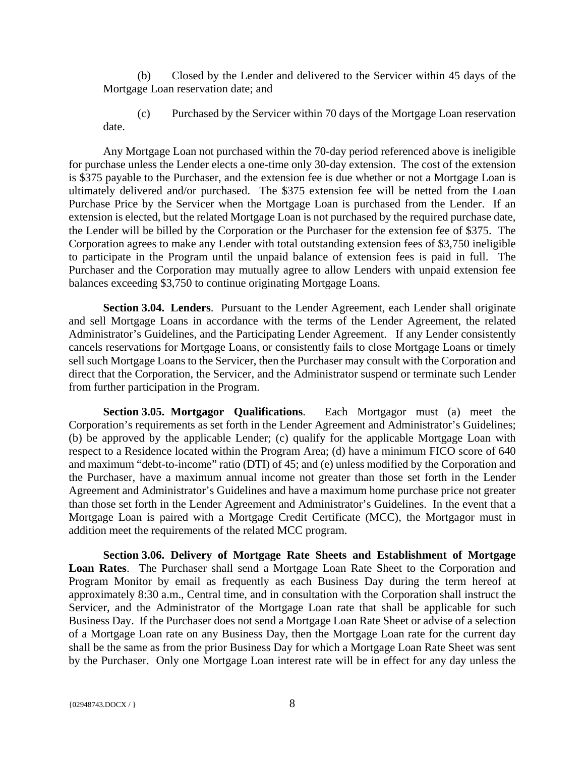(b) Closed by the Lender and delivered to the Servicer within 45 days of the Mortgage Loan reservation date; and

(c) Purchased by the Servicer within 70 days of the Mortgage Loan reservation date.

Any Mortgage Loan not purchased within the 70-day period referenced above is ineligible for purchase unless the Lender elects a one-time only 30-day extension. The cost of the extension is $375 payable to the Purchaser, and the extension fee is due whether or not a Mortgage Loan is ultimately delivered and/or purchased. The $375 extension fee will be netted from the Loan Purchase Price by the Servicer when the Mortgage Loan is purchased from the Lender. If an extension is elected, but the related Mortgage Loan is not purchased by the required purchase date, the Lender will be billed by the Corporation or the Purchaser for the extension fee of $375. The Corporation agrees to make any Lender with total outstanding extension fees of $3,750 ineligible to participate in the Program until the unpaid balance of extension fees is paid in full. The Purchaser and the Corporation may mutually agree to allow Lenders with unpaid extension fee balances exceeding $3,750 to continue originating Mortgage Loans.

**Section 3.04. Lenders**. Pursuant to the Lender Agreement, each Lender shall originate and sell Mortgage Loans in accordance with the terms of the Lender Agreement, the related Administrator's Guidelines, and the Participating Lender Agreement. If any Lender consistently cancels reservations for Mortgage Loans, or consistently fails to close Mortgage Loans or timely sell such Mortgage Loans to the Servicer, then the Purchaser may consult with the Corporation and direct that the Corporation, the Servicer, and the Administrator suspend or terminate such Lender from further participation in the Program.

**Section 3.05. Mortgagor Qualifications**. Each Mortgagor must (a) meet the Corporation's requirements as set forth in the Lender Agreement and Administrator's Guidelines; (b) be approved by the applicable Lender; (c) qualify for the applicable Mortgage Loan with respect to a Residence located within the Program Area; (d) have a minimum FICO score of 640 and maximum "debt-to-income" ratio (DTI) of 45; and (e) unless modified by the Corporation and the Purchaser, have a maximum annual income not greater than those set forth in the Lender Agreement and Administrator's Guidelines and have a maximum home purchase price not greater than those set forth in the Lender Agreement and Administrator's Guidelines. In the event that a Mortgage Loan is paired with a Mortgage Credit Certificate (MCC), the Mortgagor must in addition meet the requirements of the related MCC program.

**Section 3.06. Delivery of Mortgage Rate Sheets and Establishment of Mortgage Loan Rates**. The Purchaser shall send a Mortgage Loan Rate Sheet to the Corporation and Program Monitor by email as frequently as each Business Day during the term hereof at approximately 8:30 a.m., Central time, and in consultation with the Corporation shall instruct the Servicer, and the Administrator of the Mortgage Loan rate that shall be applicable for such Business Day. If the Purchaser does not send a Mortgage Loan Rate Sheet or advise of a selection of a Mortgage Loan rate on any Business Day, then the Mortgage Loan rate for the current day shall be the same as from the prior Business Day for which a Mortgage Loan Rate Sheet was sent by the Purchaser. Only one Mortgage Loan interest rate will be in effect for any day unless the

{02948743.DOCX / }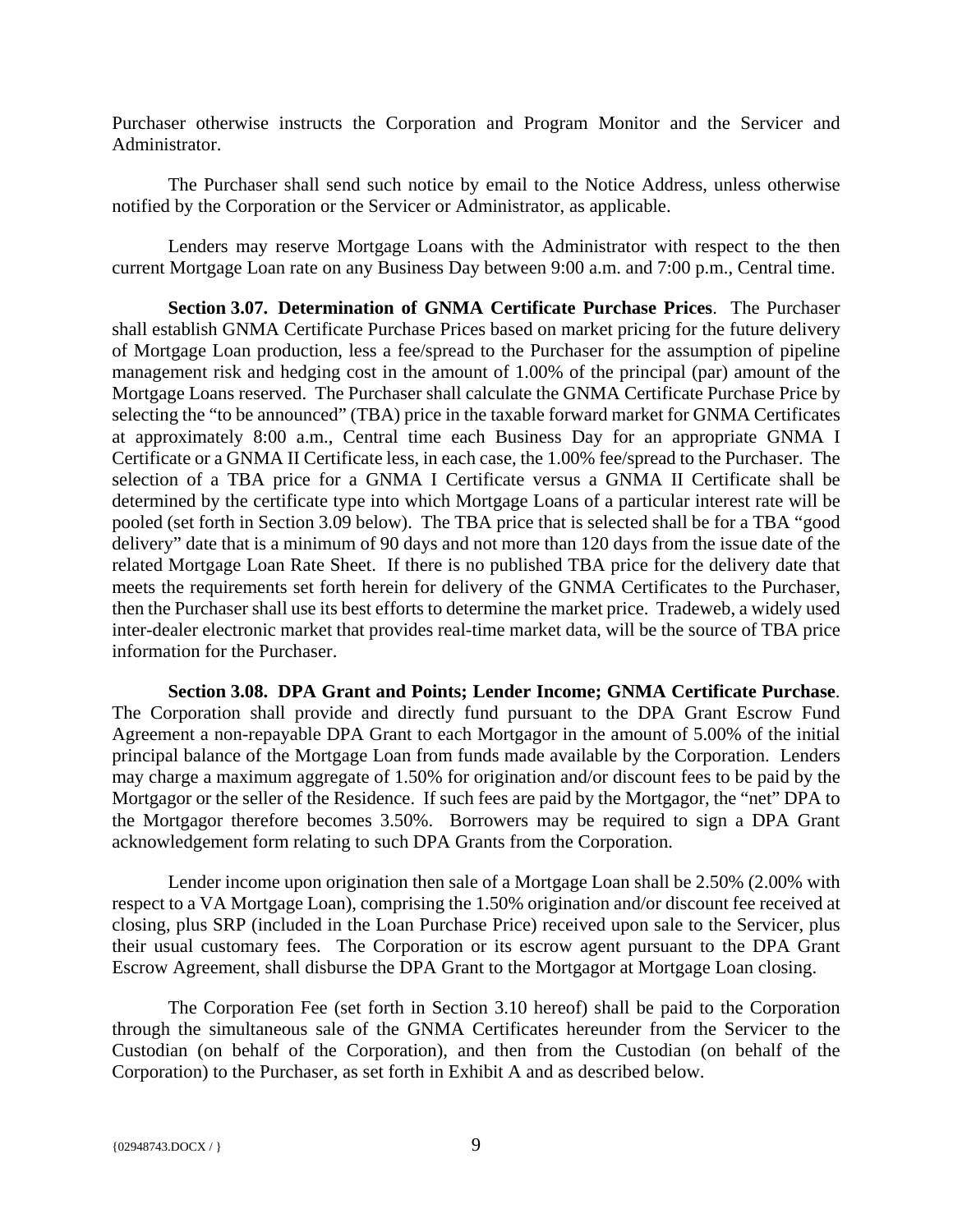Purchaser otherwise instructs the Corporation and Program Monitor and the Servicer and Administrator.

The Purchaser shall send such notice by email to the Notice Address, unless otherwise notified by the Corporation or the Servicer or Administrator, as applicable.

Lenders may reserve Mortgage Loans with the Administrator with respect to the then current Mortgage Loan rate on any Business Day between 9:00 a.m. and 7:00 p.m., Central time.

**Section 3.07. Determination of GNMA Certificate Purchase Prices**. The Purchaser shall establish GNMA Certificate Purchase Prices based on market pricing for the future delivery of Mortgage Loan production, less a fee/spread to the Purchaser for the assumption of pipeline management risk and hedging cost in the amount of 1.00% of the principal (par) amount of the Mortgage Loans reserved. The Purchaser shall calculate the GNMA Certificate Purchase Price by selecting the "to be announced" (TBA) price in the taxable forward market for GNMA Certificates at approximately 8:00 a.m., Central time each Business Day for an appropriate GNMA I Certificate or a GNMA II Certificate less, in each case, the 1.00% fee/spread to the Purchaser. The selection of a TBA price for a GNMA I Certificate versus a GNMA II Certificate shall be determined by the certificate type into which Mortgage Loans of a particular interest rate will be pooled (set forth in Section 3.09 below). The TBA price that is selected shall be for a TBA "good delivery" date that is a minimum of 90 days and not more than 120 days from the issue date of the related Mortgage Loan Rate Sheet. If there is no published TBA price for the delivery date that meets the requirements set forth herein for delivery of the GNMA Certificates to the Purchaser, then the Purchaser shall use its best efforts to determine the market price. Tradeweb, a widely used inter-dealer electronic market that provides real-time market data, will be the source of TBA price information for the Purchaser.

**Section 3.08. DPA Grant and Points; Lender Income; GNMA Certificate Purchase**. The Corporation shall provide and directly fund pursuant to the DPA Grant Escrow Fund Agreement a non-repayable DPA Grant to each Mortgagor in the amount of 5.00% of the initial principal balance of the Mortgage Loan from funds made available by the Corporation. Lenders may charge a maximum aggregate of 1.50% for origination and/or discount fees to be paid by the Mortgagor or the seller of the Residence. If such fees are paid by the Mortgagor, the "net" DPA to the Mortgagor therefore becomes 3.50%. Borrowers may be required to sign a DPA Grant acknowledgement form relating to such DPA Grants from the Corporation.

Lender income upon origination then sale of a Mortgage Loan shall be 2.50% (2.00% with respect to a VA Mortgage Loan), comprising the 1.50% origination and/or discount fee received at closing, plus SRP (included in the Loan Purchase Price) received upon sale to the Servicer, plus their usual customary fees. The Corporation or its escrow agent pursuant to the DPA Grant Escrow Agreement, shall disburse the DPA Grant to the Mortgagor at Mortgage Loan closing.

The Corporation Fee (set forth in Section 3.10 hereof) shall be paid to the Corporation through the simultaneous sale of the GNMA Certificates hereunder from the Servicer to the Custodian (on behalf of the Corporation), and then from the Custodian (on behalf of the Corporation) to the Purchaser, as set forth in Exhibit A and as described below.

{02948743.DOCX / }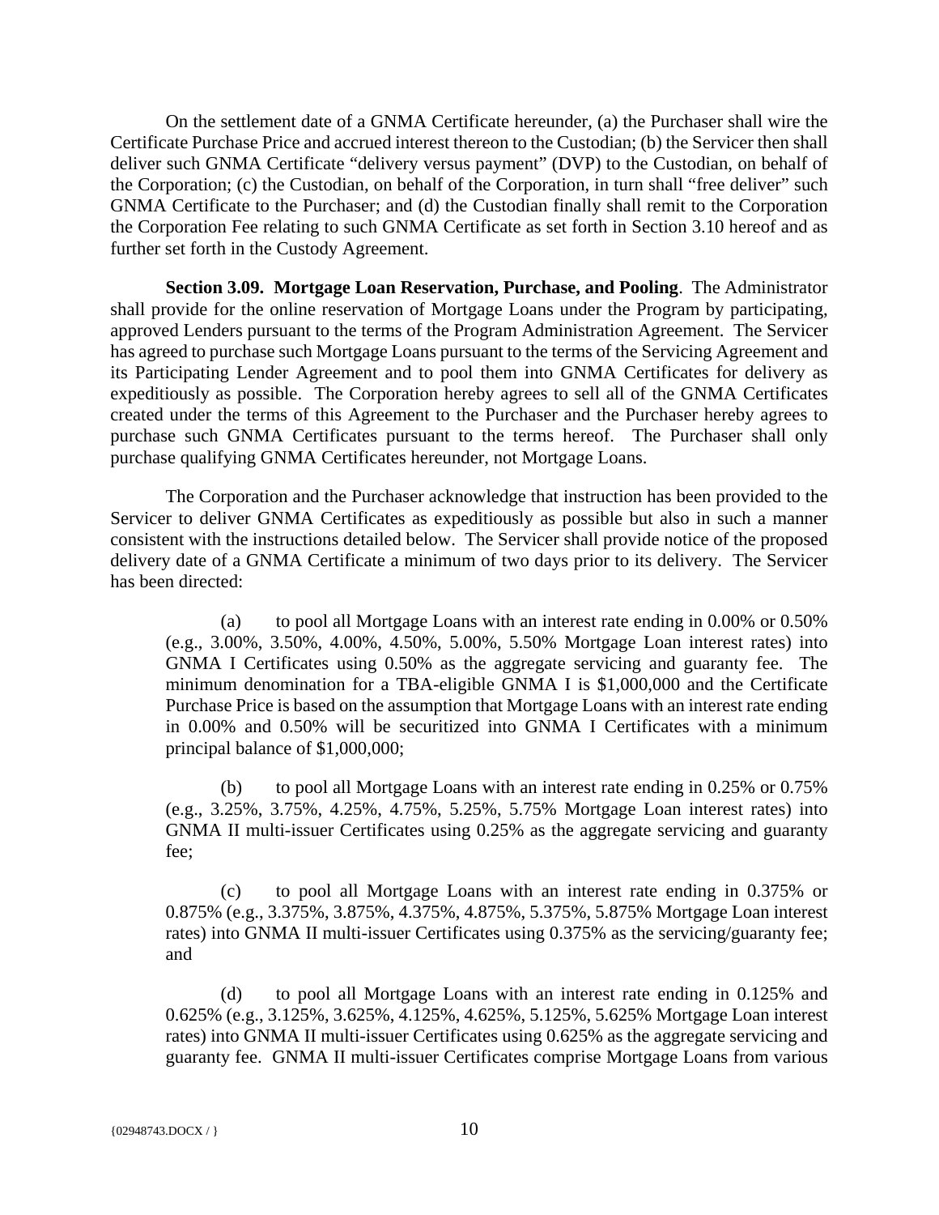On the settlement date of a GNMA Certificate hereunder, (a) the Purchaser shall wire the Certificate Purchase Price and accrued interest thereon to the Custodian; (b) the Servicer then shall deliver such GNMA Certificate "delivery versus payment" (DVP) to the Custodian, on behalf of the Corporation; (c) the Custodian, on behalf of the Corporation, in turn shall "free deliver" such GNMA Certificate to the Purchaser; and (d) the Custodian finally shall remit to the Corporation the Corporation Fee relating to such GNMA Certificate as set forth in Section 3.10 hereof and as further set forth in the Custody Agreement.

**Section 3.09. Mortgage Loan Reservation, Purchase, and Pooling**. The Administrator shall provide for the online reservation of Mortgage Loans under the Program by participating, approved Lenders pursuant to the terms of the Program Administration Agreement. The Servicer has agreed to purchase such Mortgage Loans pursuant to the terms of the Servicing Agreement and its Participating Lender Agreement and to pool them into GNMA Certificates for delivery as expeditiously as possible. The Corporation hereby agrees to sell all of the GNMA Certificates created under the terms of this Agreement to the Purchaser and the Purchaser hereby agrees to purchase such GNMA Certificates pursuant to the terms hereof. The Purchaser shall only purchase qualifying GNMA Certificates hereunder, not Mortgage Loans.

The Corporation and the Purchaser acknowledge that instruction has been provided to the Servicer to deliver GNMA Certificates as expeditiously as possible but also in such a manner consistent with the instructions detailed below. The Servicer shall provide notice of the proposed delivery date of a GNMA Certificate a minimum of two days prior to its delivery. The Servicer has been directed:

(a) to pool all Mortgage Loans with an interest rate ending in 0.00% or 0.50% (e.g., 3.00%, 3.50%, 4.00%, 4.50%, 5.00%, 5.50% Mortgage Loan interest rates) into GNMA I Certificates using 0.50% as the aggregate servicing and guaranty fee. The minimum denomination for a TBA-eligible GNMA I is $1,000,000 and the Certificate Purchase Price is based on the assumption that Mortgage Loans with an interest rate ending in 0.00% and 0.50% will be securitized into GNMA I Certificates with a minimum principal balance of $1,000,000;

(b) to pool all Mortgage Loans with an interest rate ending in 0.25% or 0.75% (e.g., 3.25%, 3.75%, 4.25%, 4.75%, 5.25%, 5.75% Mortgage Loan interest rates) into GNMA II multi-issuer Certificates using 0.25% as the aggregate servicing and guaranty fee;

(c) to pool all Mortgage Loans with an interest rate ending in 0.375% or 0.875% (e.g., 3.375%, 3.875%, 4.375%, 4.875%, 5.375%, 5.875% Mortgage Loan interest rates) into GNMA II multi-issuer Certificates using 0.375% as the servicing/guaranty fee; and

(d) to pool all Mortgage Loans with an interest rate ending in 0.125% and 0.625% (e.g., 3.125%, 3.625%, 4.125%, 4.625%, 5.125%, 5.625% Mortgage Loan interest rates) into GNMA II multi-issuer Certificates using 0.625% as the aggregate servicing and guaranty fee. GNMA II multi-issuer Certificates comprise Mortgage Loans from various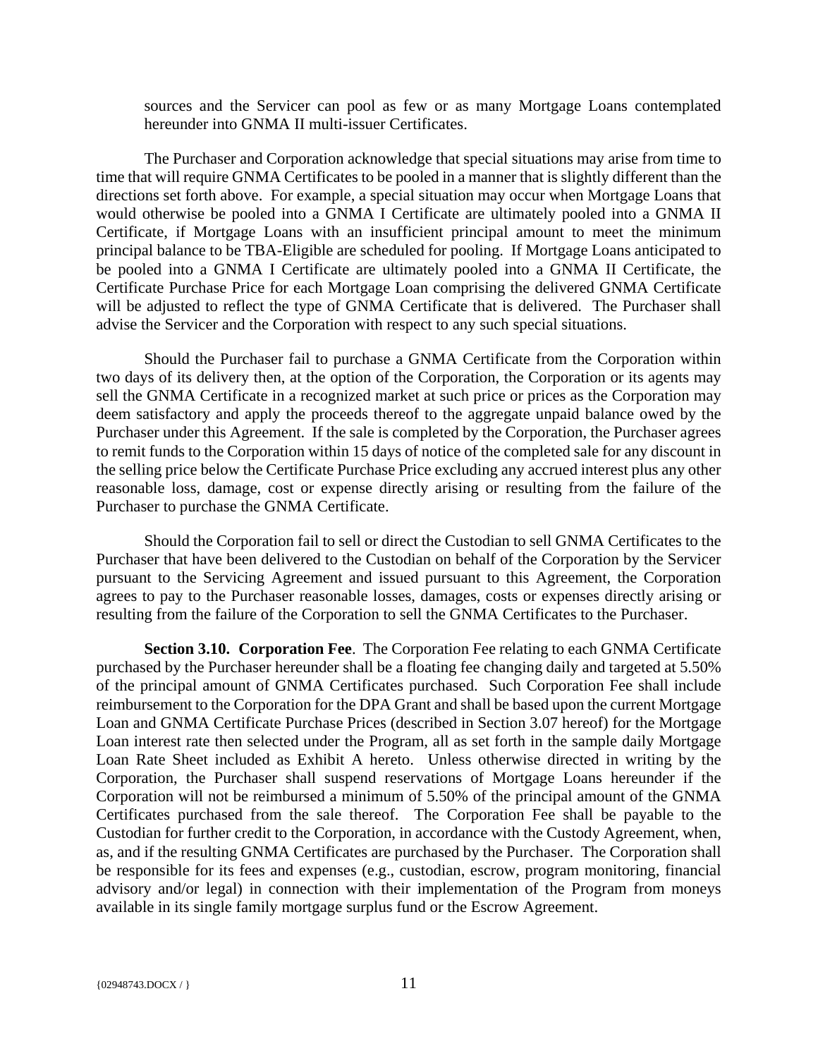sources and the Servicer can pool as few or as many Mortgage Loans contemplated hereunder into GNMA II multi-issuer Certificates.

The Purchaser and Corporation acknowledge that special situations may arise from time to time that will require GNMA Certificates to be pooled in a manner that is slightly different than the directions set forth above. For example, a special situation may occur when Mortgage Loans that would otherwise be pooled into a GNMA I Certificate are ultimately pooled into a GNMA II Certificate, if Mortgage Loans with an insufficient principal amount to meet the minimum principal balance to be TBA-Eligible are scheduled for pooling. If Mortgage Loans anticipated to be pooled into a GNMA I Certificate are ultimately pooled into a GNMA II Certificate, the Certificate Purchase Price for each Mortgage Loan comprising the delivered GNMA Certificate will be adjusted to reflect the type of GNMA Certificate that is delivered. The Purchaser shall advise the Servicer and the Corporation with respect to any such special situations.

Should the Purchaser fail to purchase a GNMA Certificate from the Corporation within two days of its delivery then, at the option of the Corporation, the Corporation or its agents may sell the GNMA Certificate in a recognized market at such price or prices as the Corporation may deem satisfactory and apply the proceeds thereof to the aggregate unpaid balance owed by the Purchaser under this Agreement. If the sale is completed by the Corporation, the Purchaser agrees to remit funds to the Corporation within 15 days of notice of the completed sale for any discount in the selling price below the Certificate Purchase Price excluding any accrued interest plus any other reasonable loss, damage, cost or expense directly arising or resulting from the failure of the Purchaser to purchase the GNMA Certificate.

Should the Corporation fail to sell or direct the Custodian to sell GNMA Certificates to the Purchaser that have been delivered to the Custodian on behalf of the Corporation by the Servicer pursuant to the Servicing Agreement and issued pursuant to this Agreement, the Corporation agrees to pay to the Purchaser reasonable losses, damages, costs or expenses directly arising or resulting from the failure of the Corporation to sell the GNMA Certificates to the Purchaser.

**Section 3.10. Corporation Fee**. The Corporation Fee relating to each GNMA Certificate purchased by the Purchaser hereunder shall be a floating fee changing daily and targeted at 5.50% of the principal amount of GNMA Certificates purchased. Such Corporation Fee shall include reimbursement to the Corporation for the DPA Grant and shall be based upon the current Mortgage Loan and GNMA Certificate Purchase Prices (described in Section 3.07 hereof) for the Mortgage Loan interest rate then selected under the Program, all as set forth in the sample daily Mortgage Loan Rate Sheet included as Exhibit A hereto. Unless otherwise directed in writing by the Corporation, the Purchaser shall suspend reservations of Mortgage Loans hereunder if the Corporation will not be reimbursed a minimum of 5.50% of the principal amount of the GNMA Certificates purchased from the sale thereof. The Corporation Fee shall be payable to the Custodian for further credit to the Corporation, in accordance with the Custody Agreement, when, as, and if the resulting GNMA Certificates are purchased by the Purchaser. The Corporation shall be responsible for its fees and expenses (e.g., custodian, escrow, program monitoring, financial advisory and/or legal) in connection with their implementation of the Program from moneys available in its single family mortgage surplus fund or the Escrow Agreement.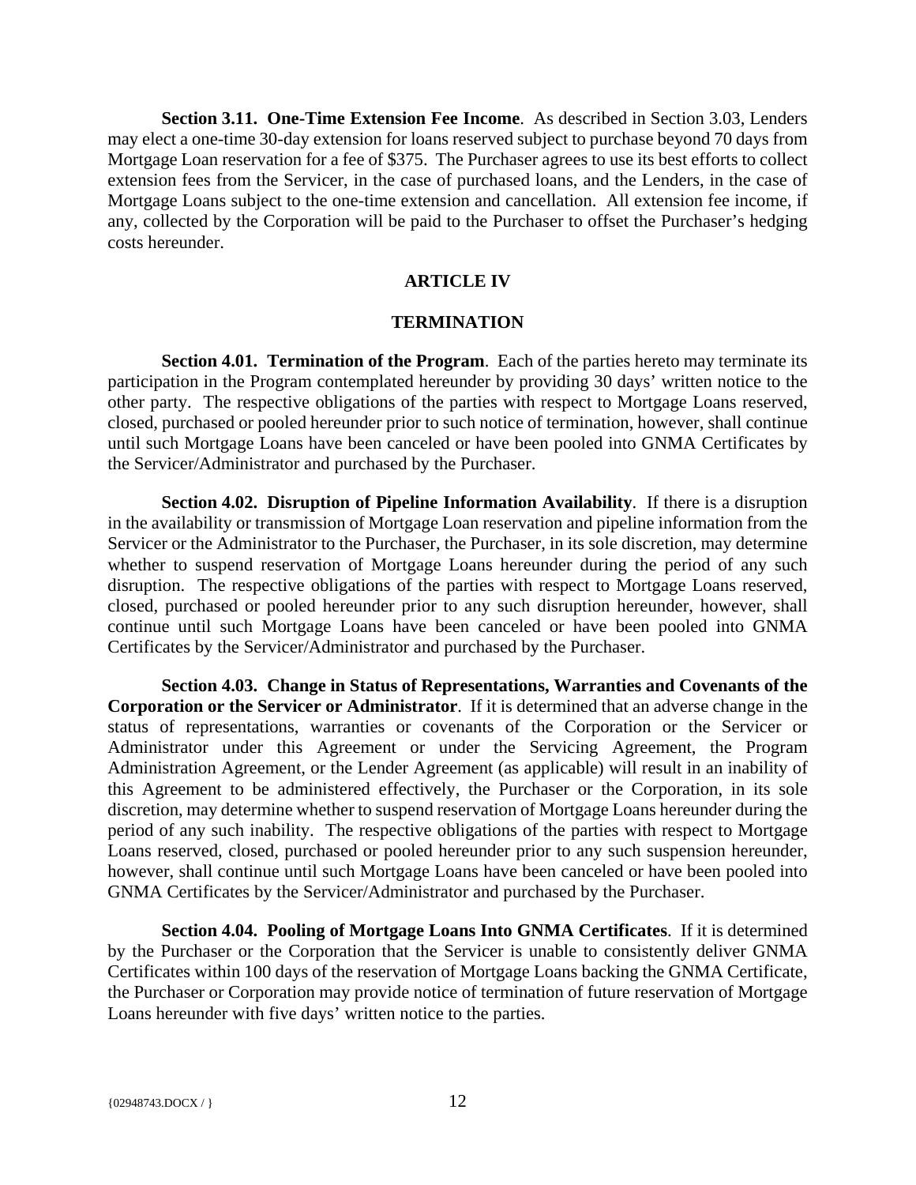**Section 3.11. One-Time Extension Fee Income**. As described in Section 3.03, Lenders may elect a one-time 30-day extension for loans reserved subject to purchase beyond 70 days from Mortgage Loan reservation for a fee of $375. The Purchaser agrees to use its best efforts to collect extension fees from the Servicer, in the case of purchased loans, and the Lenders, in the case of Mortgage Loans subject to the one-time extension and cancellation. All extension fee income, if any, collected by the Corporation will be paid to the Purchaser to offset the Purchaser's hedging costs hereunder.

## ARTICLE IV

## TERMINATION

**Section 4.01. Termination of the Program**. Each of the parties hereto may terminate its participation in the Program contemplated hereunder by providing 30 days' written notice to the other party. The respective obligations of the parties with respect to Mortgage Loans reserved, closed, purchased or pooled hereunder prior to such notice of termination, however, shall continue until such Mortgage Loans have been canceled or have been pooled into GNMA Certificates by the Servicer/Administrator and purchased by the Purchaser.

**Section 4.02. Disruption of Pipeline Information Availability**. If there is a disruption in the availability or transmission of Mortgage Loan reservation and pipeline information from the Servicer or the Administrator to the Purchaser, the Purchaser, in its sole discretion, may determine whether to suspend reservation of Mortgage Loans hereunder during the period of any such disruption. The respective obligations of the parties with respect to Mortgage Loans reserved, closed, purchased or pooled hereunder prior to any such disruption hereunder, however, shall continue until such Mortgage Loans have been canceled or have been pooled into GNMA Certificates by the Servicer/Administrator and purchased by the Purchaser.

**Section 4.03. Change in Status of Representations, Warranties and Covenants of the Corporation or the Servicer or Administrator**. If it is determined that an adverse change in the status of representations, warranties or covenants of the Corporation or the Servicer or Administrator under this Agreement or under the Servicing Agreement, the Program Administration Agreement, or the Lender Agreement (as applicable) will result in an inability of this Agreement to be administered effectively, the Purchaser or the Corporation, in its sole discretion, may determine whether to suspend reservation of Mortgage Loans hereunder during the period of any such inability. The respective obligations of the parties with respect to Mortgage Loans reserved, closed, purchased or pooled hereunder prior to any such suspension hereunder, however, shall continue until such Mortgage Loans have been canceled or have been pooled into GNMA Certificates by the Servicer/Administrator and purchased by the Purchaser.

**Section 4.04. Pooling of Mortgage Loans Into GNMA Certificates**. If it is determined by the Purchaser or the Corporation that the Servicer is unable to consistently deliver GNMA Certificates within 100 days of the reservation of Mortgage Loans backing the GNMA Certificate, the Purchaser or Corporation may provide notice of termination of future reservation of Mortgage Loans hereunder with five days' written notice to the parties.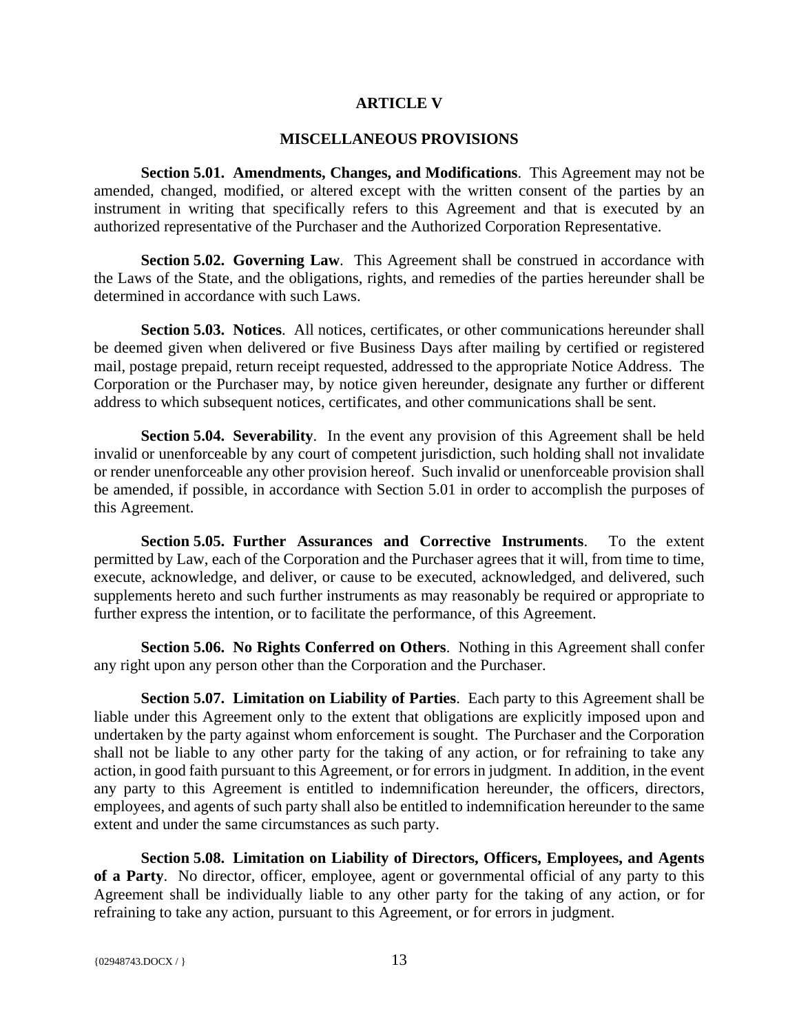# ARTICLE V

## MISCELLANEOUS PROVISIONS

**Section 5.01. Amendments, Changes, and Modifications**. This Agreement may not be amended, changed, modified, or altered except with the written consent of the parties by an instrument in writing that specifically refers to this Agreement and that is executed by an authorized representative of the Purchaser and the Authorized Corporation Representative.

**Section 5.02. Governing Law**. This Agreement shall be construed in accordance with the Laws of the State, and the obligations, rights, and remedies of the parties hereunder shall be determined in accordance with such Laws.

**Section 5.03. Notices**. All notices, certificates, or other communications hereunder shall be deemed given when delivered or five Business Days after mailing by certified or registered mail, postage prepaid, return receipt requested, addressed to the appropriate Notice Address. The Corporation or the Purchaser may, by notice given hereunder, designate any further or different address to which subsequent notices, certificates, and other communications shall be sent.

**Section 5.04. Severability**. In the event any provision of this Agreement shall be held invalid or unenforceable by any court of competent jurisdiction, such holding shall not invalidate or render unenforceable any other provision hereof. Such invalid or unenforceable provision shall be amended, if possible, in accordance with Section 5.01 in order to accomplish the purposes of this Agreement.

**Section 5.05. Further Assurances and Corrective Instruments**. To the extent permitted by Law, each of the Corporation and the Purchaser agrees that it will, from time to time, execute, acknowledge, and deliver, or cause to be executed, acknowledged, and delivered, such supplements hereto and such further instruments as may reasonably be required or appropriate to further express the intention, or to facilitate the performance, of this Agreement.

**Section 5.06. No Rights Conferred on Others**. Nothing in this Agreement shall confer any right upon any person other than the Corporation and the Purchaser.

**Section 5.07. Limitation on Liability of Parties**. Each party to this Agreement shall be liable under this Agreement only to the extent that obligations are explicitly imposed upon and undertaken by the party against whom enforcement is sought. The Purchaser and the Corporation shall not be liable to any other party for the taking of any action, or for refraining to take any action, in good faith pursuant to this Agreement, or for errors in judgment. In addition, in the event any party to this Agreement is entitled to indemnification hereunder, the officers, directors, employees, and agents of such party shall also be entitled to indemnification hereunder to the same extent and under the same circumstances as such party.

**Section 5.08. Limitation on Liability of Directors, Officers, Employees, and Agents of a Party**. No director, officer, employee, agent or governmental official of any party to this Agreement shall be individually liable to any other party for the taking of any action, or for refraining to take any action, pursuant to this Agreement, or for errors in judgment.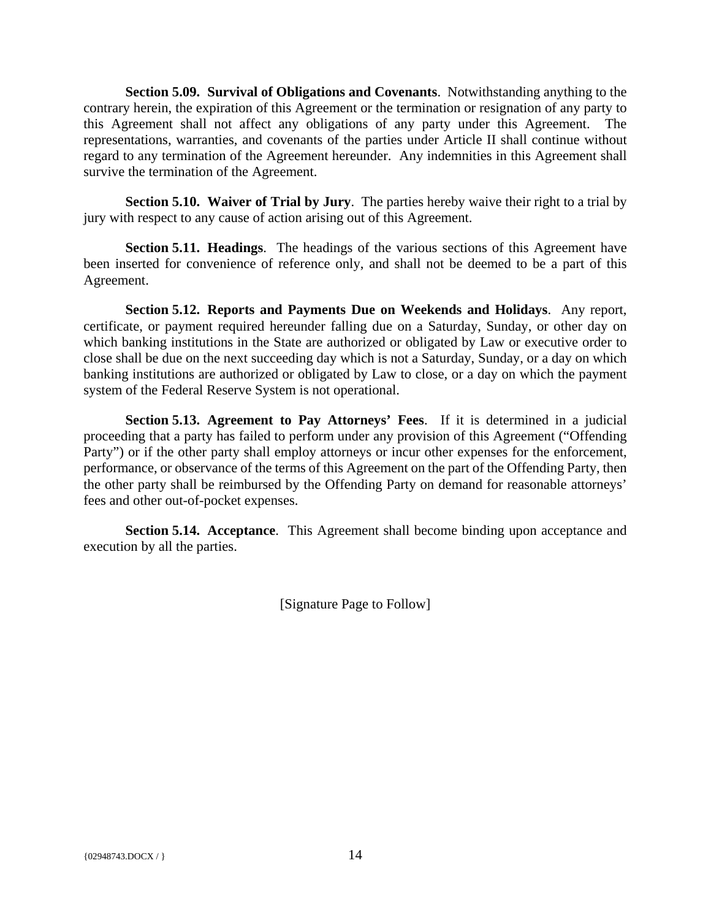**Section 5.09. Survival of Obligations and Covenants**. Notwithstanding anything to the contrary herein, the expiration of this Agreement or the termination or resignation of any party to this Agreement shall not affect any obligations of any party under this Agreement. The representations, warranties, and covenants of the parties under Article II shall continue without regard to any termination of the Agreement hereunder. Any indemnities in this Agreement shall survive the termination of the Agreement.

**Section 5.10. Waiver of Trial by Jury**. The parties hereby waive their right to a trial by jury with respect to any cause of action arising out of this Agreement.

**Section 5.11. Headings**. The headings of the various sections of this Agreement have been inserted for convenience of reference only, and shall not be deemed to be a part of this Agreement.

**Section 5.12. Reports and Payments Due on Weekends and Holidays**. Any report, certificate, or payment required hereunder falling due on a Saturday, Sunday, or other day on which banking institutions in the State are authorized or obligated by Law or executive order to close shall be due on the next succeeding day which is not a Saturday, Sunday, or a day on which banking institutions are authorized or obligated by Law to close, or a day on which the payment system of the Federal Reserve System is not operational.

**Section 5.13. Agreement to Pay Attorneys' Fees**. If it is determined in a judicial proceeding that a party has failed to perform under any provision of this Agreement ("Offending Party") or if the other party shall employ attorneys or incur other expenses for the enforcement, performance, or observance of the terms of this Agreement on the part of the Offending Party, then the other party shall be reimbursed by the Offending Party on demand for reasonable attorneys' fees and other out-of-pocket expenses.

**Section 5.14. Acceptance**. This Agreement shall become binding upon acceptance and execution by all the parties.

[Signature Page to Follow]

{02948743.DOCX / }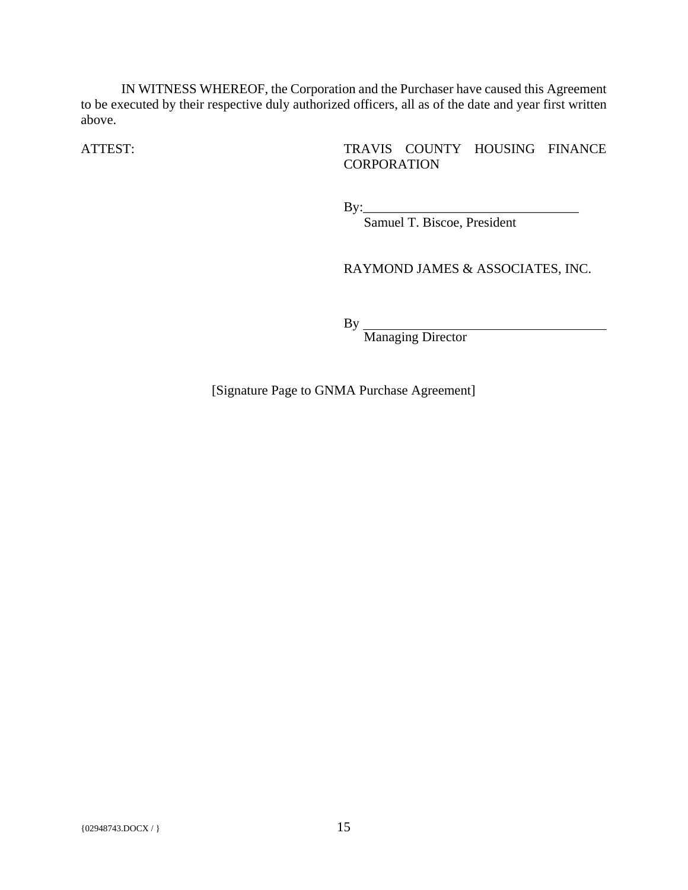IN WITNESS WHEREOF, the Corporation and the Purchaser have caused this Agreement to be executed by their respective duly authorized officers, all as of the date and year first written above.

ATTEST:

TRAVIS COUNTY HOUSING FINANCE CORPORATION

By:________________________________
Samuel T. Biscoe, President

RAYMOND JAMES & ASSOCIATES, INC.

By ________________________________
Managing Director

[Signature Page to GNMA Purchase Agreement]

{02948743.DOCX / }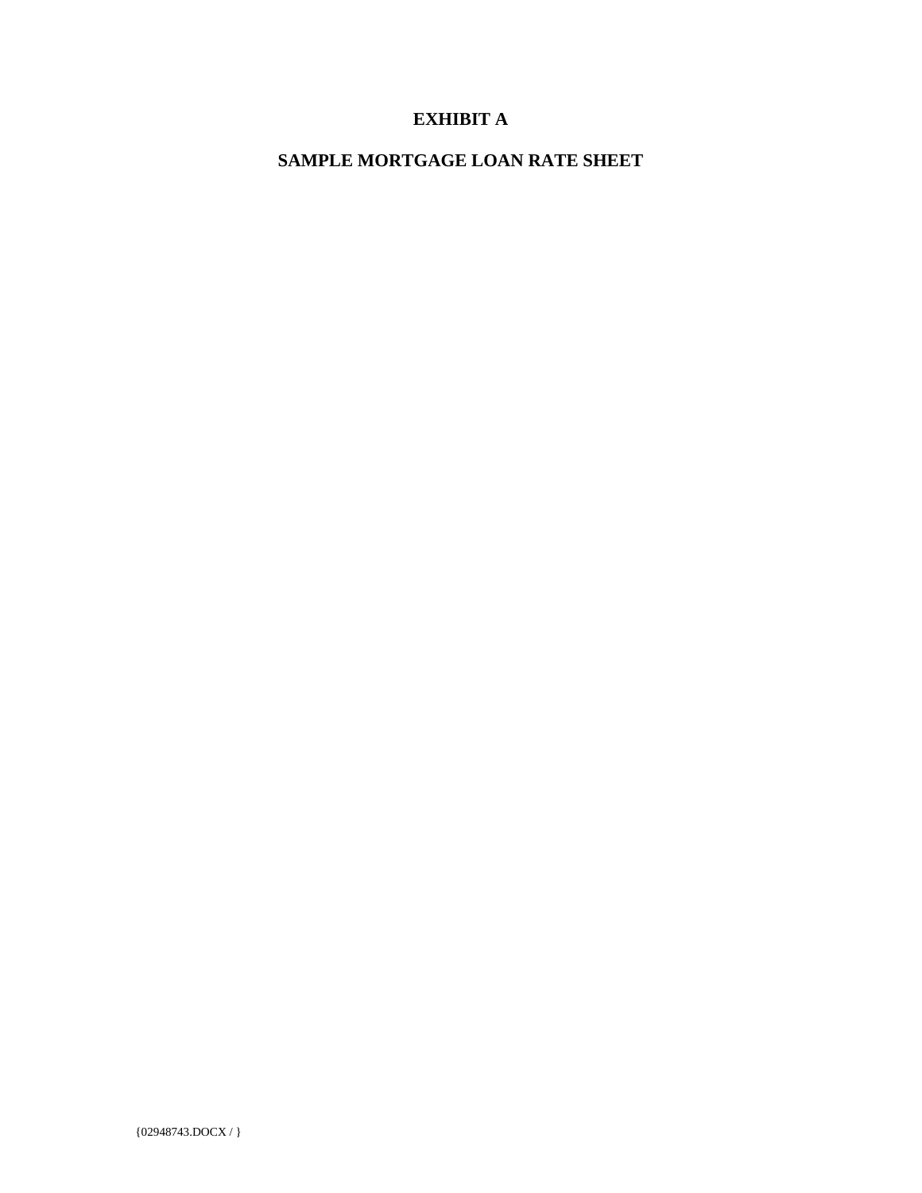# EXHIBIT A

## SAMPLE MORTGAGE LOAN RATE SHEET

{02948743.DOCX / }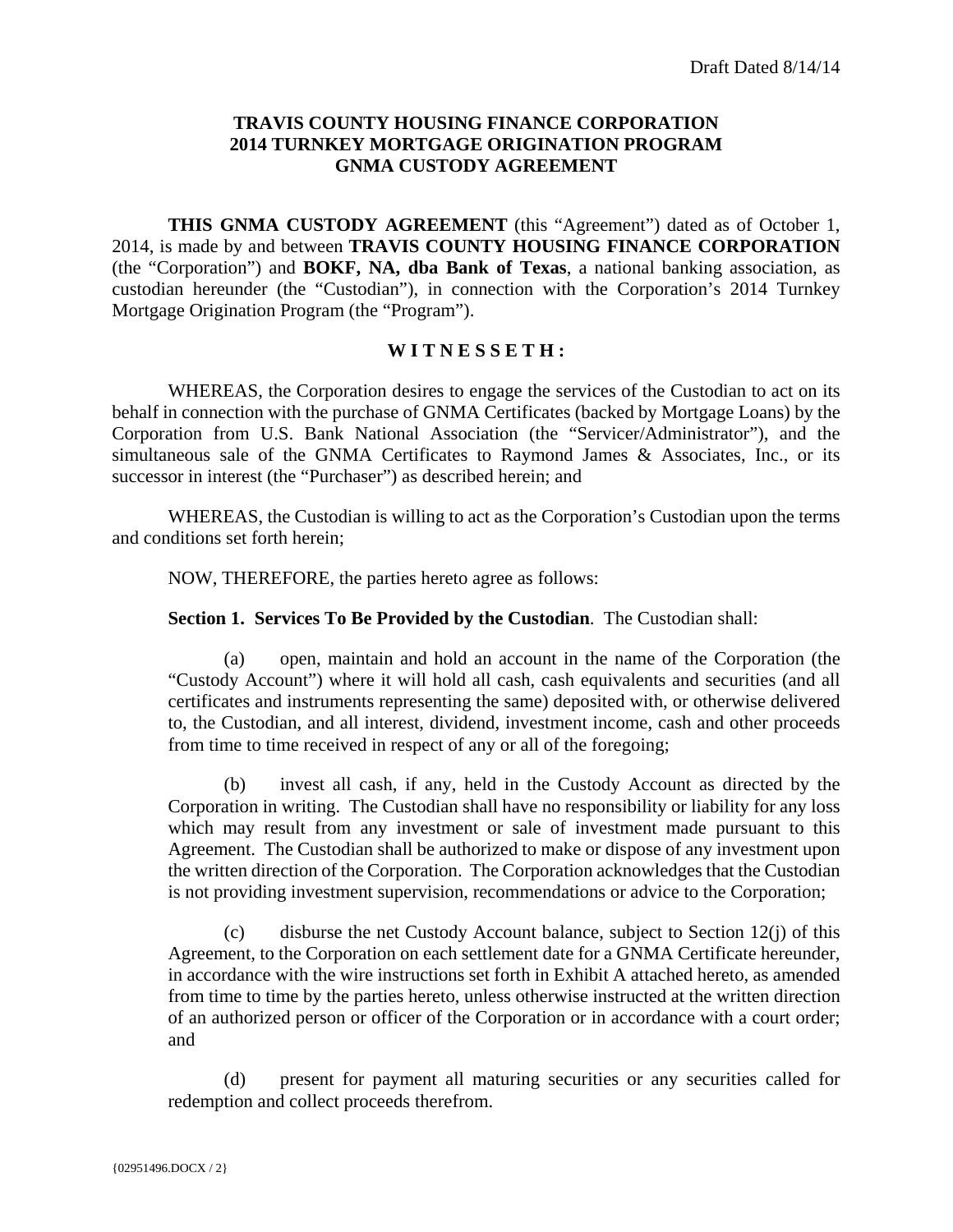Draft Dated 8/14/14

**TRAVIS COUNTY HOUSING FINANCE CORPORATION**
**2014 TURNKEY MORTGAGE ORIGINATION PROGRAM**
**GNMA CUSTODY AGREEMENT**

**THIS GNMA CUSTODY AGREEMENT** (this "Agreement") dated as of October 1, 2014, is made by and between **TRAVIS COUNTY HOUSING FINANCE CORPORATION** (the "Corporation") and **BOKF, NA, dba Bank of Texas**, a national banking association, as custodian hereunder (the "Custodian"), in connection with the Corporation's 2014 Turnkey Mortgage Origination Program (the "Program").

**W I T N E S S E T H :**

WHEREAS, the Corporation desires to engage the services of the Custodian to act on its behalf in connection with the purchase of GNMA Certificates (backed by Mortgage Loans) by the Corporation from U.S. Bank National Association (the "Servicer/Administrator"), and the simultaneous sale of the GNMA Certificates to Raymond James & Associates, Inc., or its successor in interest (the "Purchaser") as described herein; and

WHEREAS, the Custodian is willing to act as the Corporation's Custodian upon the terms and conditions set forth herein;

NOW, THEREFORE, the parties hereto agree as follows:

**Section 1. Services To Be Provided by the Custodian**. The Custodian shall:

(a) open, maintain and hold an account in the name of the Corporation (the "Custody Account") where it will hold all cash, cash equivalents and securities (and all certificates and instruments representing the same) deposited with, or otherwise delivered to, the Custodian, and all interest, dividend, investment income, cash and other proceeds from time to time received in respect of any or all of the foregoing;

(b) invest all cash, if any, held in the Custody Account as directed by the Corporation in writing. The Custodian shall have no responsibility or liability for any loss which may result from any investment or sale of investment made pursuant to this Agreement. The Custodian shall be authorized to make or dispose of any investment upon the written direction of the Corporation. The Corporation acknowledges that the Custodian is not providing investment supervision, recommendations or advice to the Corporation;

(c) disburse the net Custody Account balance, subject to Section 12(j) of this Agreement, to the Corporation on each settlement date for a GNMA Certificate hereunder, in accordance with the wire instructions set forth in Exhibit A attached hereto, as amended from time to time by the parties hereto, unless otherwise instructed at the written direction of an authorized person or officer of the Corporation or in accordance with a court order; and

(d) present for payment all maturing securities or any securities called for redemption and collect proceeds therefrom.

{02951496.DOCX / 2}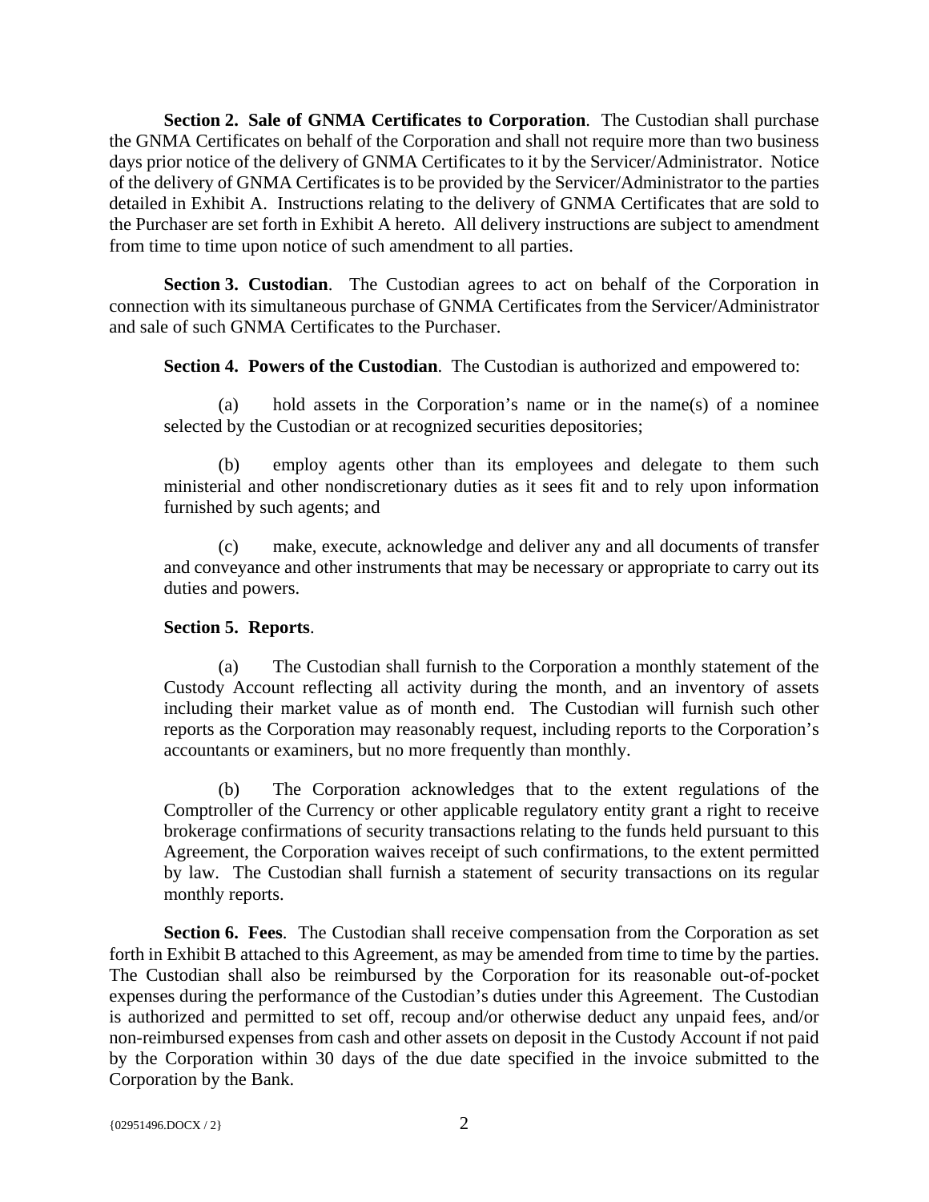**Section 2. Sale of GNMA Certificates to Corporation**. The Custodian shall purchase the GNMA Certificates on behalf of the Corporation and shall not require more than two business days prior notice of the delivery of GNMA Certificates to it by the Servicer/Administrator. Notice of the delivery of GNMA Certificates is to be provided by the Servicer/Administrator to the parties detailed in Exhibit A. Instructions relating to the delivery of GNMA Certificates that are sold to the Purchaser are set forth in Exhibit A hereto. All delivery instructions are subject to amendment from time to time upon notice of such amendment to all parties.

**Section 3. Custodian**. The Custodian agrees to act on behalf of the Corporation in connection with its simultaneous purchase of GNMA Certificates from the Servicer/Administrator and sale of such GNMA Certificates to the Purchaser.

**Section 4. Powers of the Custodian**. The Custodian is authorized and empowered to:

(a) hold assets in the Corporation's name or in the name(s) of a nominee selected by the Custodian or at recognized securities depositories;

(b) employ agents other than its employees and delegate to them such ministerial and other nondiscretionary duties as it sees fit and to rely upon information furnished by such agents; and

(c) make, execute, acknowledge and deliver any and all documents of transfer and conveyance and other instruments that may be necessary or appropriate to carry out its duties and powers.

**Section 5. Reports**.

(a) The Custodian shall furnish to the Corporation a monthly statement of the Custody Account reflecting all activity during the month, and an inventory of assets including their market value as of month end. The Custodian will furnish such other reports as the Corporation may reasonably request, including reports to the Corporation's accountants or examiners, but no more frequently than monthly.

(b) The Corporation acknowledges that to the extent regulations of the Comptroller of the Currency or other applicable regulatory entity grant a right to receive brokerage confirmations of security transactions relating to the funds held pursuant to this Agreement, the Corporation waives receipt of such confirmations, to the extent permitted by law. The Custodian shall furnish a statement of security transactions on its regular monthly reports.

**Section 6. Fees**. The Custodian shall receive compensation from the Corporation as set forth in Exhibit B attached to this Agreement, as may be amended from time to time by the parties. The Custodian shall also be reimbursed by the Corporation for its reasonable out-of-pocket expenses during the performance of the Custodian's duties under this Agreement. The Custodian is authorized and permitted to set off, recoup and/or otherwise deduct any unpaid fees, and/or non-reimbursed expenses from cash and other assets on deposit in the Custody Account if not paid by the Corporation within 30 days of the due date specified in the invoice submitted to the Corporation by the Bank.

{02951496.DOCX / 2}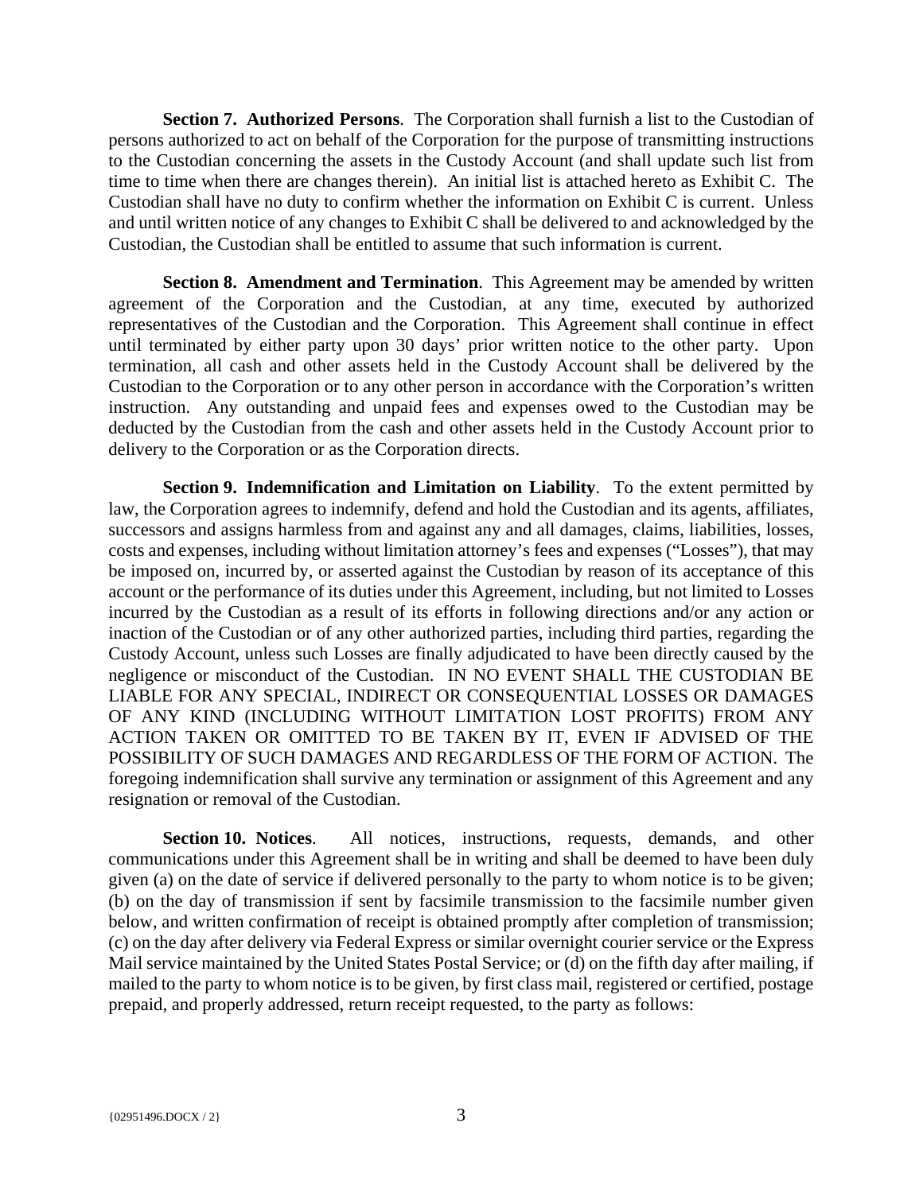**Section 7. Authorized Persons**. The Corporation shall furnish a list to the Custodian of persons authorized to act on behalf of the Corporation for the purpose of transmitting instructions to the Custodian concerning the assets in the Custody Account (and shall update such list from time to time when there are changes therein). An initial list is attached hereto as Exhibit C. The Custodian shall have no duty to confirm whether the information on Exhibit C is current. Unless and until written notice of any changes to Exhibit C shall be delivered to and acknowledged by the Custodian, the Custodian shall be entitled to assume that such information is current.

**Section 8. Amendment and Termination**. This Agreement may be amended by written agreement of the Corporation and the Custodian, at any time, executed by authorized representatives of the Custodian and the Corporation. This Agreement shall continue in effect until terminated by either party upon 30 days' prior written notice to the other party. Upon termination, all cash and other assets held in the Custody Account shall be delivered by the Custodian to the Corporation or to any other person in accordance with the Corporation's written instruction. Any outstanding and unpaid fees and expenses owed to the Custodian may be deducted by the Custodian from the cash and other assets held in the Custody Account prior to delivery to the Corporation or as the Corporation directs.

**Section 9. Indemnification and Limitation on Liability**. To the extent permitted by law, the Corporation agrees to indemnify, defend and hold the Custodian and its agents, affiliates, successors and assigns harmless from and against any and all damages, claims, liabilities, losses, costs and expenses, including without limitation attorney's fees and expenses ("Losses"), that may be imposed on, incurred by, or asserted against the Custodian by reason of its acceptance of this account or the performance of its duties under this Agreement, including, but not limited to Losses incurred by the Custodian as a result of its efforts in following directions and/or any action or inaction of the Custodian or of any other authorized parties, including third parties, regarding the Custody Account, unless such Losses are finally adjudicated to have been directly caused by the negligence or misconduct of the Custodian. IN NO EVENT SHALL THE CUSTODIAN BE LIABLE FOR ANY SPECIAL, INDIRECT OR CONSEQUENTIAL LOSSES OR DAMAGES OF ANY KIND (INCLUDING WITHOUT LIMITATION LOST PROFITS) FROM ANY ACTION TAKEN OR OMITTED TO BE TAKEN BY IT, EVEN IF ADVISED OF THE POSSIBILITY OF SUCH DAMAGES AND REGARDLESS OF THE FORM OF ACTION. The foregoing indemnification shall survive any termination or assignment of this Agreement and any resignation or removal of the Custodian.

**Section 10. Notices**. All notices, instructions, requests, demands, and other communications under this Agreement shall be in writing and shall be deemed to have been duly given (a) on the date of service if delivered personally to the party to whom notice is to be given; (b) on the day of transmission if sent by facsimile transmission to the facsimile number given below, and written confirmation of receipt is obtained promptly after completion of transmission; (c) on the day after delivery via Federal Express or similar overnight courier service or the Express Mail service maintained by the United States Postal Service; or (d) on the fifth day after mailing, if mailed to the party to whom notice is to be given, by first class mail, registered or certified, postage prepaid, and properly addressed, return receipt requested, to the party as follows:

{02951496.DOCX / 2}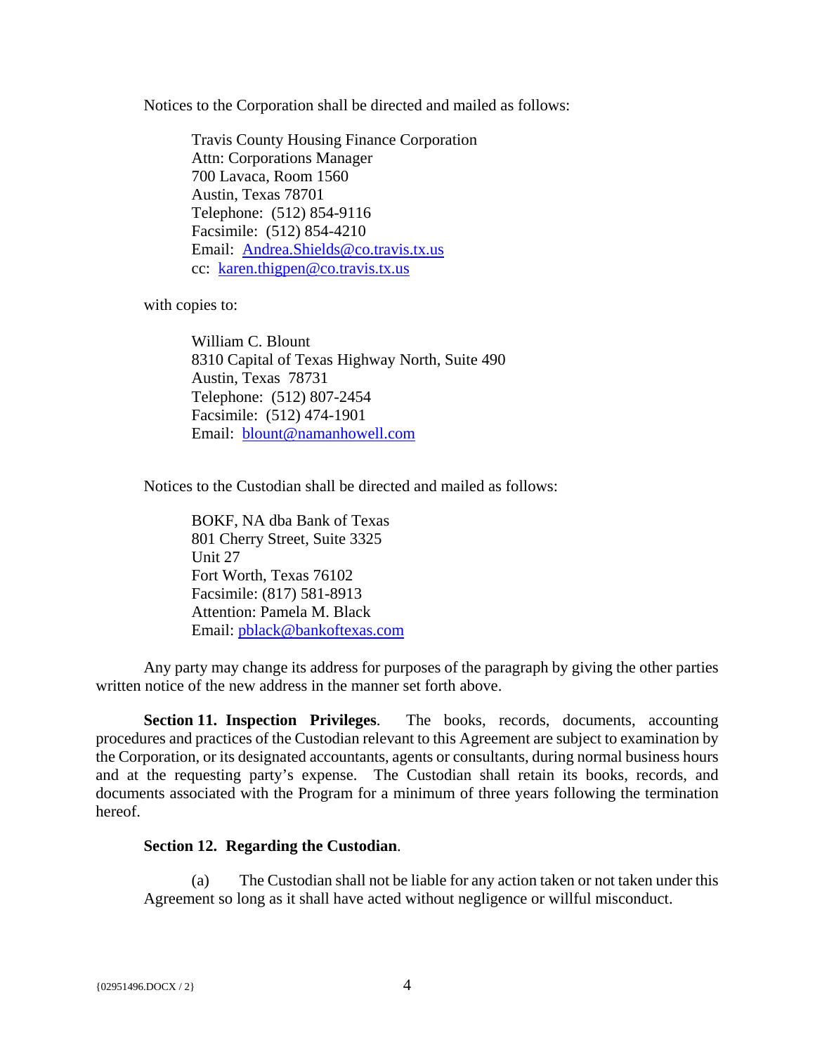Notices to the Corporation shall be directed and mailed as follows:

Travis County Housing Finance Corporation
Attn: Corporations Manager
700 Lavaca, Room 1560
Austin, Texas 78701
Telephone: (512) 854-9116
Facsimile: (512) 854-4210
Email: Andrea.Shields@co.travis.tx.us
cc: karen.thigpen@co.travis.tx.us

with copies to:

William C. Blount
8310 Capital of Texas Highway North, Suite 490
Austin, Texas 78731
Telephone: (512) 807-2454
Facsimile: (512) 474-1901
Email: blount@namanhowell.com

Notices to the Custodian shall be directed and mailed as follows:

BOKF, NA dba Bank of Texas
801 Cherry Street, Suite 3325
Unit 27
Fort Worth, Texas 76102
Facsimile: (817) 581-8913
Attention: Pamela M. Black
Email: pblack@bankoftexas.com

Any party may change its address for purposes of the paragraph by giving the other parties written notice of the new address in the manner set forth above.

**Section 11. Inspection Privileges**. The books, records, documents, accounting procedures and practices of the Custodian relevant to this Agreement are subject to examination by the Corporation, or its designated accountants, agents or consultants, during normal business hours and at the requesting party's expense. The Custodian shall retain its books, records, and documents associated with the Program for a minimum of three years following the termination hereof.

**Section 12. Regarding the Custodian**.

(a) The Custodian shall not be liable for any action taken or not taken under this Agreement so long as it shall have acted without negligence or willful misconduct.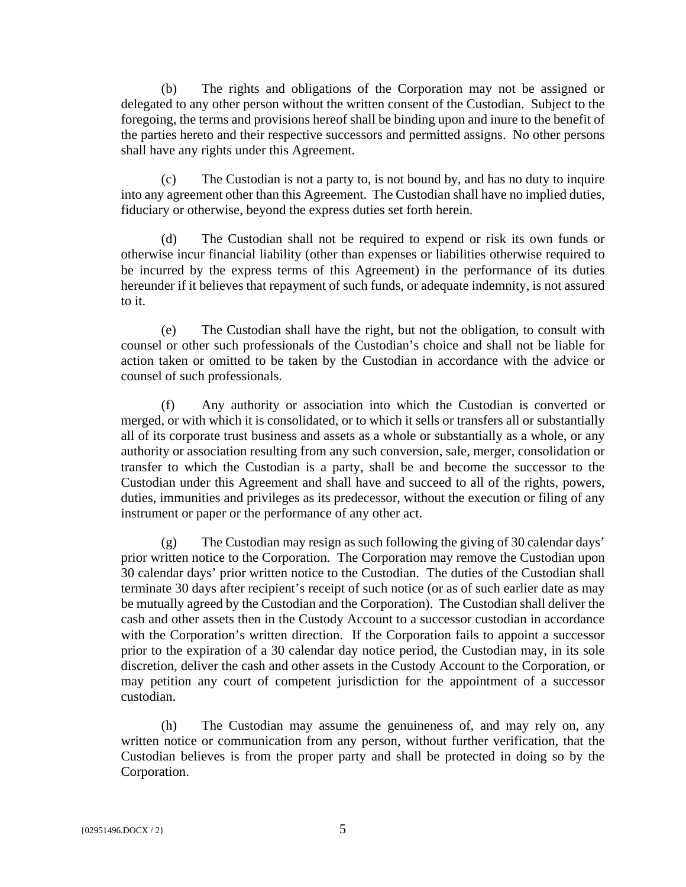(b) The rights and obligations of the Corporation may not be assigned or delegated to any other person without the written consent of the Custodian. Subject to the foregoing, the terms and provisions hereof shall be binding upon and inure to the benefit of the parties hereto and their respective successors and permitted assigns. No other persons shall have any rights under this Agreement.

(c) The Custodian is not a party to, is not bound by, and has no duty to inquire into any agreement other than this Agreement. The Custodian shall have no implied duties, fiduciary or otherwise, beyond the express duties set forth herein.

(d) The Custodian shall not be required to expend or risk its own funds or otherwise incur financial liability (other than expenses or liabilities otherwise required to be incurred by the express terms of this Agreement) in the performance of its duties hereunder if it believes that repayment of such funds, or adequate indemnity, is not assured to it.

(e) The Custodian shall have the right, but not the obligation, to consult with counsel or other such professionals of the Custodian's choice and shall not be liable for action taken or omitted to be taken by the Custodian in accordance with the advice or counsel of such professionals.

(f) Any authority or association into which the Custodian is converted or merged, or with which it is consolidated, or to which it sells or transfers all or substantially all of its corporate trust business and assets as a whole or substantially as a whole, or any authority or association resulting from any such conversion, sale, merger, consolidation or transfer to which the Custodian is a party, shall be and become the successor to the Custodian under this Agreement and shall have and succeed to all of the rights, powers, duties, immunities and privileges as its predecessor, without the execution or filing of any instrument or paper or the performance of any other act.

(g) The Custodian may resign as such following the giving of 30 calendar days' prior written notice to the Corporation. The Corporation may remove the Custodian upon 30 calendar days' prior written notice to the Custodian. The duties of the Custodian shall terminate 30 days after recipient's receipt of such notice (or as of such earlier date as may be mutually agreed by the Custodian and the Corporation). The Custodian shall deliver the cash and other assets then in the Custody Account to a successor custodian in accordance with the Corporation's written direction. If the Corporation fails to appoint a successor prior to the expiration of a 30 calendar day notice period, the Custodian may, in its sole discretion, deliver the cash and other assets in the Custody Account to the Corporation, or may petition any court of competent jurisdiction for the appointment of a successor custodian.

(h) The Custodian may assume the genuineness of, and may rely on, any written notice or communication from any person, without further verification, that the Custodian believes is from the proper party and shall be protected in doing so by the Corporation.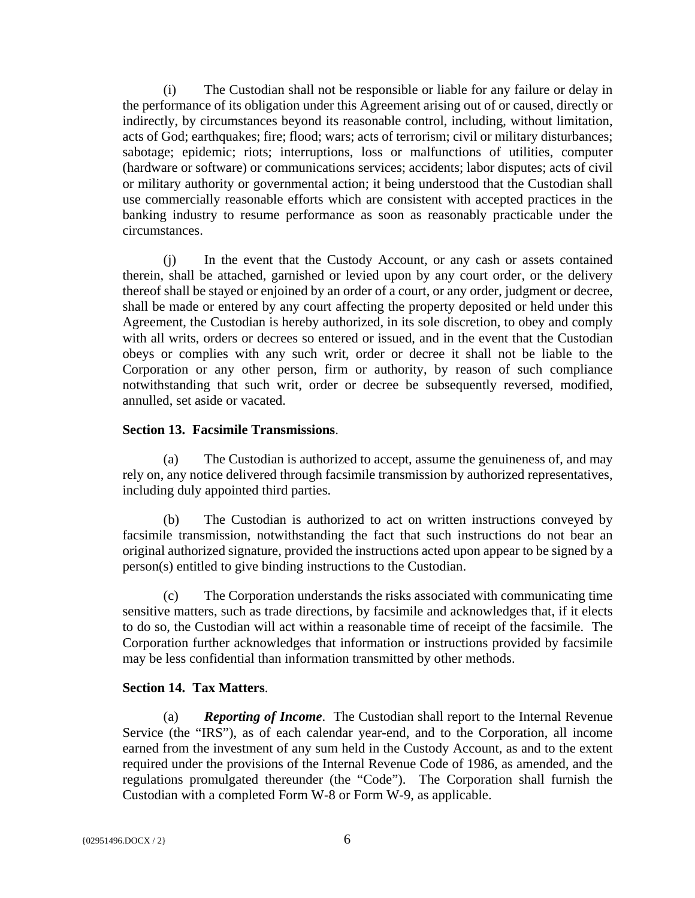(i) The Custodian shall not be responsible or liable for any failure or delay in the performance of its obligation under this Agreement arising out of or caused, directly or indirectly, by circumstances beyond its reasonable control, including, without limitation, acts of God; earthquakes; fire; flood; wars; acts of terrorism; civil or military disturbances; sabotage; epidemic; riots; interruptions, loss or malfunctions of utilities, computer (hardware or software) or communications services; accidents; labor disputes; acts of civil or military authority or governmental action; it being understood that the Custodian shall use commercially reasonable efforts which are consistent with accepted practices in the banking industry to resume performance as soon as reasonably practicable under the circumstances.

(j) In the event that the Custody Account, or any cash or assets contained therein, shall be attached, garnished or levied upon by any court order, or the delivery thereof shall be stayed or enjoined by an order of a court, or any order, judgment or decree, shall be made or entered by any court affecting the property deposited or held under this Agreement, the Custodian is hereby authorized, in its sole discretion, to obey and comply with all writs, orders or decrees so entered or issued, and in the event that the Custodian obeys or complies with any such writ, order or decree it shall not be liable to the Corporation or any other person, firm or authority, by reason of such compliance notwithstanding that such writ, order or decree be subsequently reversed, modified, annulled, set aside or vacated.

**Section 13. Facsimile Transmissions**.

(a) The Custodian is authorized to accept, assume the genuineness of, and may rely on, any notice delivered through facsimile transmission by authorized representatives, including duly appointed third parties.

(b) The Custodian is authorized to act on written instructions conveyed by facsimile transmission, notwithstanding the fact that such instructions do not bear an original authorized signature, provided the instructions acted upon appear to be signed by a person(s) entitled to give binding instructions to the Custodian.

(c) The Corporation understands the risks associated with communicating time sensitive matters, such as trade directions, by facsimile and acknowledges that, if it elects to do so, the Custodian will act within a reasonable time of receipt of the facsimile. The Corporation further acknowledges that information or instructions provided by facsimile may be less confidential than information transmitted by other methods.

**Section 14. Tax Matters**.

(a) ***Reporting of Income***. The Custodian shall report to the Internal Revenue Service (the "IRS"), as of each calendar year-end, and to the Corporation, all income earned from the investment of any sum held in the Custody Account, as and to the extent required under the provisions of the Internal Revenue Code of 1986, as amended, and the regulations promulgated thereunder (the "Code"). The Corporation shall furnish the Custodian with a completed Form W-8 or Form W-9, as applicable.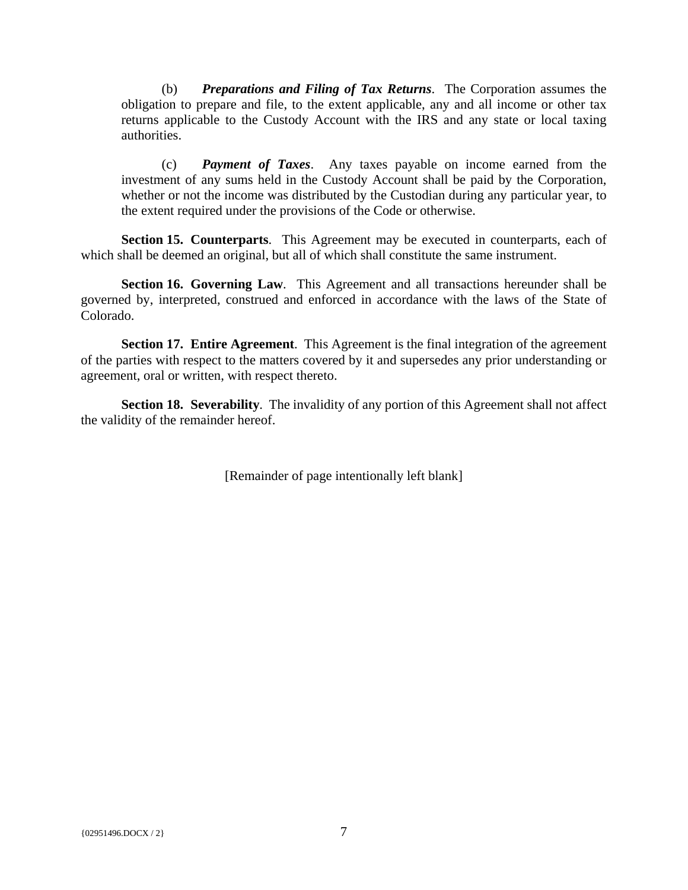(b) ***Preparations and Filing of Tax Returns***. The Corporation assumes the obligation to prepare and file, to the extent applicable, any and all income or other tax returns applicable to the Custody Account with the IRS and any state or local taxing authorities.

(c) ***Payment of Taxes***. Any taxes payable on income earned from the investment of any sums held in the Custody Account shall be paid by the Corporation, whether or not the income was distributed by the Custodian during any particular year, to the extent required under the provisions of the Code or otherwise.

**Section 15. Counterparts**. This Agreement may be executed in counterparts, each of which shall be deemed an original, but all of which shall constitute the same instrument.

**Section 16. Governing Law**. This Agreement and all transactions hereunder shall be governed by, interpreted, construed and enforced in accordance with the laws of the State of Colorado.

**Section 17. Entire Agreement**. This Agreement is the final integration of the agreement of the parties with respect to the matters covered by it and supersedes any prior understanding or agreement, oral or written, with respect thereto.

**Section 18. Severability**. The invalidity of any portion of this Agreement shall not affect the validity of the remainder hereof.

[Remainder of page intentionally left blank]

{02951496.DOCX / 2}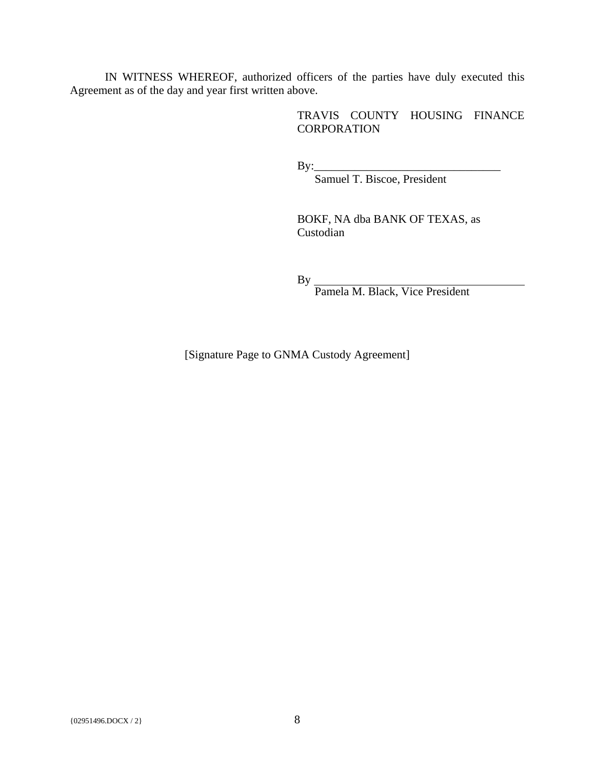IN WITNESS WHEREOF, authorized officers of the parties have duly executed this Agreement as of the day and year first written above.

TRAVIS COUNTY HOUSING FINANCE CORPORATION

By:________________________________
Samuel T. Biscoe, President

BOKF, NA dba BANK OF TEXAS, as Custodian

By ________________________________
Pamela M. Black, Vice President

[Signature Page to GNMA Custody Agreement]

{02951496.DOCX / 2}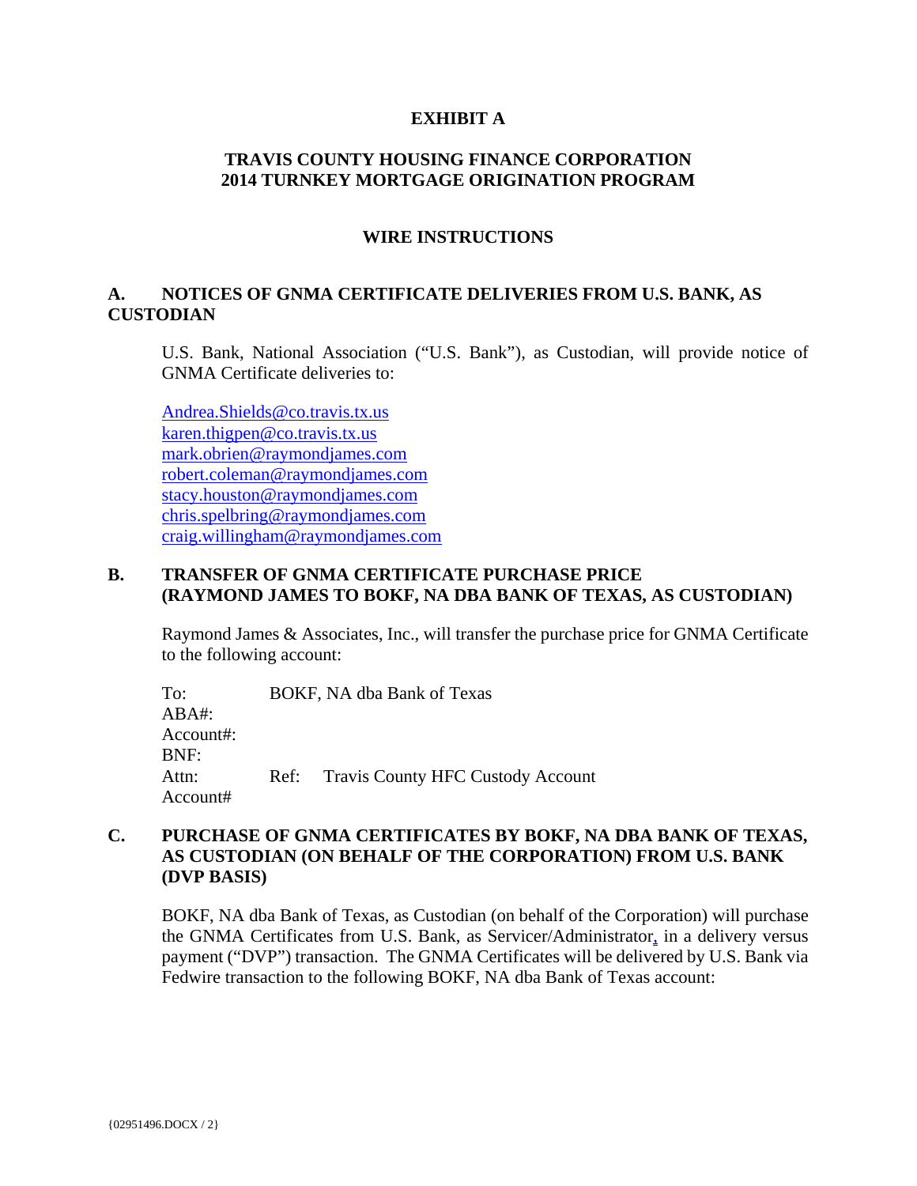# EXHIBIT A

## TRAVIS COUNTY HOUSING FINANCE CORPORATION
## 2014 TURNKEY MORTGAGE ORIGINATION PROGRAM

### WIRE INSTRUCTIONS

**A. NOTICES OF GNMA CERTIFICATE DELIVERIES FROM U.S. BANK, AS CUSTODIAN**

U.S. Bank, National Association ("U.S. Bank"), as Custodian, will provide notice of GNMA Certificate deliveries to:

Andrea.Shields@co.travis.tx.us
karen.thigpen@co.travis.tx.us
mark.obrien@raymondjames.com
robert.coleman@raymondjames.com
stacy.houston@raymondjames.com
chris.spelbring@raymondjames.com
craig.willingham@raymondjames.com

**B. TRANSFER OF GNMA CERTIFICATE PURCHASE PRICE (RAYMOND JAMES TO BOKF, NA DBA BANK OF TEXAS, AS CUSTODIAN)**

Raymond James & Associates, Inc., will transfer the purchase price for GNMA Certificate to the following account:

To: BOKF, NA dba Bank of Texas
ABA#:
Account#:
BNF:
Attn: Ref: Travis County HFC Custody Account
Account#

**C. PURCHASE OF GNMA CERTIFICATES BY BOKF, NA DBA BANK OF TEXAS, AS CUSTODIAN (ON BEHALF OF THE CORPORATION) FROM U.S. BANK (DVP BASIS)**

BOKF, NA dba Bank of Texas, as Custodian (on behalf of the Corporation) will purchase the GNMA Certificates from U.S. Bank, as Servicer/Administrator, in a delivery versus payment ("DVP") transaction. The GNMA Certificates will be delivered by U.S. Bank via Fedwire transaction to the following BOKF, NA dba Bank of Texas account: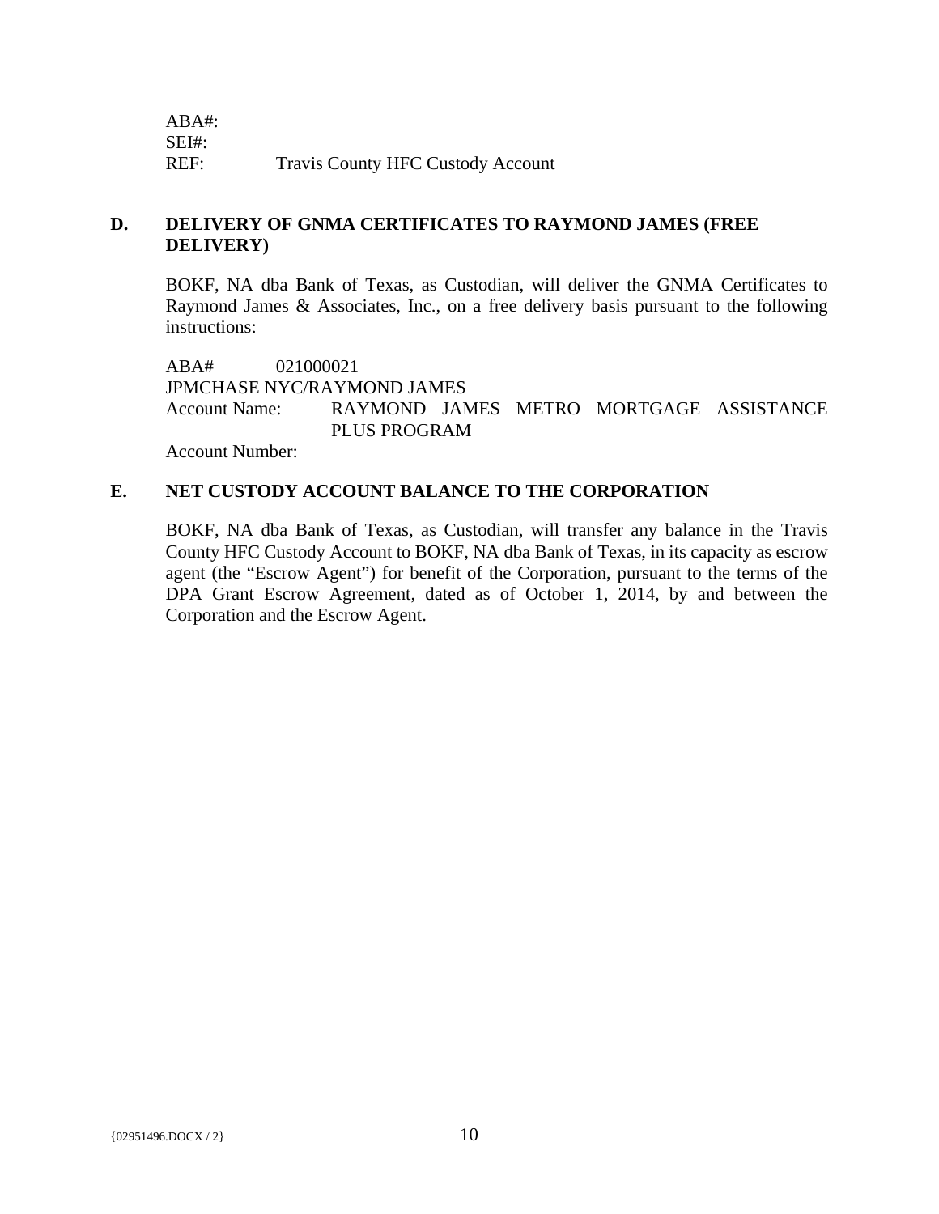ABA#:
SEI#:
REF: Travis County HFC Custody Account

## D. DELIVERY OF GNMA CERTIFICATES TO RAYMOND JAMES (FREE DELIVERY)

BOKF, NA dba Bank of Texas, as Custodian, will deliver the GNMA Certificates to Raymond James & Associates, Inc., on a free delivery basis pursuant to the following instructions:

ABA# 021000021
JPMCHASE NYC/RAYMOND JAMES
Account Name: RAYMOND JAMES METRO MORTGAGE ASSISTANCE PLUS PROGRAM
Account Number:

## E. NET CUSTODY ACCOUNT BALANCE TO THE CORPORATION

BOKF, NA dba Bank of Texas, as Custodian, will transfer any balance in the Travis County HFC Custody Account to BOKF, NA dba Bank of Texas, in its capacity as escrow agent (the "Escrow Agent") for benefit of the Corporation, pursuant to the terms of the DPA Grant Escrow Agreement, dated as of October 1, 2014, by and between the Corporation and the Escrow Agent.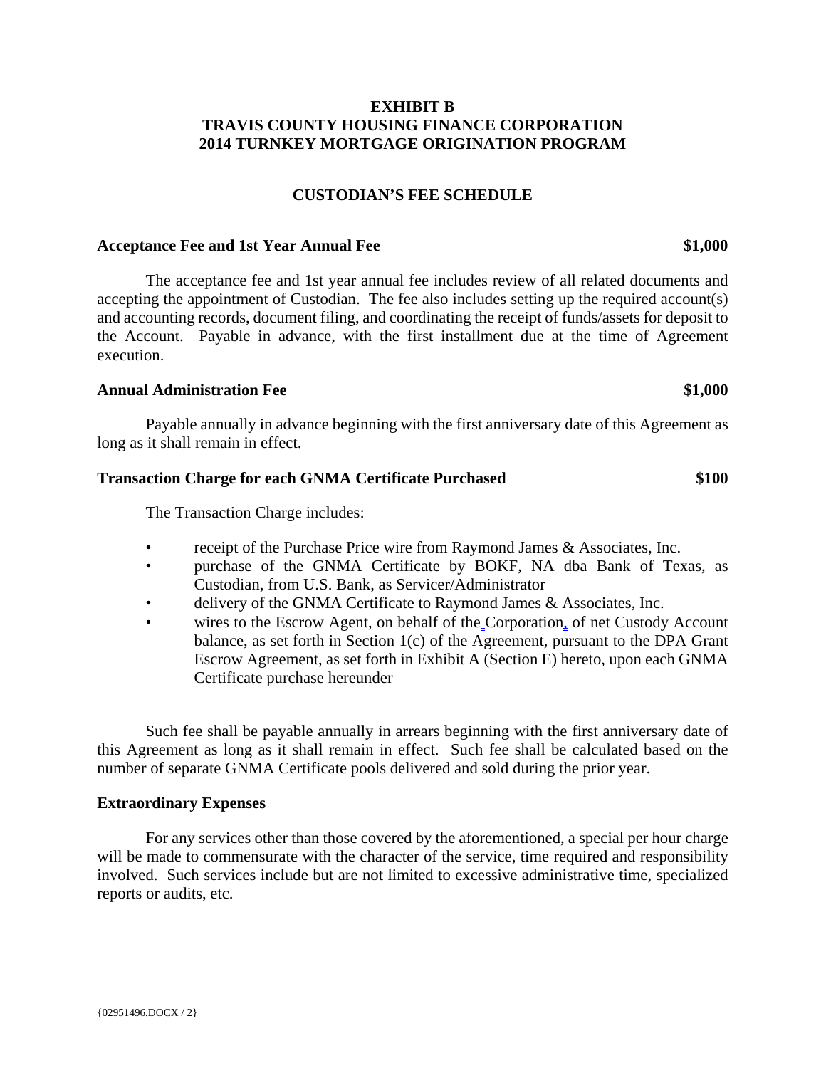**EXHIBIT B**
**TRAVIS COUNTY HOUSING FINANCE CORPORATION**
**2014 TURNKEY MORTGAGE ORIGINATION PROGRAM**

**CUSTODIAN'S FEE SCHEDULE**

**Acceptance Fee and 1st Year Annual Fee** **$1,000**

The acceptance fee and 1st year annual fee includes review of all related documents and accepting the appointment of Custodian. The fee also includes setting up the required account(s) and accounting records, document filing, and coordinating the receipt of funds/assets for deposit to the Account. Payable in advance, with the first installment due at the time of Agreement execution.

**Annual Administration Fee** **$1,000**

Payable annually in advance beginning with the first anniversary date of this Agreement as long as it shall remain in effect.

**Transaction Charge for each GNMA Certificate Purchased** **$100**

The Transaction Charge includes:

- receipt of the Purchase Price wire from Raymond James & Associates, Inc.
- purchase of the GNMA Certificate by BOKF, NA dba Bank of Texas, as Custodian, from U.S. Bank, as Servicer/Administrator
- delivery of the GNMA Certificate to Raymond James & Associates, Inc.
- wires to the Escrow Agent, on behalf of the Corporation, of net Custody Account balance, as set forth in Section 1(c) of the Agreement, pursuant to the DPA Grant Escrow Agreement, as set forth in Exhibit A (Section E) hereto, upon each GNMA Certificate purchase hereunder

Such fee shall be payable annually in arrears beginning with the first anniversary date of this Agreement as long as it shall remain in effect. Such fee shall be calculated based on the number of separate GNMA Certificate pools delivered and sold during the prior year.

**Extraordinary Expenses**

For any services other than those covered by the aforementioned, a special per hour charge will be made to commensurate with the character of the service, time required and responsibility involved. Such services include but are not limited to excessive administrative time, specialized reports or audits, etc.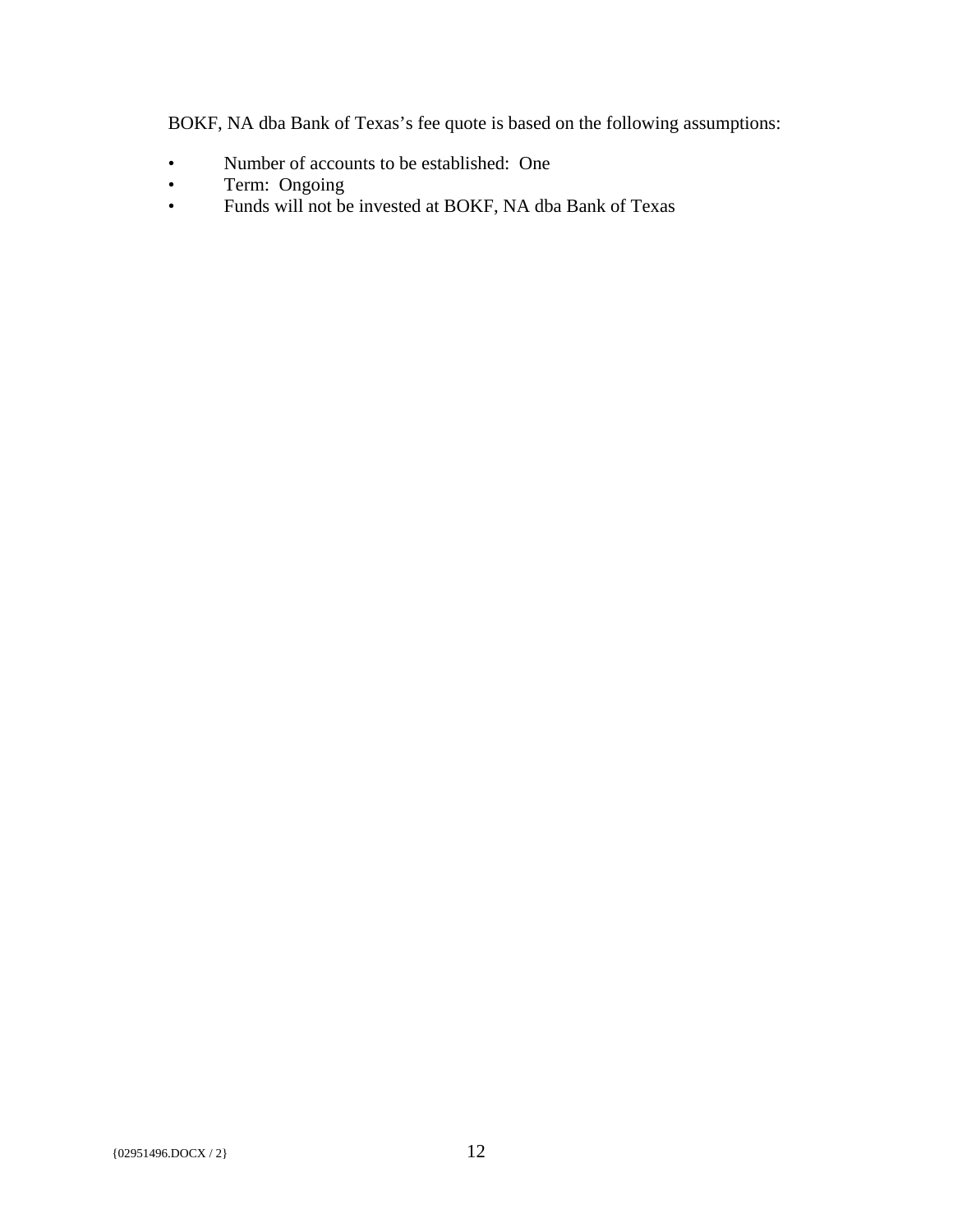BOKF, NA dba Bank of Texas's fee quote is based on the following assumptions:

- Number of accounts to be established: One
- Term: Ongoing
- Funds will not be invested at BOKF, NA dba Bank of Texas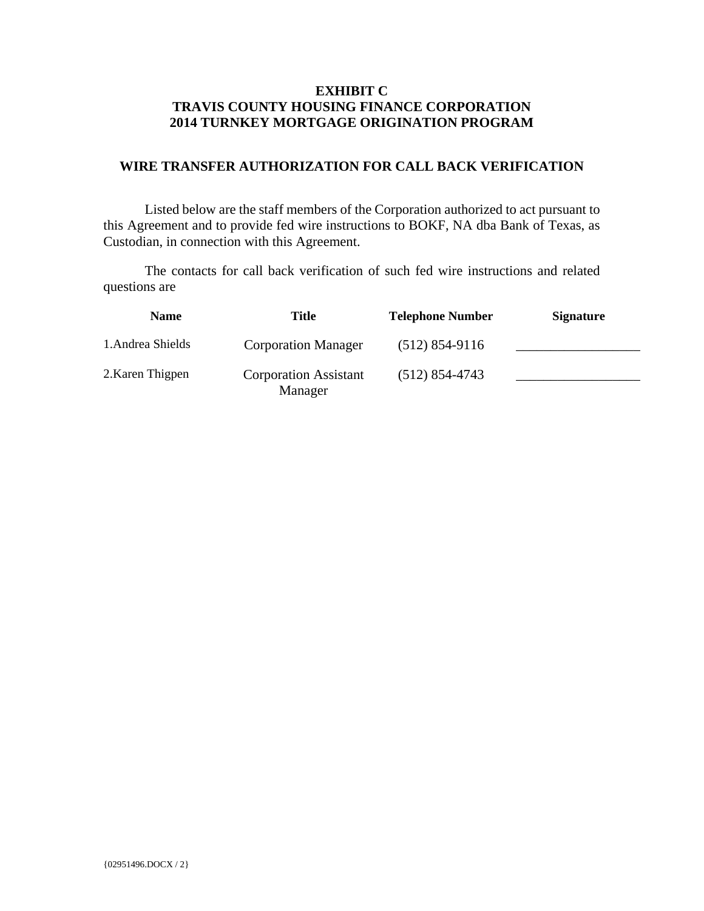**EXHIBIT C**
**TRAVIS COUNTY HOUSING FINANCE CORPORATION**
**2014 TURNKEY MORTGAGE ORIGINATION PROGRAM**

**WIRE TRANSFER AUTHORIZATION FOR CALL BACK VERIFICATION**

Listed below are the staff members of the Corporation authorized to act pursuant to this Agreement and to provide fed wire instructions to BOKF, NA dba Bank of Texas, as Custodian, in connection with this Agreement.

The contacts for call back verification of such fed wire instructions and related questions are

| Name | Title | Telephone Number | Signature |
|---|---|---|---|
| 1.Andrea Shields | Corporation Manager | (512) 854-9116 | __________________ |
| 2.Karen Thigpen | Corporation Assistant Manager | (512) 854-4743 | __________________ |

{02951496.DOCX / 2}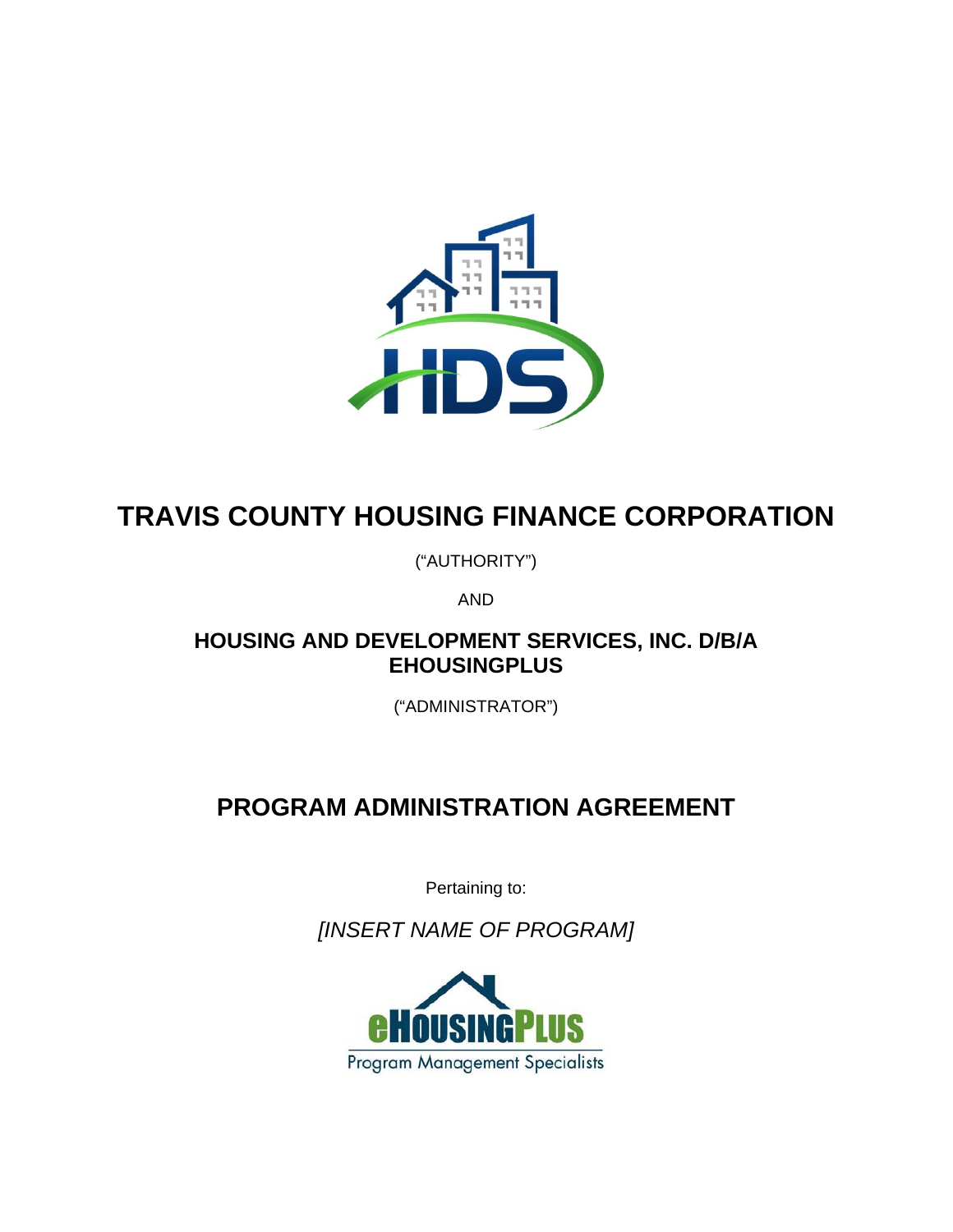# TRAVIS COUNTY HOUSING FINANCE CORPORATION

(“AUTHORITY”)

AND

## HOUSING AND DEVELOPMENT SERVICES, INC. D/B/A EHOUSINGPLUS

(“ADMINISTRATOR”)

# PROGRAM ADMINISTRATION AGREEMENT

Pertaining to:

*[INSERT NAME OF PROGRAM]*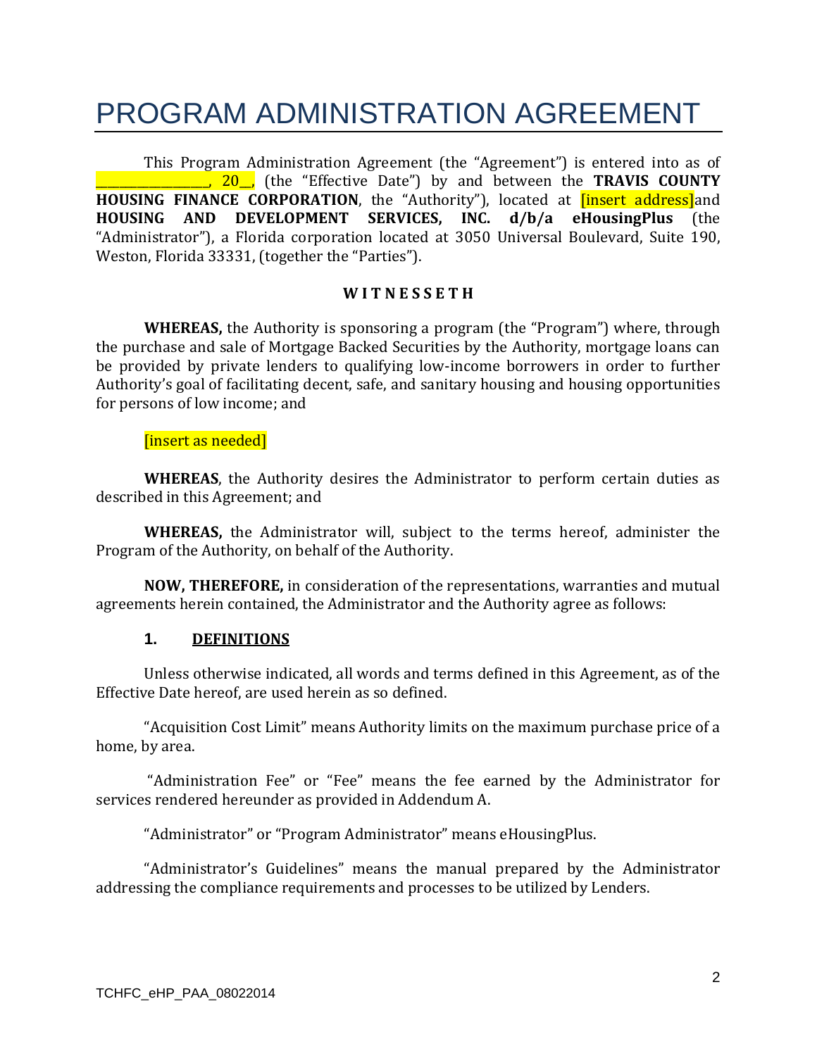# PROGRAM ADMINISTRATION AGREEMENT

This Program Administration Agreement (the "Agreement") is entered into as of _______________, 20__, (the "Effective Date") by and between the **TRAVIS COUNTY HOUSING FINANCE CORPORATION**, the "Authority"), located at [insert address]and **HOUSING AND DEVELOPMENT SERVICES, INC. d/b/a eHousingPlus** (the "Administrator"), a Florida corporation located at 3050 Universal Boulevard, Suite 190, Weston, Florida 33331, (together the "Parties").

**W I T N E S S E T H**

**WHEREAS,** the Authority is sponsoring a program (the "Program") where, through the purchase and sale of Mortgage Backed Securities by the Authority, mortgage loans can be provided by private lenders to qualifying low-income borrowers in order to further Authority's goal of facilitating decent, safe, and sanitary housing and housing opportunities for persons of low income; and

[insert as needed]

**WHEREAS**, the Authority desires the Administrator to perform certain duties as described in this Agreement; and

**WHEREAS,** the Administrator will, subject to the terms hereof, administer the Program of the Authority, on behalf of the Authority.

**NOW, THEREFORE,** in consideration of the representations, warranties and mutual agreements herein contained, the Administrator and the Authority agree as follows:

## 1. DEFINITIONS

Unless otherwise indicated, all words and terms defined in this Agreement, as of the Effective Date hereof, are used herein as so defined.

"Acquisition Cost Limit" means Authority limits on the maximum purchase price of a home, by area.

"Administration Fee" or "Fee" means the fee earned by the Administrator for services rendered hereunder as provided in Addendum A.

"Administrator" or "Program Administrator" means eHousingPlus.

"Administrator's Guidelines" means the manual prepared by the Administrator addressing the compliance requirements and processes to be utilized by Lenders.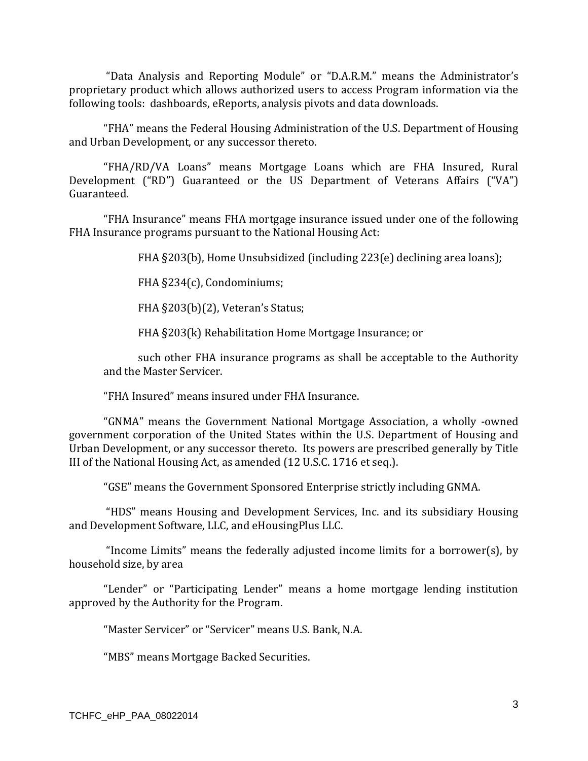"Data Analysis and Reporting Module" or "D.A.R.M." means the Administrator's proprietary product which allows authorized users to access Program information via the following tools: dashboards, eReports, analysis pivots and data downloads.

"FHA" means the Federal Housing Administration of the U.S. Department of Housing and Urban Development, or any successor thereto.

"FHA/RD/VA Loans" means Mortgage Loans which are FHA Insured, Rural Development ("RD") Guaranteed or the US Department of Veterans Affairs ("VA") Guaranteed.

"FHA Insurance" means FHA mortgage insurance issued under one of the following FHA Insurance programs pursuant to the National Housing Act:

FHA §203(b), Home Unsubsidized (including 223(e) declining area loans);

FHA §234(c), Condominiums;

FHA §203(b)(2), Veteran's Status;

FHA §203(k) Rehabilitation Home Mortgage Insurance; or

such other FHA insurance programs as shall be acceptable to the Authority and the Master Servicer.

"FHA Insured" means insured under FHA Insurance.

"GNMA" means the Government National Mortgage Association, a wholly -owned government corporation of the United States within the U.S. Department of Housing and Urban Development, or any successor thereto. Its powers are prescribed generally by Title III of the National Housing Act, as amended (12 U.S.C. 1716 et seq.).

"GSE" means the Government Sponsored Enterprise strictly including GNMA.

"HDS" means Housing and Development Services, Inc. and its subsidiary Housing and Development Software, LLC, and eHousingPlus LLC.

"Income Limits" means the federally adjusted income limits for a borrower(s), by household size, by area

"Lender" or "Participating Lender" means a home mortgage lending institution approved by the Authority for the Program.

"Master Servicer" or "Servicer" means U.S. Bank, N.A.

"MBS" means Mortgage Backed Securities.

TCHFC_eHP_PAA_08022014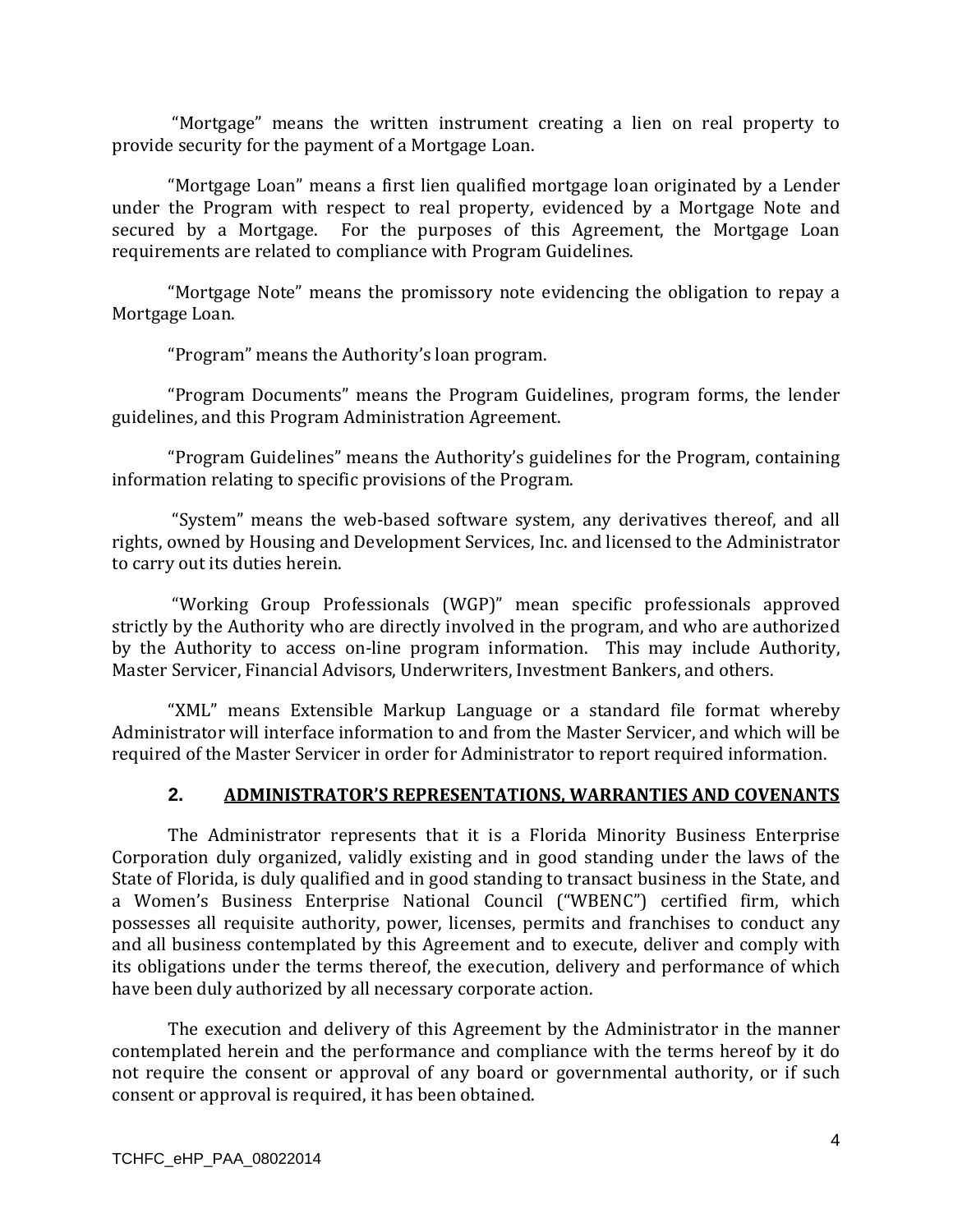"Mortgage" means the written instrument creating a lien on real property to provide security for the payment of a Mortgage Loan.

"Mortgage Loan" means a first lien qualified mortgage loan originated by a Lender under the Program with respect to real property, evidenced by a Mortgage Note and secured by a Mortgage. For the purposes of this Agreement, the Mortgage Loan requirements are related to compliance with Program Guidelines.

"Mortgage Note" means the promissory note evidencing the obligation to repay a Mortgage Loan.

"Program" means the Authority's loan program.

"Program Documents" means the Program Guidelines, program forms, the lender guidelines, and this Program Administration Agreement.

"Program Guidelines" means the Authority's guidelines for the Program, containing information relating to specific provisions of the Program.

"System" means the web-based software system, any derivatives thereof, and all rights, owned by Housing and Development Services, Inc. and licensed to the Administrator to carry out its duties herein.

"Working Group Professionals (WGP)" mean specific professionals approved strictly by the Authority who are directly involved in the program, and who are authorized by the Authority to access on-line program information. This may include Authority, Master Servicer, Financial Advisors, Underwriters, Investment Bankers, and others.

"XML" means Extensible Markup Language or a standard file format whereby Administrator will interface information to and from the Master Servicer, and which will be required of the Master Servicer in order for Administrator to report required information.

## 2. ADMINISTRATOR'S REPRESENTATIONS, WARRANTIES AND COVENANTS

The Administrator represents that it is a Florida Minority Business Enterprise Corporation duly organized, validly existing and in good standing under the laws of the State of Florida, is duly qualified and in good standing to transact business in the State, and a Women's Business Enterprise National Council ("WBENC") certified firm, which possesses all requisite authority, power, licenses, permits and franchises to conduct any and all business contemplated by this Agreement and to execute, deliver and comply with its obligations under the terms thereof, the execution, delivery and performance of which have been duly authorized by all necessary corporate action.

The execution and delivery of this Agreement by the Administrator in the manner contemplated herein and the performance and compliance with the terms hereof by it do not require the consent or approval of any board or governmental authority, or if such consent or approval is required, it has been obtained.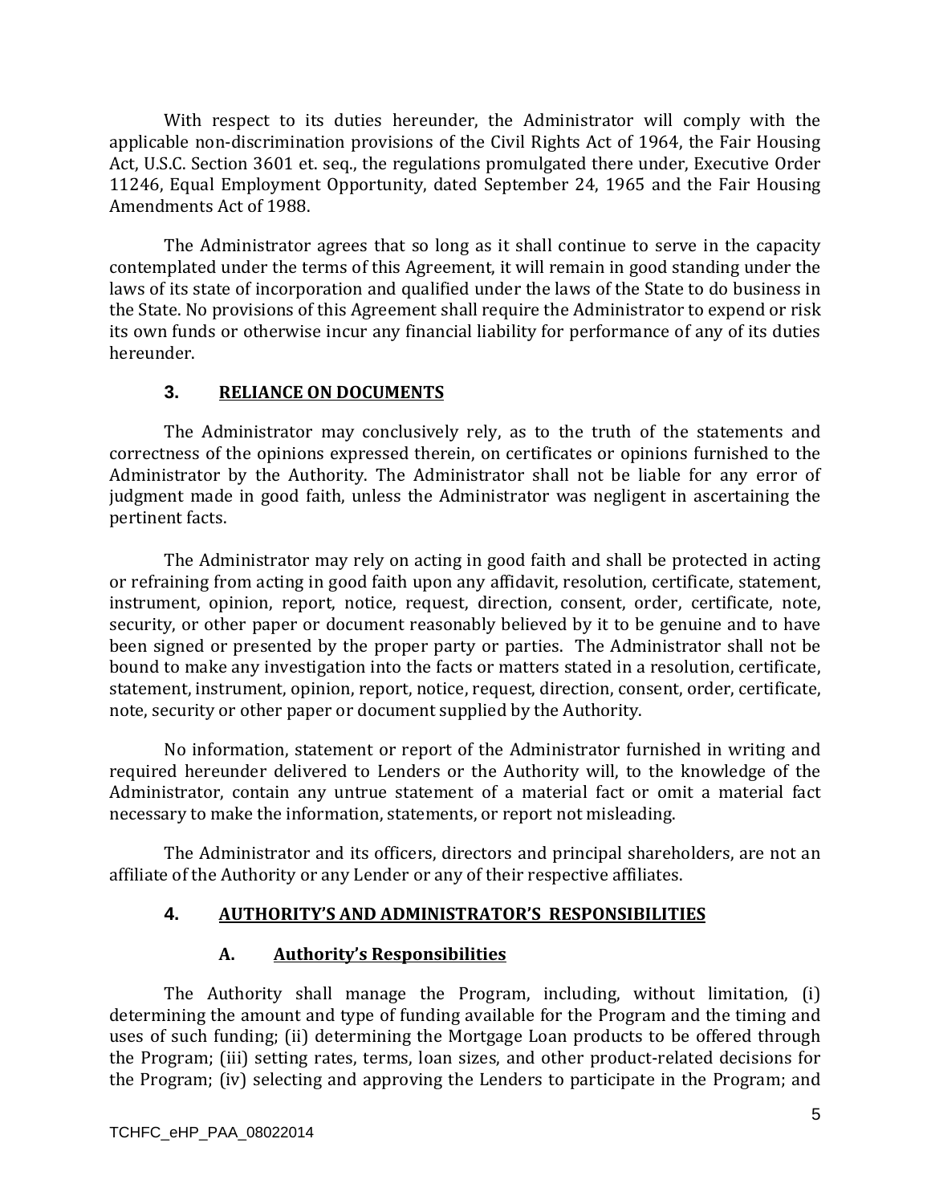With respect to its duties hereunder, the Administrator will comply with the applicable non-discrimination provisions of the Civil Rights Act of 1964, the Fair Housing Act, U.S.C. Section 3601 et. seq., the regulations promulgated there under, Executive Order 11246, Equal Employment Opportunity, dated September 24, 1965 and the Fair Housing Amendments Act of 1988.

The Administrator agrees that so long as it shall continue to serve in the capacity contemplated under the terms of this Agreement, it will remain in good standing under the laws of its state of incorporation and qualified under the laws of the State to do business in the State. No provisions of this Agreement shall require the Administrator to expend or risk its own funds or otherwise incur any financial liability for performance of any of its duties hereunder.

## 3. RELIANCE ON DOCUMENTS

The Administrator may conclusively rely, as to the truth of the statements and correctness of the opinions expressed therein, on certificates or opinions furnished to the Administrator by the Authority. The Administrator shall not be liable for any error of judgment made in good faith, unless the Administrator was negligent in ascertaining the pertinent facts.

The Administrator may rely on acting in good faith and shall be protected in acting or refraining from acting in good faith upon any affidavit, resolution, certificate, statement, instrument, opinion, report, notice, request, direction, consent, order, certificate, note, security, or other paper or document reasonably believed by it to be genuine and to have been signed or presented by the proper party or parties. The Administrator shall not be bound to make any investigation into the facts or matters stated in a resolution, certificate, statement, instrument, opinion, report, notice, request, direction, consent, order, certificate, note, security or other paper or document supplied by the Authority.

No information, statement or report of the Administrator furnished in writing and required hereunder delivered to Lenders or the Authority will, to the knowledge of the Administrator, contain any untrue statement of a material fact or omit a material fact necessary to make the information, statements, or report not misleading.

The Administrator and its officers, directors and principal shareholders, are not an affiliate of the Authority or any Lender or any of their respective affiliates.

## 4. AUTHORITY'S AND ADMINISTRATOR'S RESPONSIBILITIES

### A. Authority's Responsibilities

The Authority shall manage the Program, including, without limitation, (i) determining the amount and type of funding available for the Program and the timing and uses of such funding; (ii) determining the Mortgage Loan products to be offered through the Program; (iii) setting rates, terms, loan sizes, and other product-related decisions for the Program; (iv) selecting and approving the Lenders to participate in the Program; and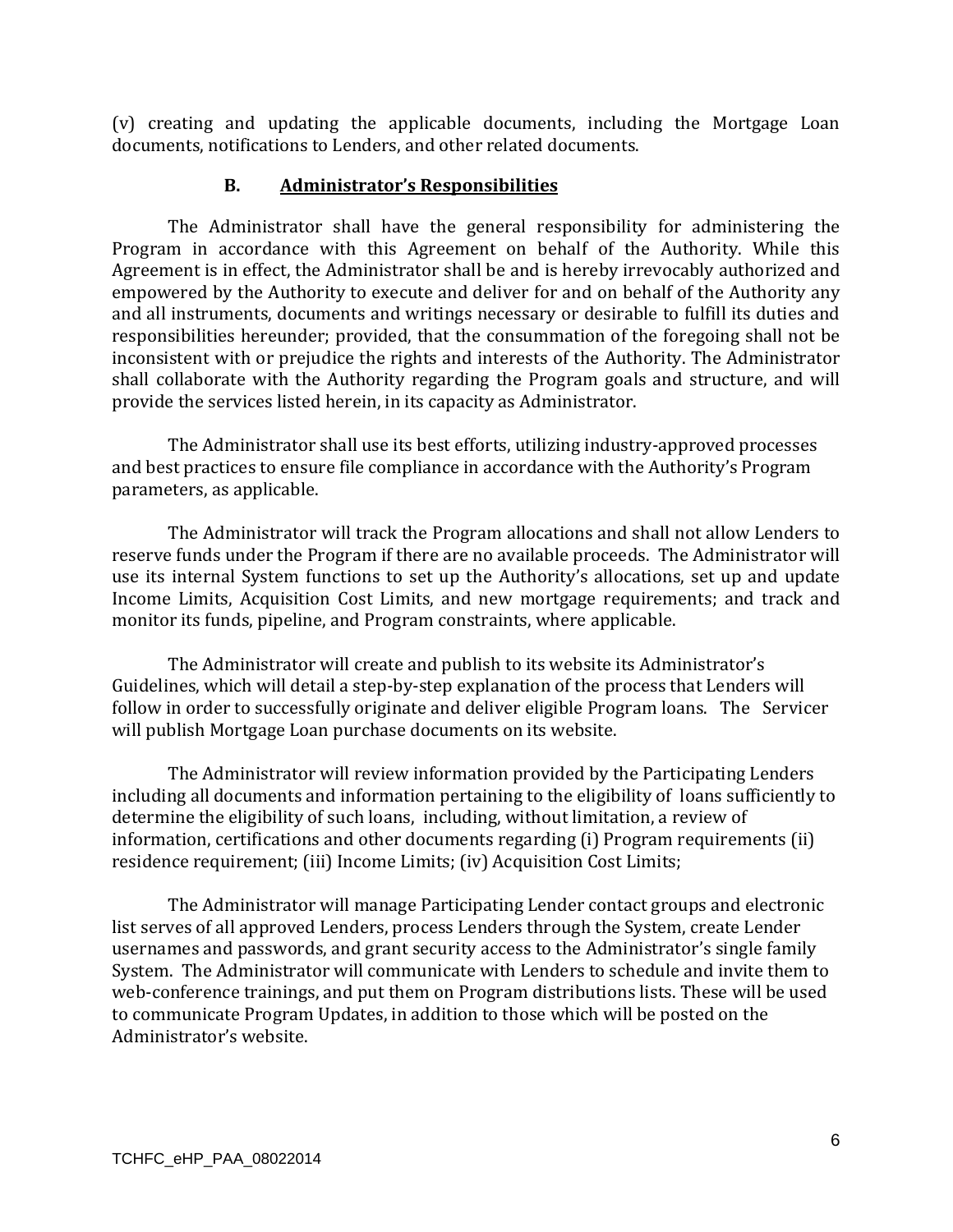(v) creating and updating the applicable documents, including the Mortgage Loan documents, notifications to Lenders, and other related documents.

### B. **Administrator's Responsibilities**

The Administrator shall have the general responsibility for administering the Program in accordance with this Agreement on behalf of the Authority. While this Agreement is in effect, the Administrator shall be and is hereby irrevocably authorized and empowered by the Authority to execute and deliver for and on behalf of the Authority any and all instruments, documents and writings necessary or desirable to fulfill its duties and responsibilities hereunder; provided, that the consummation of the foregoing shall not be inconsistent with or prejudice the rights and interests of the Authority. The Administrator shall collaborate with the Authority regarding the Program goals and structure, and will provide the services listed herein, in its capacity as Administrator.

The Administrator shall use its best efforts, utilizing industry-approved processes and best practices to ensure file compliance in accordance with the Authority's Program parameters, as applicable.

The Administrator will track the Program allocations and shall not allow Lenders to reserve funds under the Program if there are no available proceeds. The Administrator will use its internal System functions to set up the Authority's allocations, set up and update Income Limits, Acquisition Cost Limits, and new mortgage requirements; and track and monitor its funds, pipeline, and Program constraints, where applicable.

The Administrator will create and publish to its website its Administrator's Guidelines, which will detail a step-by-step explanation of the process that Lenders will follow in order to successfully originate and deliver eligible Program loans. The Servicer will publish Mortgage Loan purchase documents on its website.

The Administrator will review information provided by the Participating Lenders including all documents and information pertaining to the eligibility of loans sufficiently to determine the eligibility of such loans, including, without limitation, a review of information, certifications and other documents regarding (i) Program requirements (ii) residence requirement; (iii) Income Limits; (iv) Acquisition Cost Limits;

The Administrator will manage Participating Lender contact groups and electronic list serves of all approved Lenders, process Lenders through the System, create Lender usernames and passwords, and grant security access to the Administrator's single family System. The Administrator will communicate with Lenders to schedule and invite them to web-conference trainings, and put them on Program distributions lists. These will be used to communicate Program Updates, in addition to those which will be posted on the Administrator's website.

TCHFC_eHP_PAA_08022014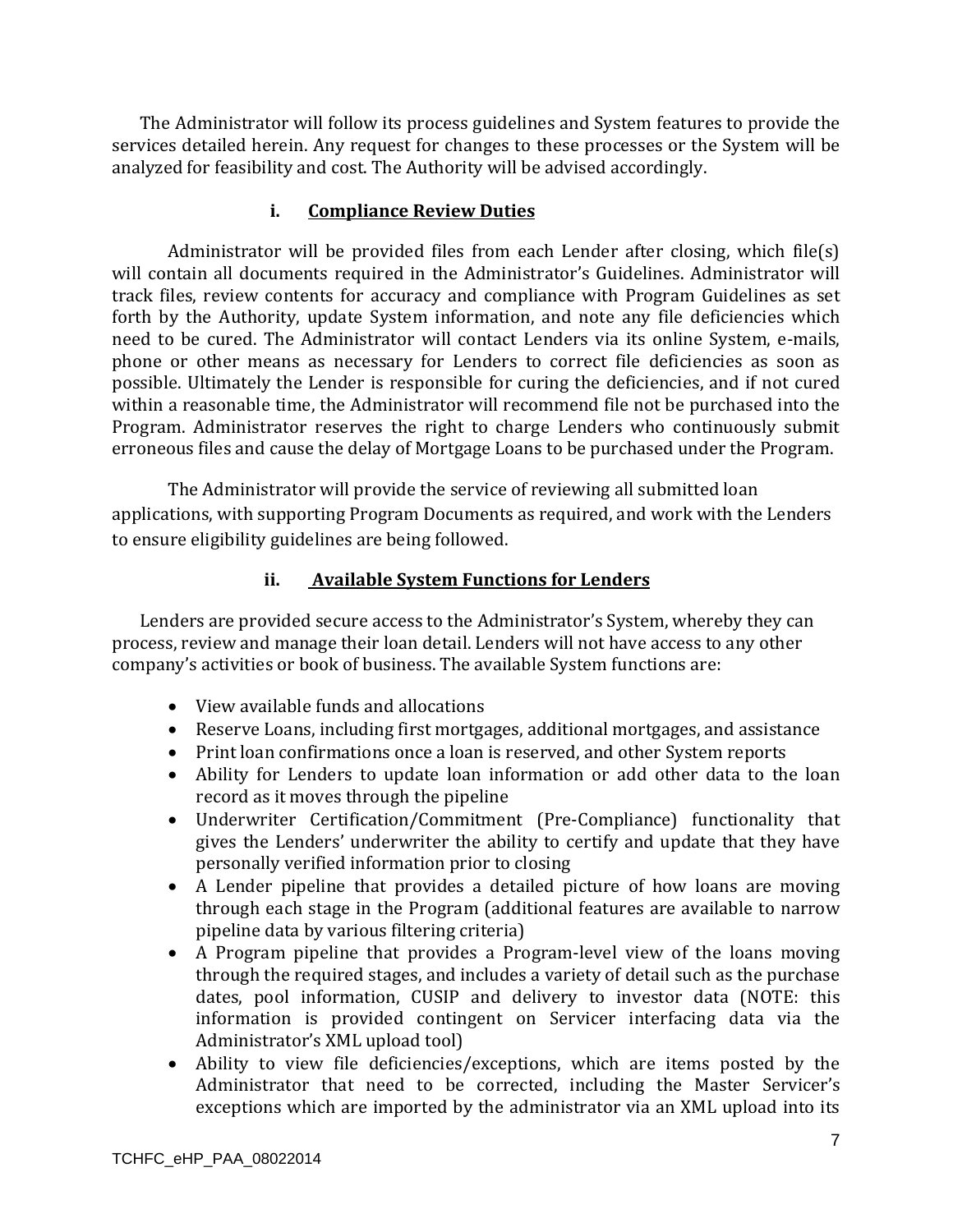The Administrator will follow its process guidelines and System features to provide the services detailed herein. Any request for changes to these processes or the System will be analyzed for feasibility and cost. The Authority will be advised accordingly.

### i. Compliance Review Duties

Administrator will be provided files from each Lender after closing, which file(s) will contain all documents required in the Administrator's Guidelines. Administrator will track files, review contents for accuracy and compliance with Program Guidelines as set forth by the Authority, update System information, and note any file deficiencies which need to be cured. The Administrator will contact Lenders via its online System, e-mails, phone or other means as necessary for Lenders to correct file deficiencies as soon as possible. Ultimately the Lender is responsible for curing the deficiencies, and if not cured within a reasonable time, the Administrator will recommend file not be purchased into the Program. Administrator reserves the right to charge Lenders who continuously submit erroneous files and cause the delay of Mortgage Loans to be purchased under the Program.

The Administrator will provide the service of reviewing all submitted loan applications, with supporting Program Documents as required, and work with the Lenders to ensure eligibility guidelines are being followed.

### ii. Available System Functions for Lenders

Lenders are provided secure access to the Administrator's System, whereby they can process, review and manage their loan detail. Lenders will not have access to any other company's activities or book of business. The available System functions are:

- View available funds and allocations
- Reserve Loans, including first mortgages, additional mortgages, and assistance
- Print loan confirmations once a loan is reserved, and other System reports
- Ability for Lenders to update loan information or add other data to the loan record as it moves through the pipeline
- Underwriter Certification/Commitment (Pre-Compliance) functionality that gives the Lenders' underwriter the ability to certify and update that they have personally verified information prior to closing
- A Lender pipeline that provides a detailed picture of how loans are moving through each stage in the Program (additional features are available to narrow pipeline data by various filtering criteria)
- A Program pipeline that provides a Program-level view of the loans moving through the required stages, and includes a variety of detail such as the purchase dates, pool information, CUSIP and delivery to investor data (NOTE: this information is provided contingent on Servicer interfacing data via the Administrator's XML upload tool)
- Ability to view file deficiencies/exceptions, which are items posted by the Administrator that need to be corrected, including the Master Servicer's exceptions which are imported by the administrator via an XML upload into its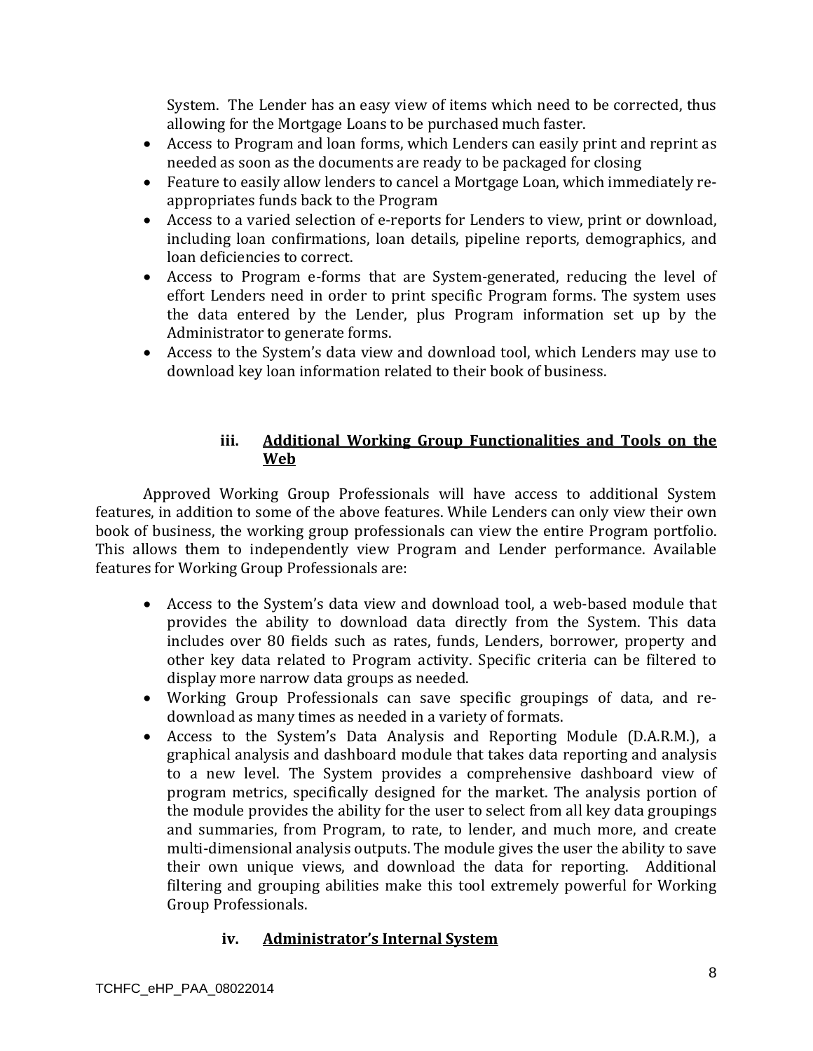System. The Lender has an easy view of items which need to be corrected, thus allowing for the Mortgage Loans to be purchased much faster.

- Access to Program and loan forms, which Lenders can easily print and reprint as needed as soon as the documents are ready to be packaged for closing
- Feature to easily allow lenders to cancel a Mortgage Loan, which immediately re-appropriates funds back to the Program
- Access to a varied selection of e-reports for Lenders to view, print or download, including loan confirmations, loan details, pipeline reports, demographics, and loan deficiencies to correct.
- Access to Program e-forms that are System-generated, reducing the level of effort Lenders need in order to print specific Program forms. The system uses the data entered by the Lender, plus Program information set up by the Administrator to generate forms.
- Access to the System's data view and download tool, which Lenders may use to download key loan information related to their book of business.

### iii. <u>Additional Working Group Functionalities and Tools on the Web</u>

Approved Working Group Professionals will have access to additional System features, in addition to some of the above features. While Lenders can only view their own book of business, the working group professionals can view the entire Program portfolio. This allows them to independently view Program and Lender performance. Available features for Working Group Professionals are:

- Access to the System's data view and download tool, a web-based module that provides the ability to download data directly from the System. This data includes over 80 fields such as rates, funds, Lenders, borrower, property and other key data related to Program activity. Specific criteria can be filtered to display more narrow data groups as needed.
- Working Group Professionals can save specific groupings of data, and re-download as many times as needed in a variety of formats.
- Access to the System's Data Analysis and Reporting Module (D.A.R.M.), a graphical analysis and dashboard module that takes data reporting and analysis to a new level. The System provides a comprehensive dashboard view of program metrics, specifically designed for the market. The analysis portion of the module provides the ability for the user to select from all key data groupings and summaries, from Program, to rate, to lender, and much more, and create multi-dimensional analysis outputs. The module gives the user the ability to save their own unique views, and download the data for reporting. Additional filtering and grouping abilities make this tool extremely powerful for Working Group Professionals.

### iv. <u>Administrator's Internal System</u>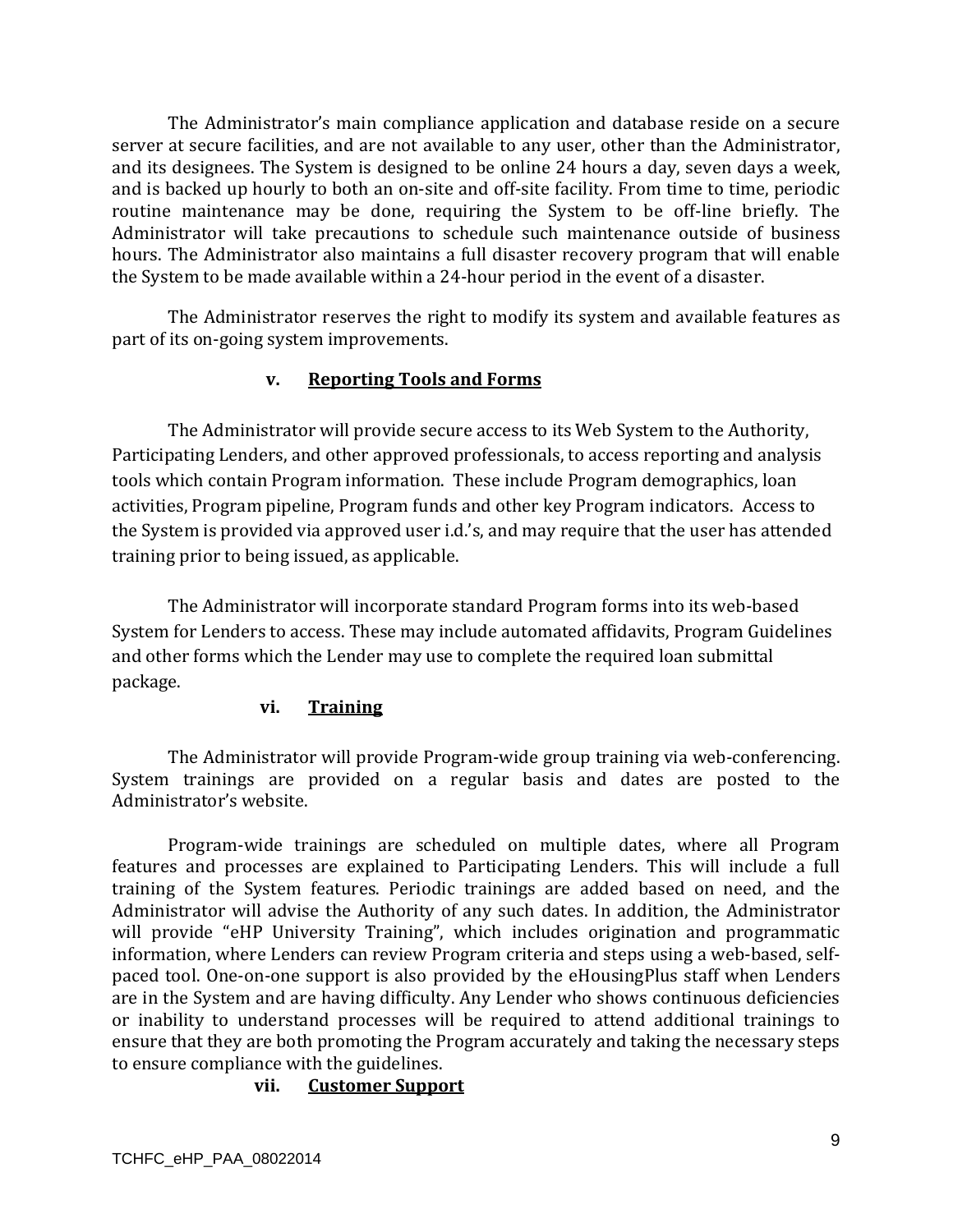The Administrator's main compliance application and database reside on a secure server at secure facilities, and are not available to any user, other than the Administrator, and its designees. The System is designed to be online 24 hours a day, seven days a week, and is backed up hourly to both an on-site and off-site facility. From time to time, periodic routine maintenance may be done, requiring the System to be off-line briefly. The Administrator will take precautions to schedule such maintenance outside of business hours. The Administrator also maintains a full disaster recovery program that will enable the System to be made available within a 24-hour period in the event of a disaster.

The Administrator reserves the right to modify its system and available features as part of its on-going system improvements.

**v. <u>Reporting Tools and Forms</u>**

The Administrator will provide secure access to its Web System to the Authority, Participating Lenders, and other approved professionals, to access reporting and analysis tools which contain Program information. These include Program demographics, loan activities, Program pipeline, Program funds and other key Program indicators. Access to the System is provided via approved user i.d.'s, and may require that the user has attended training prior to being issued, as applicable.

The Administrator will incorporate standard Program forms into its web-based System for Lenders to access. These may include automated affidavits, Program Guidelines and other forms which the Lender may use to complete the required loan submittal package.

**vi. <u>Training</u>**

The Administrator will provide Program-wide group training via web-conferencing. System trainings are provided on a regular basis and dates are posted to the Administrator's website.

Program-wide trainings are scheduled on multiple dates, where all Program features and processes are explained to Participating Lenders. This will include a full training of the System features. Periodic trainings are added based on need, and the Administrator will advise the Authority of any such dates. In addition, the Administrator will provide "eHP University Training", which includes origination and programmatic information, where Lenders can review Program criteria and steps using a web-based, self-paced tool. One-on-one support is also provided by the eHousingPlus staff when Lenders are in the System and are having difficulty. Any Lender who shows continuous deficiencies or inability to understand processes will be required to attend additional trainings to ensure that they are both promoting the Program accurately and taking the necessary steps to ensure compliance with the guidelines.

**vii. <u>Customer Support</u>**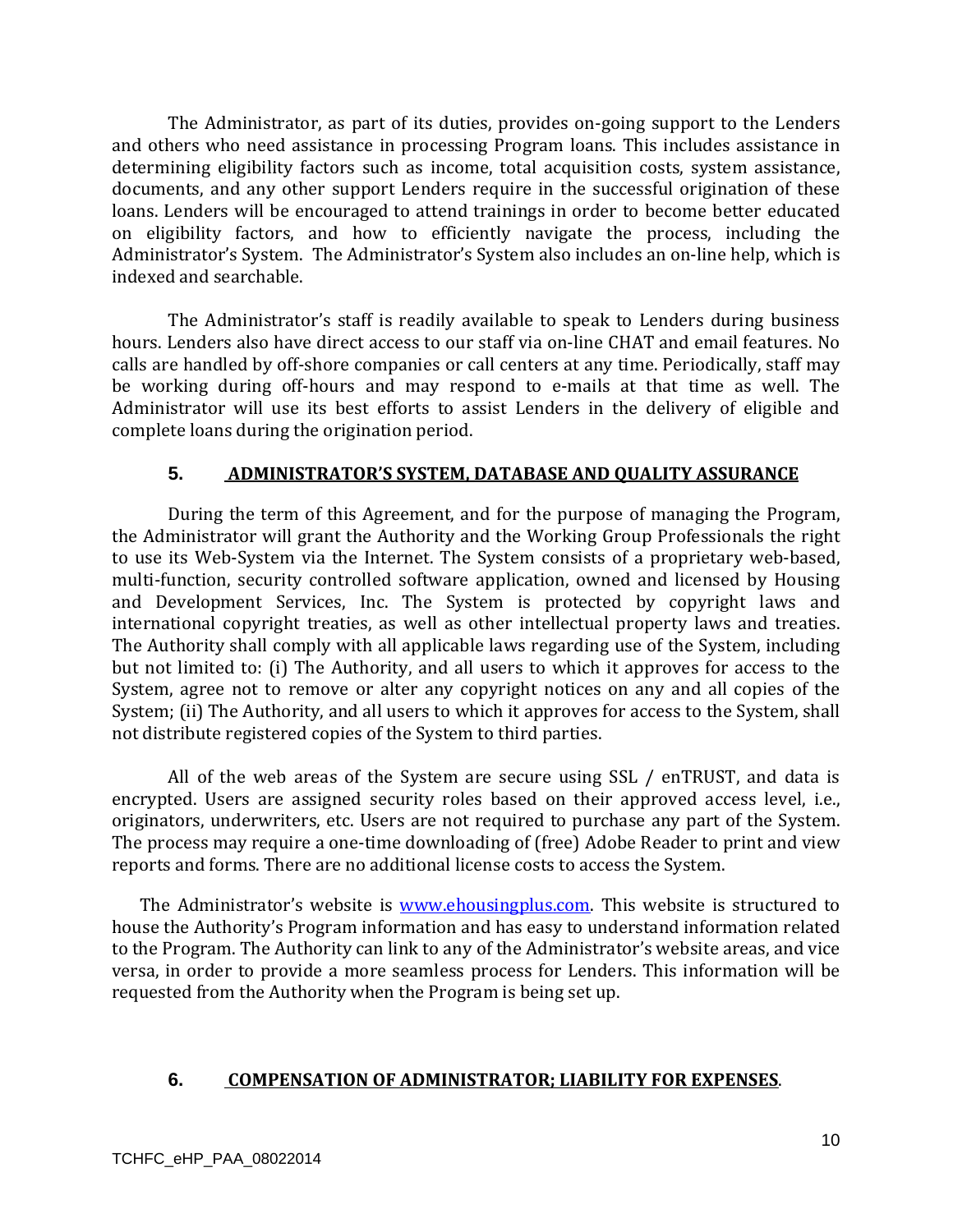The Administrator, as part of its duties, provides on-going support to the Lenders and others who need assistance in processing Program loans. This includes assistance in determining eligibility factors such as income, total acquisition costs, system assistance, documents, and any other support Lenders require in the successful origination of these loans. Lenders will be encouraged to attend trainings in order to become better educated on eligibility factors, and how to efficiently navigate the process, including the Administrator's System. The Administrator's System also includes an on-line help, which is indexed and searchable.

The Administrator's staff is readily available to speak to Lenders during business hours. Lenders also have direct access to our staff via on-line CHAT and email features. No calls are handled by off-shore companies or call centers at any time. Periodically, staff may be working during off-hours and may respond to e-mails at that time as well. The Administrator will use its best efforts to assist Lenders in the delivery of eligible and complete loans during the origination period.

## 5. ADMINISTRATOR'S SYSTEM, DATABASE AND QUALITY ASSURANCE

During the term of this Agreement, and for the purpose of managing the Program, the Administrator will grant the Authority and the Working Group Professionals the right to use its Web-System via the Internet. The System consists of a proprietary web-based, multi-function, security controlled software application, owned and licensed by Housing and Development Services, Inc. The System is protected by copyright laws and international copyright treaties, as well as other intellectual property laws and treaties. The Authority shall comply with all applicable laws regarding use of the System, including but not limited to: (i) The Authority, and all users to which it approves for access to the System, agree not to remove or alter any copyright notices on any and all copies of the System; (ii) The Authority, and all users to which it approves for access to the System, shall not distribute registered copies of the System to third parties.

All of the web areas of the System are secure using SSL / enTRUST, and data is encrypted. Users are assigned security roles based on their approved access level, i.e., originators, underwriters, etc. Users are not required to purchase any part of the System. The process may require a one-time downloading of (free) Adobe Reader to print and view reports and forms. There are no additional license costs to access the System.

The Administrator's website is [www.ehousingplus.com](http://www.ehousingplus.com). This website is structured to house the Authority's Program information and has easy to understand information related to the Program. The Authority can link to any of the Administrator's website areas, and vice versa, in order to provide a more seamless process for Lenders. This information will be requested from the Authority when the Program is being set up.

## 6. COMPENSATION OF ADMINISTRATOR; LIABILITY FOR EXPENSES.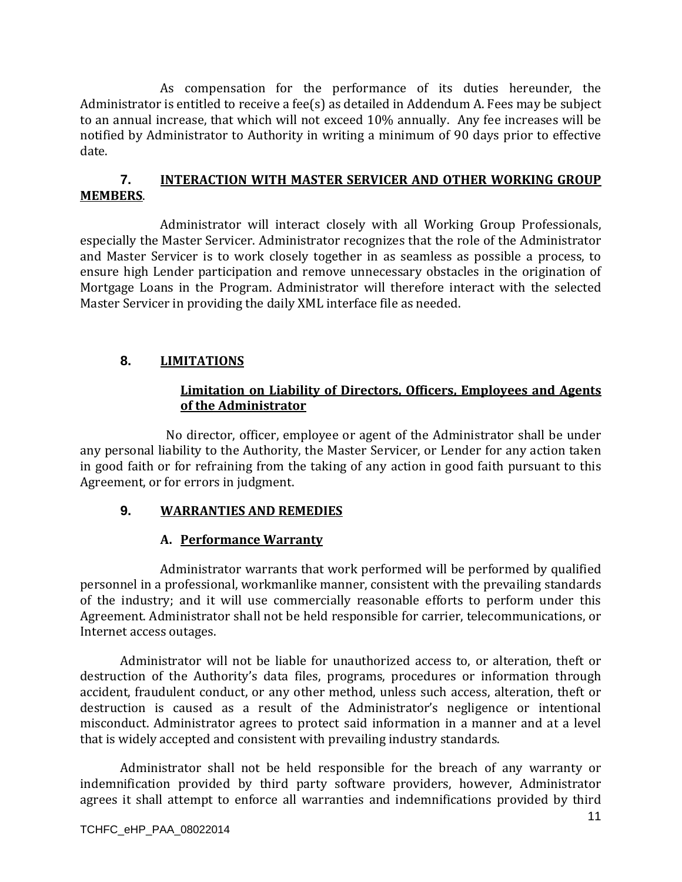As compensation for the performance of its duties hereunder, the Administrator is entitled to receive a fee(s) as detailed in Addendum A. Fees may be subject to an annual increase, that which will not exceed 10% annually. Any fee increases will be notified by Administrator to Authority in writing a minimum of 90 days prior to effective date.

## 7. INTERACTION WITH MASTER SERVICER AND OTHER WORKING GROUP MEMBERS.

Administrator will interact closely with all Working Group Professionals, especially the Master Servicer. Administrator recognizes that the role of the Administrator and Master Servicer is to work closely together in as seamless as possible a process, to ensure high Lender participation and remove unnecessary obstacles in the origination of Mortgage Loans in the Program. Administrator will therefore interact with the selected Master Servicer in providing the daily XML interface file as needed.

## 8. LIMITATIONS

### Limitation on Liability of Directors, Officers, Employees and Agents of the Administrator

No director, officer, employee or agent of the Administrator shall be under any personal liability to the Authority, the Master Servicer, or Lender for any action taken in good faith or for refraining from the taking of any action in good faith pursuant to this Agreement, or for errors in judgment.

## 9. WARRANTIES AND REMEDIES

### A. Performance Warranty

Administrator warrants that work performed will be performed by qualified personnel in a professional, workmanlike manner, consistent with the prevailing standards of the industry; and it will use commercially reasonable efforts to perform under this Agreement. Administrator shall not be held responsible for carrier, telecommunications, or Internet access outages.

Administrator will not be liable for unauthorized access to, or alteration, theft or destruction of the Authority's data files, programs, procedures or information through accident, fraudulent conduct, or any other method, unless such access, alteration, theft or destruction is caused as a result of the Administrator's negligence or intentional misconduct. Administrator agrees to protect said information in a manner and at a level that is widely accepted and consistent with prevailing industry standards.

Administrator shall not be held responsible for the breach of any warranty or indemnification provided by third party software providers, however, Administrator agrees it shall attempt to enforce all warranties and indemnifications provided by third

TCHFC_eHP_PAA_08022014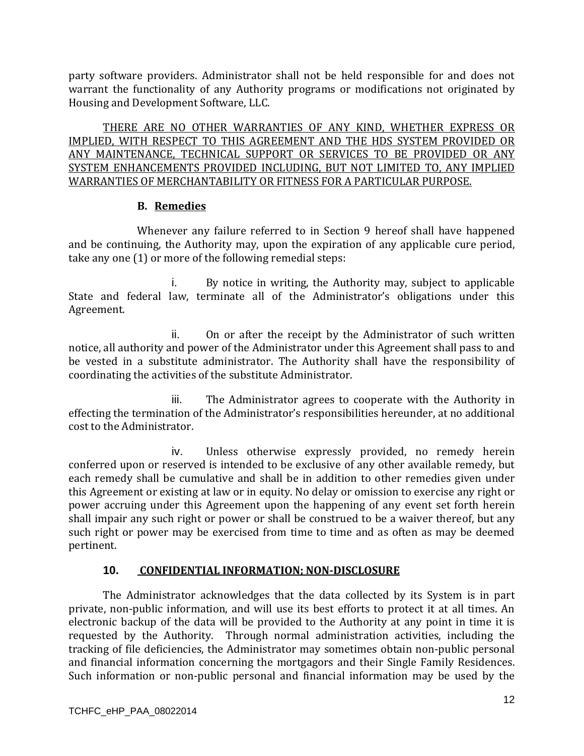party software providers. Administrator shall not be held responsible for and does not warrant the functionality of any Authority programs or modifications not originated by Housing and Development Software, LLC.

<u>THERE ARE NO OTHER WARRANTIES OF ANY KIND, WHETHER EXPRESS OR IMPLIED, WITH RESPECT TO THIS AGREEMENT AND THE HDS SYSTEM PROVIDED OR ANY MAINTENANCE, TECHNICAL SUPPORT OR SERVICES TO BE PROVIDED OR ANY SYSTEM ENHANCEMENTS PROVIDED INCLUDING, BUT NOT LIMITED TO, ANY IMPLIED WARRANTIES OF MERCHANTABILITY OR FITNESS FOR A PARTICULAR PURPOSE.</u>

**B. <u>Remedies</u>**

Whenever any failure referred to in Section 9 hereof shall have happened and be continuing, the Authority may, upon the expiration of any applicable cure period, take any one (1) or more of the following remedial steps:

i. By notice in writing, the Authority may, subject to applicable State and federal law, terminate all of the Administrator's obligations under this Agreement.

ii. On or after the receipt by the Administrator of such written notice, all authority and power of the Administrator under this Agreement shall pass to and be vested in a substitute administrator. The Authority shall have the responsibility of coordinating the activities of the substitute Administrator.

iii. The Administrator agrees to cooperate with the Authority in effecting the termination of the Administrator's responsibilities hereunder, at no additional cost to the Administrator.

iv. Unless otherwise expressly provided, no remedy herein conferred upon or reserved is intended to be exclusive of any other available remedy, but each remedy shall be cumulative and shall be in addition to other remedies given under this Agreement or existing at law or in equity. No delay or omission to exercise any right or power accruing under this Agreement upon the happening of any event set forth herein shall impair any such right or power or shall be construed to be a waiver thereof, but any such right or power may be exercised from time to time and as often as may be deemed pertinent.

## 10. <u>CONFIDENTIAL INFORMATION; NON-DISCLOSURE</u>

The Administrator acknowledges that the data collected by its System is in part private, non-public information, and will use its best efforts to protect it at all times. An electronic backup of the data will be provided to the Authority at any point in time it is requested by the Authority. Through normal administration activities, including the tracking of file deficiencies, the Administrator may sometimes obtain non-public personal and financial information concerning the mortgagors and their Single Family Residences. Such information or non-public personal and financial information may be used by the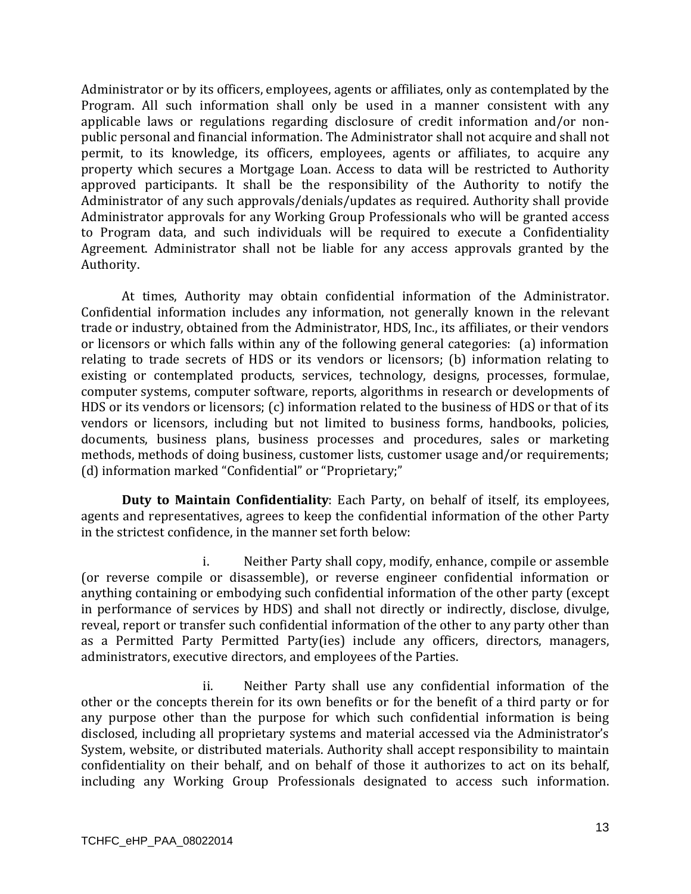Administrator or by its officers, employees, agents or affiliates, only as contemplated by the Program. All such information shall only be used in a manner consistent with any applicable laws or regulations regarding disclosure of credit information and/or non-public personal and financial information. The Administrator shall not acquire and shall not permit, to its knowledge, its officers, employees, agents or affiliates, to acquire any property which secures a Mortgage Loan. Access to data will be restricted to Authority approved participants. It shall be the responsibility of the Authority to notify the Administrator of any such approvals/denials/updates as required. Authority shall provide Administrator approvals for any Working Group Professionals who will be granted access to Program data, and such individuals will be required to execute a Confidentiality Agreement. Administrator shall not be liable for any access approvals granted by the Authority.

At times, Authority may obtain confidential information of the Administrator. Confidential information includes any information, not generally known in the relevant trade or industry, obtained from the Administrator, HDS, Inc., its affiliates, or their vendors or licensors or which falls within any of the following general categories: (a) information relating to trade secrets of HDS or its vendors or licensors; (b) information relating to existing or contemplated products, services, technology, designs, processes, formulae, computer systems, computer software, reports, algorithms in research or developments of HDS or its vendors or licensors; (c) information related to the business of HDS or that of its vendors or licensors, including but not limited to business forms, handbooks, policies, documents, business plans, business processes and procedures, sales or marketing methods, methods of doing business, customer lists, customer usage and/or requirements; (d) information marked "Confidential" or "Proprietary;"

**Duty to Maintain Confidentiality**: Each Party, on behalf of itself, its employees, agents and representatives, agrees to keep the confidential information of the other Party in the strictest confidence, in the manner set forth below:

i. Neither Party shall copy, modify, enhance, compile or assemble (or reverse compile or disassemble), or reverse engineer confidential information or anything containing or embodying such confidential information of the other party (except in performance of services by HDS) and shall not directly or indirectly, disclose, divulge, reveal, report or transfer such confidential information of the other to any party other than as a Permitted Party Permitted Party(ies) include any officers, directors, managers, administrators, executive directors, and employees of the Parties.

ii. Neither Party shall use any confidential information of the other or the concepts therein for its own benefits or for the benefit of a third party or for any purpose other than the purpose for which such confidential information is being disclosed, including all proprietary systems and material accessed via the Administrator's System, website, or distributed materials. Authority shall accept responsibility to maintain confidentiality on their behalf, and on behalf of those it authorizes to act on its behalf, including any Working Group Professionals designated to access such information.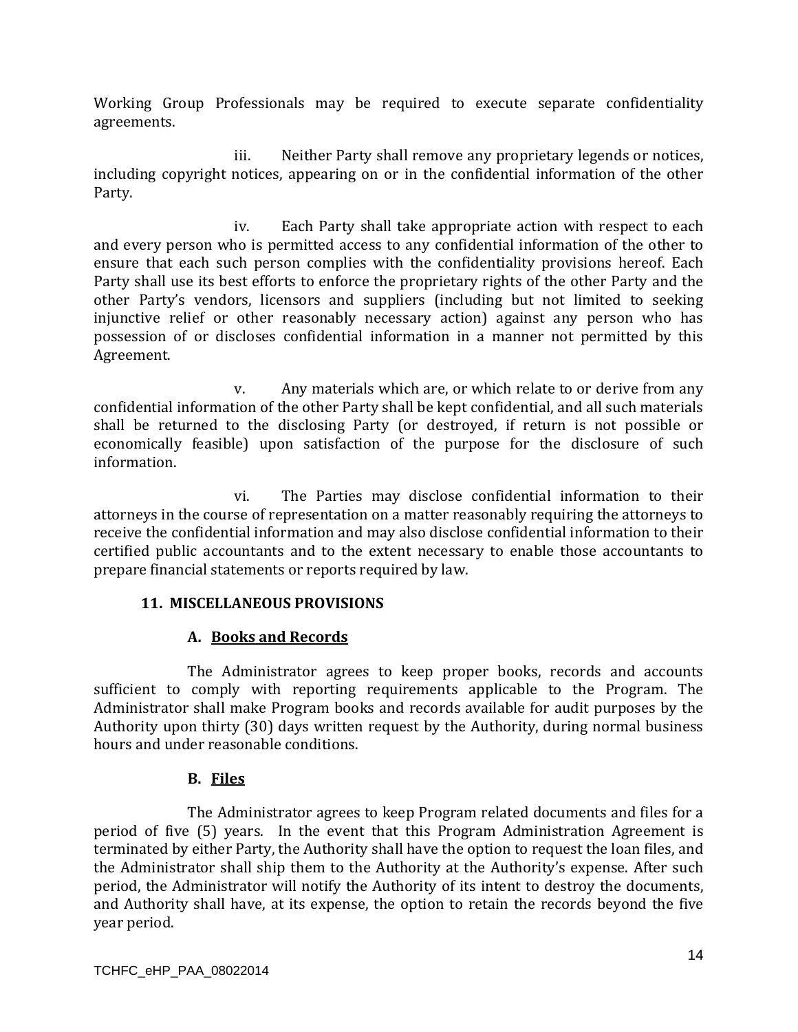Working Group Professionals may be required to execute separate confidentiality agreements.

iii. Neither Party shall remove any proprietary legends or notices, including copyright notices, appearing on or in the confidential information of the other Party.

iv. Each Party shall take appropriate action with respect to each and every person who is permitted access to any confidential information of the other to ensure that each such person complies with the confidentiality provisions hereof. Each Party shall use its best efforts to enforce the proprietary rights of the other Party and the other Party's vendors, licensors and suppliers (including but not limited to seeking injunctive relief or other reasonably necessary action) against any person who has possession of or discloses confidential information in a manner not permitted by this Agreement.

v. Any materials which are, or which relate to or derive from any confidential information of the other Party shall be kept confidential, and all such materials shall be returned to the disclosing Party (or destroyed, if return is not possible or economically feasible) upon satisfaction of the purpose for the disclosure of such information.

vi. The Parties may disclose confidential information to their attorneys in the course of representation on a matter reasonably requiring the attorneys to receive the confidential information and may also disclose confidential information to their certified public accountants and to the extent necessary to enable those accountants to prepare financial statements or reports required by law.

**11. MISCELLANEOUS PROVISIONS**

**A. Books and Records**

The Administrator agrees to keep proper books, records and accounts sufficient to comply with reporting requirements applicable to the Program. The Administrator shall make Program books and records available for audit purposes by the Authority upon thirty (30) days written request by the Authority, during normal business hours and under reasonable conditions.

**B. Files**

The Administrator agrees to keep Program related documents and files for a period of five (5) years. In the event that this Program Administration Agreement is terminated by either Party, the Authority shall have the option to request the loan files, and the Administrator shall ship them to the Authority at the Authority's expense. After such period, the Administrator will notify the Authority of its intent to destroy the documents, and Authority shall have, at its expense, the option to retain the records beyond the five year period.

TCHFC_eHP_PAA_08022014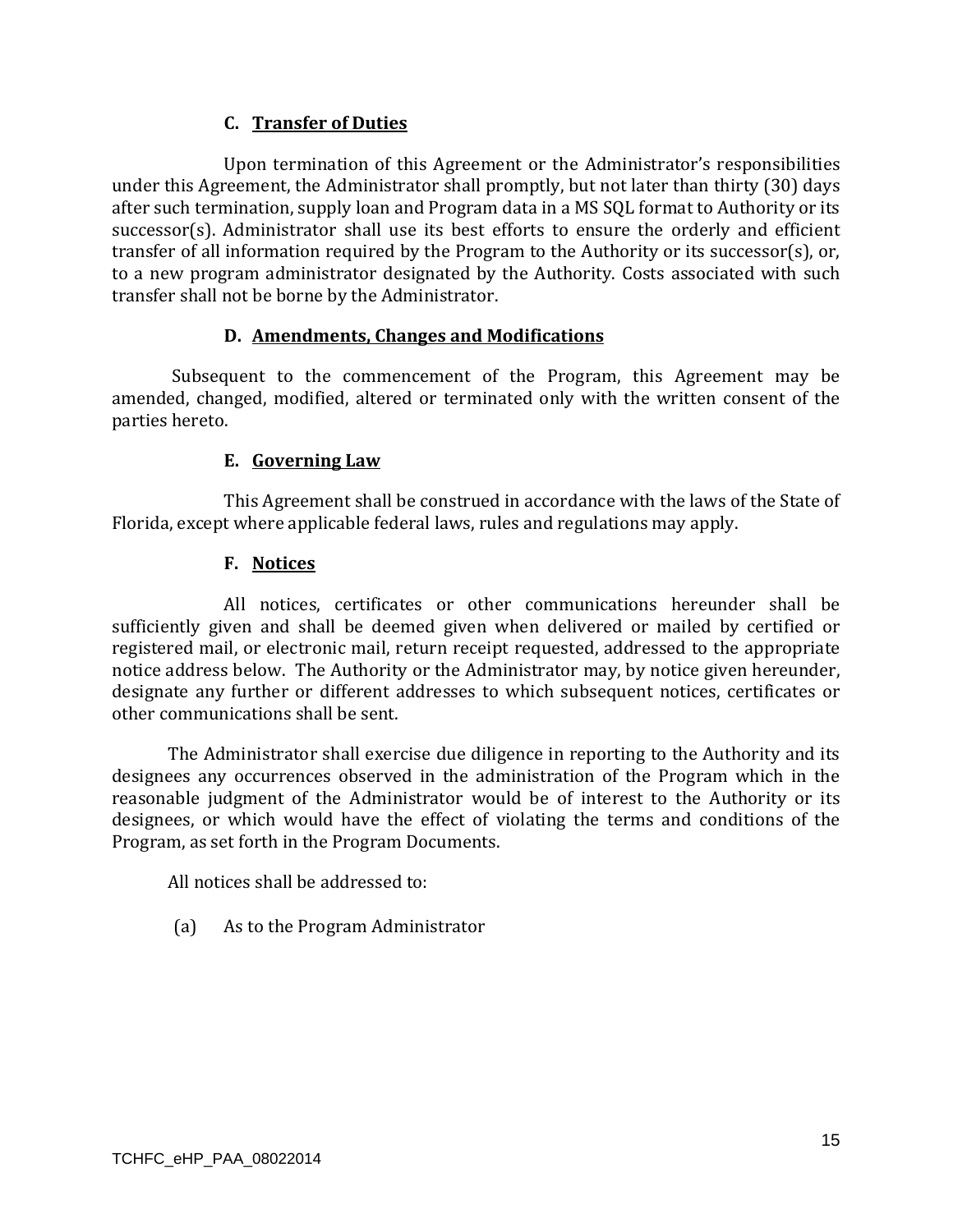### C. Transfer of Duties

Upon termination of this Agreement or the Administrator's responsibilities under this Agreement, the Administrator shall promptly, but not later than thirty (30) days after such termination, supply loan and Program data in a MS SQL format to Authority or its successor(s). Administrator shall use its best efforts to ensure the orderly and efficient transfer of all information required by the Program to the Authority or its successor(s), or, to a new program administrator designated by the Authority. Costs associated with such transfer shall not be borne by the Administrator.

### D. Amendments, Changes and Modifications

Subsequent to the commencement of the Program, this Agreement may be amended, changed, modified, altered or terminated only with the written consent of the parties hereto.

### E. Governing Law

This Agreement shall be construed in accordance with the laws of the State of Florida, except where applicable federal laws, rules and regulations may apply.

### F. Notices

All notices, certificates or other communications hereunder shall be sufficiently given and shall be deemed given when delivered or mailed by certified or registered mail, or electronic mail, return receipt requested, addressed to the appropriate notice address below. The Authority or the Administrator may, by notice given hereunder, designate any further or different addresses to which subsequent notices, certificates or other communications shall be sent.

The Administrator shall exercise due diligence in reporting to the Authority and its designees any occurrences observed in the administration of the Program which in the reasonable judgment of the Administrator would be of interest to the Authority or its designees, or which would have the effect of violating the terms and conditions of the Program, as set forth in the Program Documents.

All notices shall be addressed to:

(a) As to the Program Administrator

TCHFC_eHP_PAA_08022014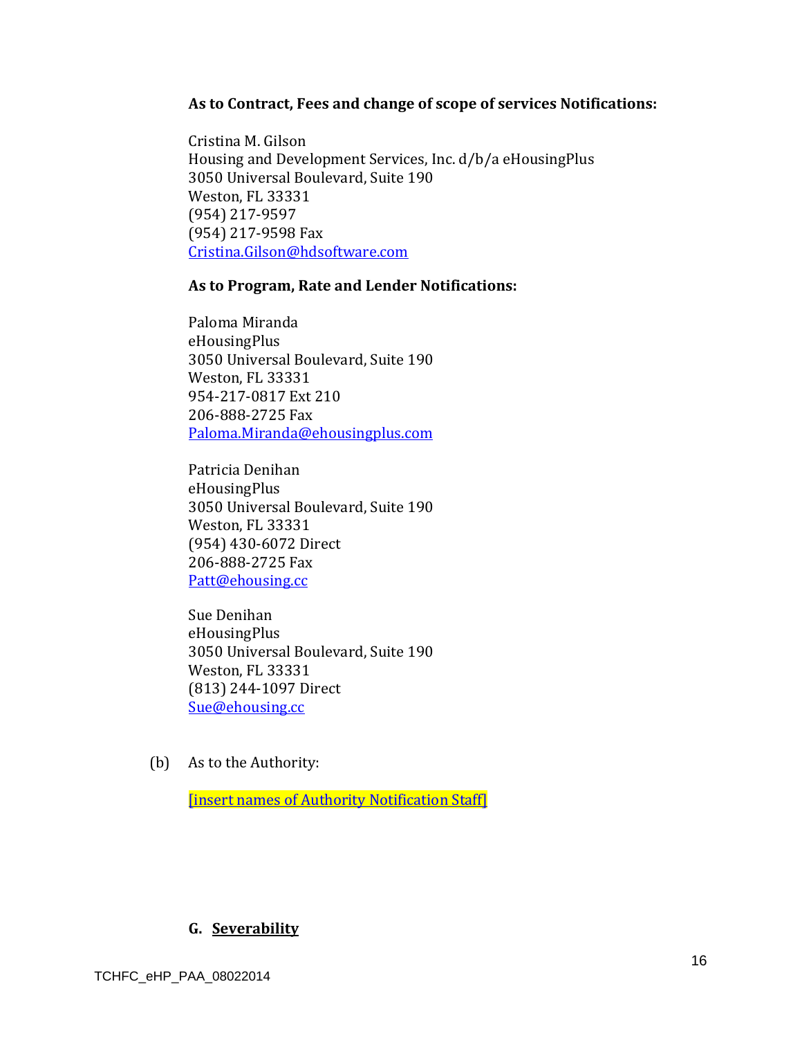**As to Contract, Fees and change of scope of services Notifications:**

Cristina M. Gilson  
Housing and Development Services, Inc. d/b/a eHousingPlus  
3050 Universal Boulevard, Suite 190  
Weston, FL 33331  
(954) 217-9597  
(954) 217-9598 Fax  
Cristina.Gilson@hdsoftware.com

**As to Program, Rate and Lender Notifications:**

Paloma Miranda  
eHousingPlus  
3050 Universal Boulevard, Suite 190  
Weston, FL 33331  
954-217-0817 Ext 210  
206-888-2725 Fax  
Paloma.Miranda@ehousingplus.com

Patricia Denihan  
eHousingPlus  
3050 Universal Boulevard, Suite 190  
Weston, FL 33331  
(954) 430-6072 Direct  
206-888-2725 Fax  
Patt@ehousing.cc

Sue Denihan  
eHousingPlus  
3050 Universal Boulevard, Suite 190  
Weston, FL 33331  
(813) 244-1097 Direct  
Sue@ehousing.cc

(b) As to the Authority:

[insert names of Authority Notification Staff]

**G. Severability**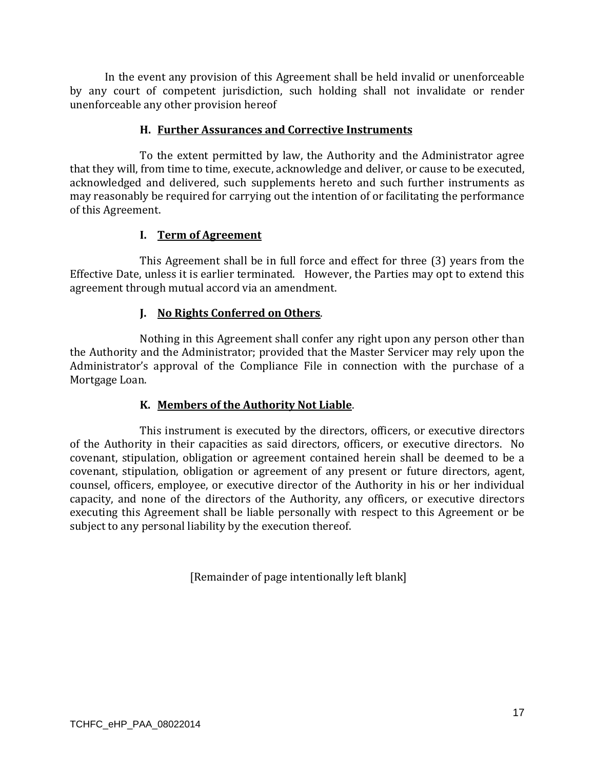In the event any provision of this Agreement shall be held invalid or unenforceable by any court of competent jurisdiction, such holding shall not invalidate or render unenforceable any other provision hereof

### H. Further Assurances and Corrective Instruments

To the extent permitted by law, the Authority and the Administrator agree that they will, from time to time, execute, acknowledge and deliver, or cause to be executed, acknowledged and delivered, such supplements hereto and such further instruments as may reasonably be required for carrying out the intention of or facilitating the performance of this Agreement.

### I. Term of Agreement

This Agreement shall be in full force and effect for three (3) years from the Effective Date, unless it is earlier terminated. However, the Parties may opt to extend this agreement through mutual accord via an amendment.

### J. No Rights Conferred on Others.

Nothing in this Agreement shall confer any right upon any person other than the Authority and the Administrator; provided that the Master Servicer may rely upon the Administrator's approval of the Compliance File in connection with the purchase of a Mortgage Loan.

### K. Members of the Authority Not Liable.

This instrument is executed by the directors, officers, or executive directors of the Authority in their capacities as said directors, officers, or executive directors. No covenant, stipulation, obligation or agreement contained herein shall be deemed to be a covenant, stipulation, obligation or agreement of any present or future directors, agent, counsel, officers, employee, or executive director of the Authority in his or her individual capacity, and none of the directors of the Authority, any officers, or executive directors executing this Agreement shall be liable personally with respect to this Agreement or be subject to any personal liability by the execution thereof.

[Remainder of page intentionally left blank]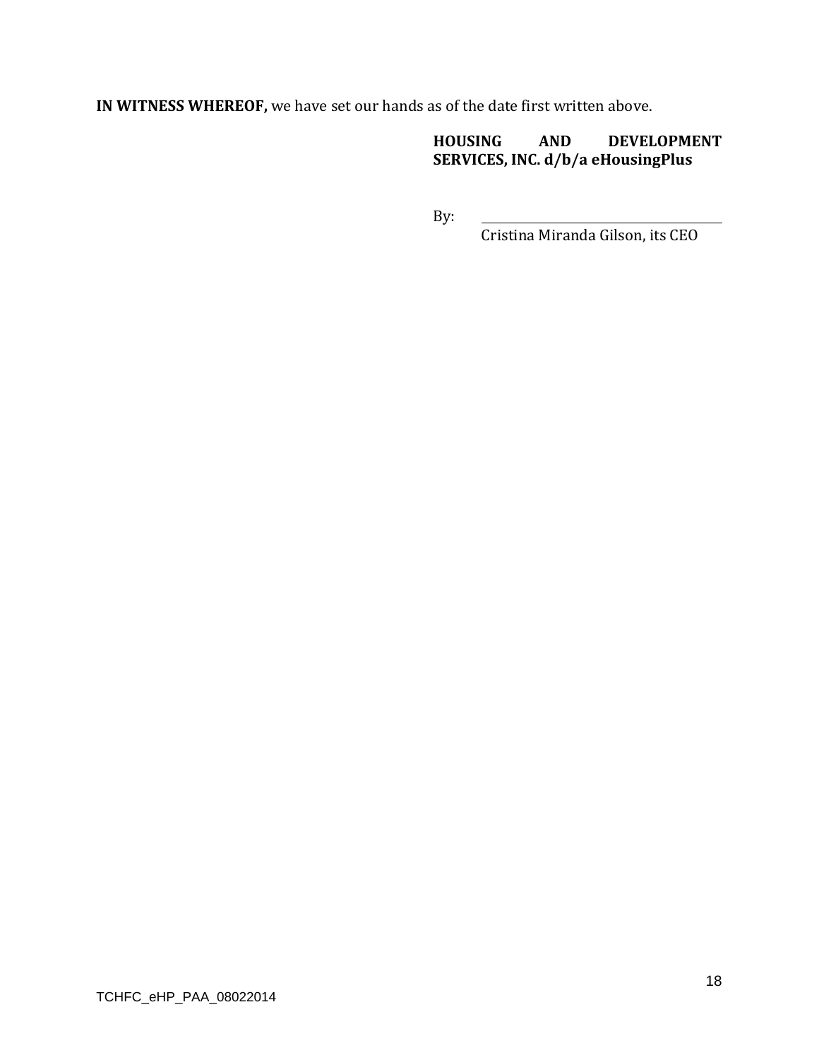**IN WITNESS WHEREOF,** we have set our hands as of the date first written above.

**HOUSING AND DEVELOPMENT SERVICES, INC. d/b/a eHousingPlus**

By: ______________________________
Cristina Miranda Gilson, its CEO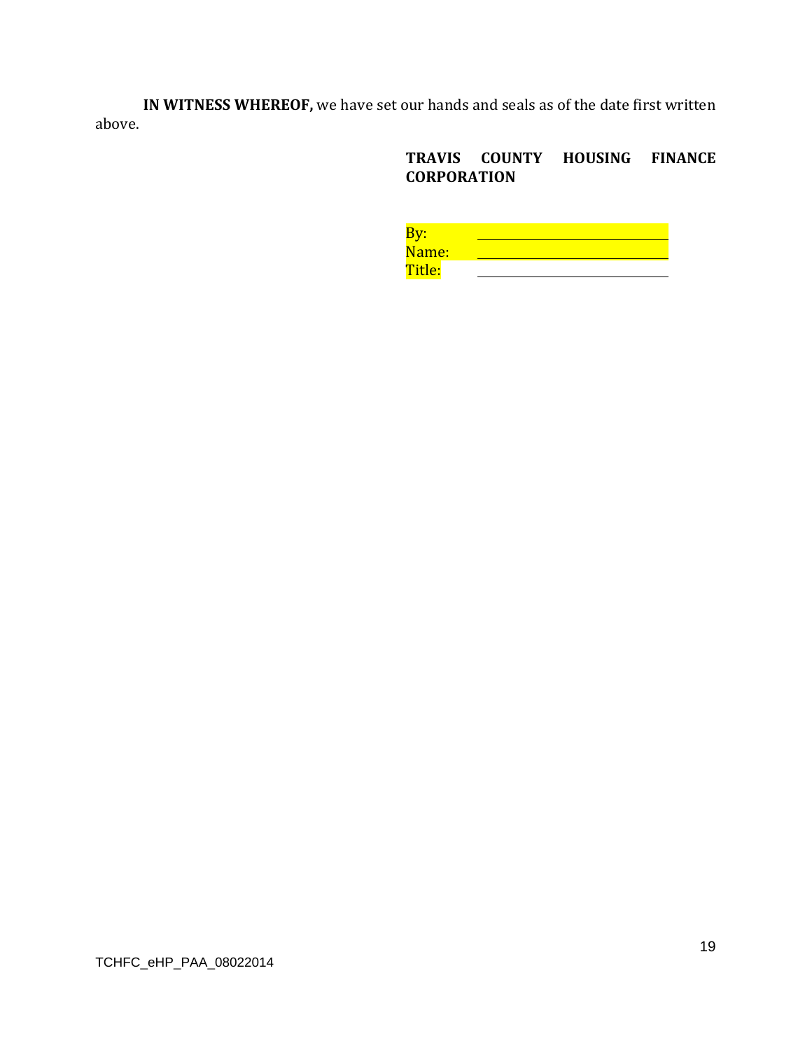**IN WITNESS WHEREOF,** we have set our hands and seals as of the date first written above.

**TRAVIS COUNTY HOUSING FINANCE CORPORATION**

By: \_\_\_\_\_\_\_\_\_\_\_\_\_\_\_\_\_\_\_\_\_\_\_\_\_\_\_\_

Name: \_\_\_\_\_\_\_\_\_\_\_\_\_\_\_\_\_\_\_\_\_\_\_\_\_\_\_\_

Title: \_\_\_\_\_\_\_\_\_\_\_\_\_\_\_\_\_\_\_\_\_\_\_\_\_\_\_\_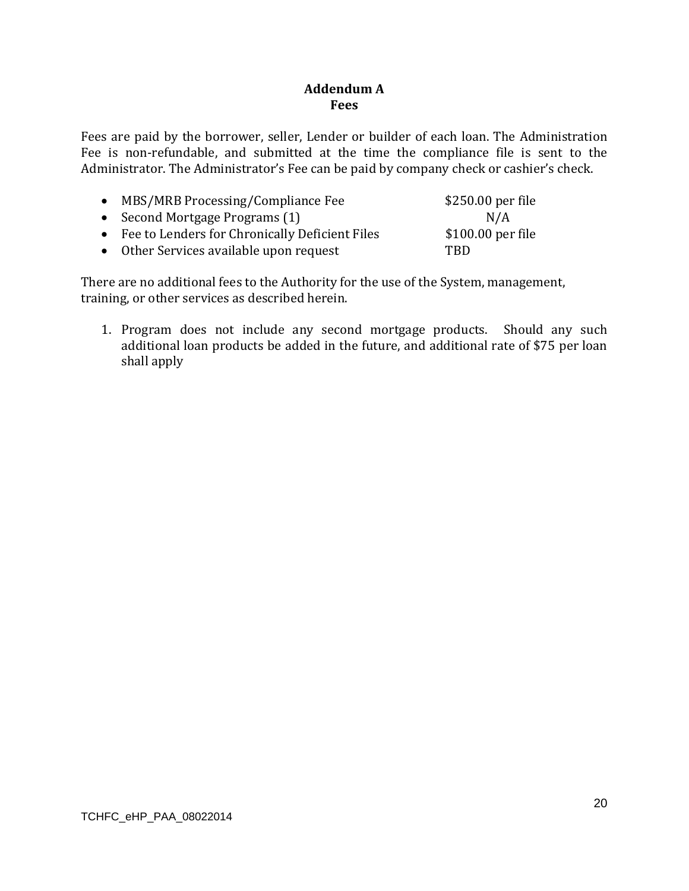# Addendum A
## Fees

Fees are paid by the borrower, seller, Lender or builder of each loan. The Administration Fee is non-refundable, and submitted at the time the compliance file is sent to the Administrator. The Administrator's Fee can be paid by company check or cashier's check.

- MBS/MRB Processing/Compliance Fee — $250.00 per file
- Second Mortgage Programs (1) — N/A
- Fee to Lenders for Chronically Deficient Files — $100.00 per file
- Other Services available upon request — TBD

There are no additional fees to the Authority for the use of the System, management, training, or other services as described herein.

1. Program does not include any second mortgage products. Should any such additional loan products be added in the future, and additional rate of $75 per loan shall apply

TCHFC_eHP_PAA_08022014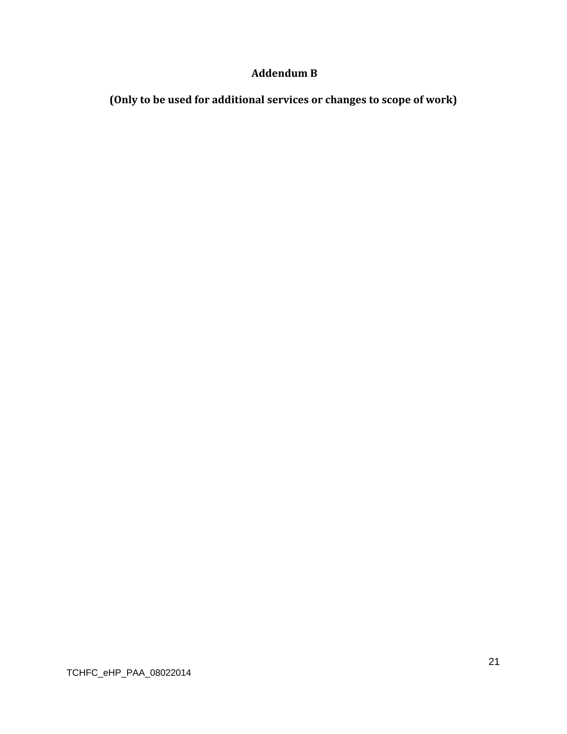## Addendum B

**(Only to be used for additional services or changes to scope of work)**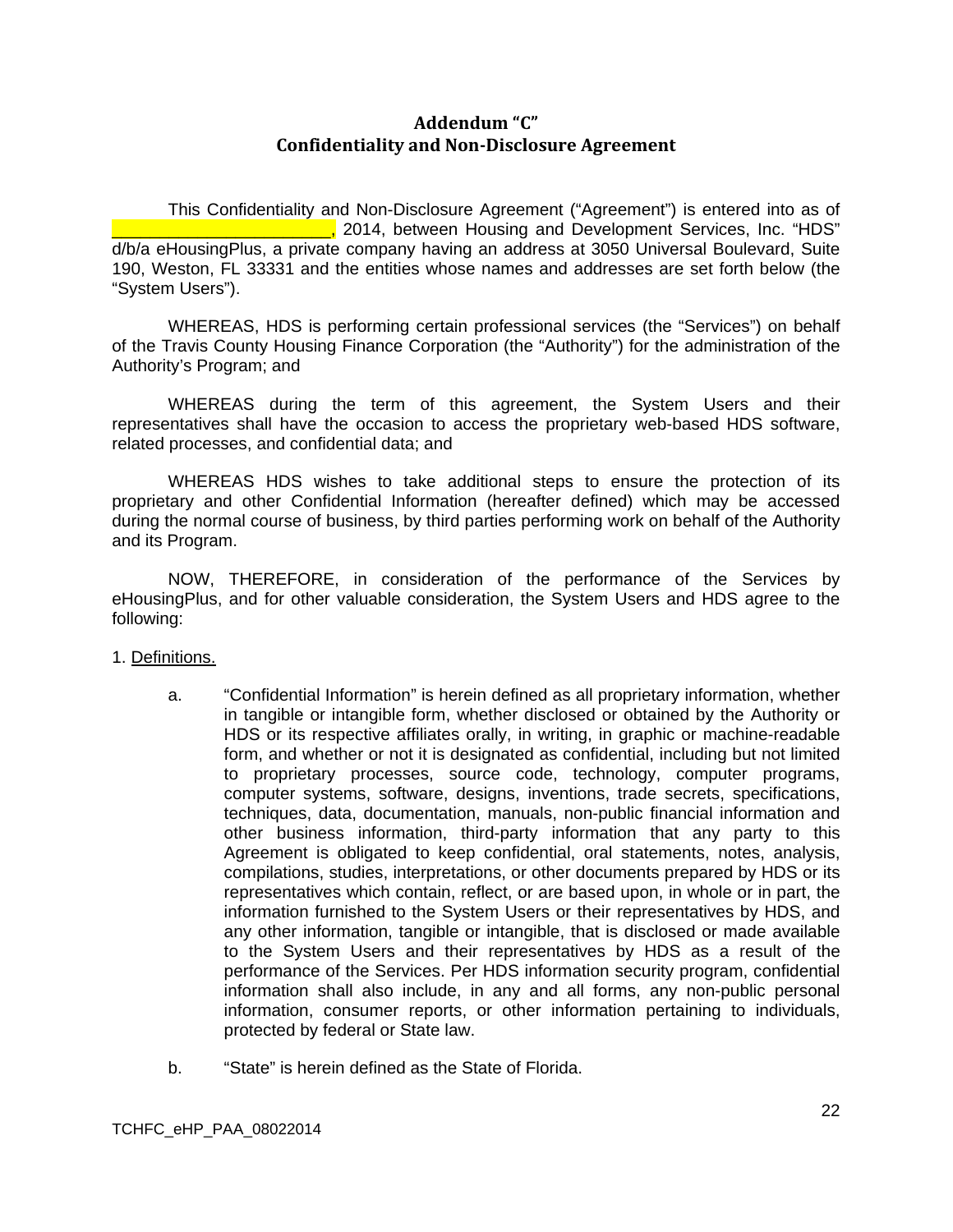## Addendum "C"
## Confidentiality and Non-Disclosure Agreement

This Confidentiality and Non-Disclosure Agreement ("Agreement") is entered into as of _______________________, 2014, between Housing and Development Services, Inc. "HDS" d/b/a eHousingPlus, a private company having an address at 3050 Universal Boulevard, Suite 190, Weston, FL 33331 and the entities whose names and addresses are set forth below (the "System Users").

WHEREAS, HDS is performing certain professional services (the "Services") on behalf of the Travis County Housing Finance Corporation (the "Authority") for the administration of the Authority's Program; and

WHEREAS during the term of this agreement, the System Users and their representatives shall have the occasion to access the proprietary web-based HDS software, related processes, and confidential data; and

WHEREAS HDS wishes to take additional steps to ensure the protection of its proprietary and other Confidential Information (hereafter defined) which may be accessed during the normal course of business, by third parties performing work on behalf of the Authority and its Program.

NOW, THEREFORE, in consideration of the performance of the Services by eHousingPlus, and for other valuable consideration, the System Users and HDS agree to the following:

1. Definitions.

a. "Confidential Information" is herein defined as all proprietary information, whether in tangible or intangible form, whether disclosed or obtained by the Authority or HDS or its respective affiliates orally, in writing, in graphic or machine-readable form, and whether or not it is designated as confidential, including but not limited to proprietary processes, source code, technology, computer programs, computer systems, software, designs, inventions, trade secrets, specifications, techniques, data, documentation, manuals, non-public financial information and other business information, third-party information that any party to this Agreement is obligated to keep confidential, oral statements, notes, analysis, compilations, studies, interpretations, or other documents prepared by HDS or its representatives which contain, reflect, or are based upon, in whole or in part, the information furnished to the System Users or their representatives by HDS, and any other information, tangible or intangible, that is disclosed or made available to the System Users and their representatives by HDS as a result of the performance of the Services. Per HDS information security program, confidential information shall also include, in any and all forms, any non-public personal information, consumer reports, or other information pertaining to individuals, protected by federal or State law.

b. "State" is herein defined as the State of Florida.

TCHFC_eHP_PAA_08022014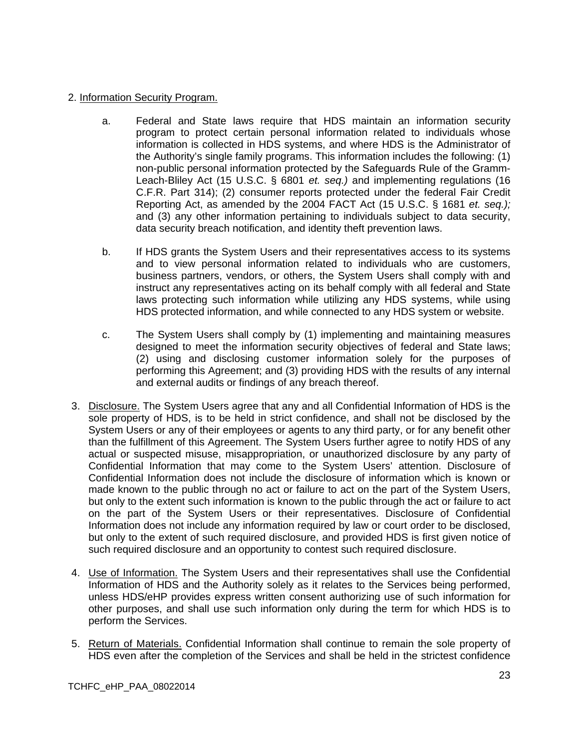2. Information Security Program.

   a. Federal and State laws require that HDS maintain an information security program to protect certain personal information related to individuals whose information is collected in HDS systems, and where HDS is the Administrator of the Authority's single family programs. This information includes the following: (1) non-public personal information protected by the Safeguards Rule of the Gramm-Leach-Bliley Act (15 U.S.C. § 6801 *et. seq.)* and implementing regulations (16 C.F.R. Part 314); (2) consumer reports protected under the federal Fair Credit Reporting Act, as amended by the 2004 FACT Act (15 U.S.C. § 1681 *et. seq.);* and (3) any other information pertaining to individuals subject to data security, data security breach notification, and identity theft prevention laws.

   b. If HDS grants the System Users and their representatives access to its systems and to view personal information related to individuals who are customers, business partners, vendors, or others, the System Users shall comply with and instruct any representatives acting on its behalf comply with all federal and State laws protecting such information while utilizing any HDS systems, while using HDS protected information, and while connected to any HDS system or website.

   c. The System Users shall comply by (1) implementing and maintaining measures designed to meet the information security objectives of federal and State laws; (2) using and disclosing customer information solely for the purposes of performing this Agreement; and (3) providing HDS with the results of any internal and external audits or findings of any breach thereof.

3. Disclosure. The System Users agree that any and all Confidential Information of HDS is the sole property of HDS, is to be held in strict confidence, and shall not be disclosed by the System Users or any of their employees or agents to any third party, or for any benefit other than the fulfillment of this Agreement. The System Users further agree to notify HDS of any actual or suspected misuse, misappropriation, or unauthorized disclosure by any party of Confidential Information that may come to the System Users' attention. Disclosure of Confidential Information does not include the disclosure of information which is known or made known to the public through no act or failure to act on the part of the System Users, but only to the extent such information is known to the public through the act or failure to act on the part of the System Users or their representatives. Disclosure of Confidential Information does not include any information required by law or court order to be disclosed, but only to the extent of such required disclosure, and provided HDS is first given notice of such required disclosure and an opportunity to contest such required disclosure.

4. Use of Information. The System Users and their representatives shall use the Confidential Information of HDS and the Authority solely as it relates to the Services being performed, unless HDS/eHP provides express written consent authorizing use of such information for other purposes, and shall use such information only during the term for which HDS is to perform the Services.

5. Return of Materials. Confidential Information shall continue to remain the sole property of HDS even after the completion of the Services and shall be held in the strictest confidence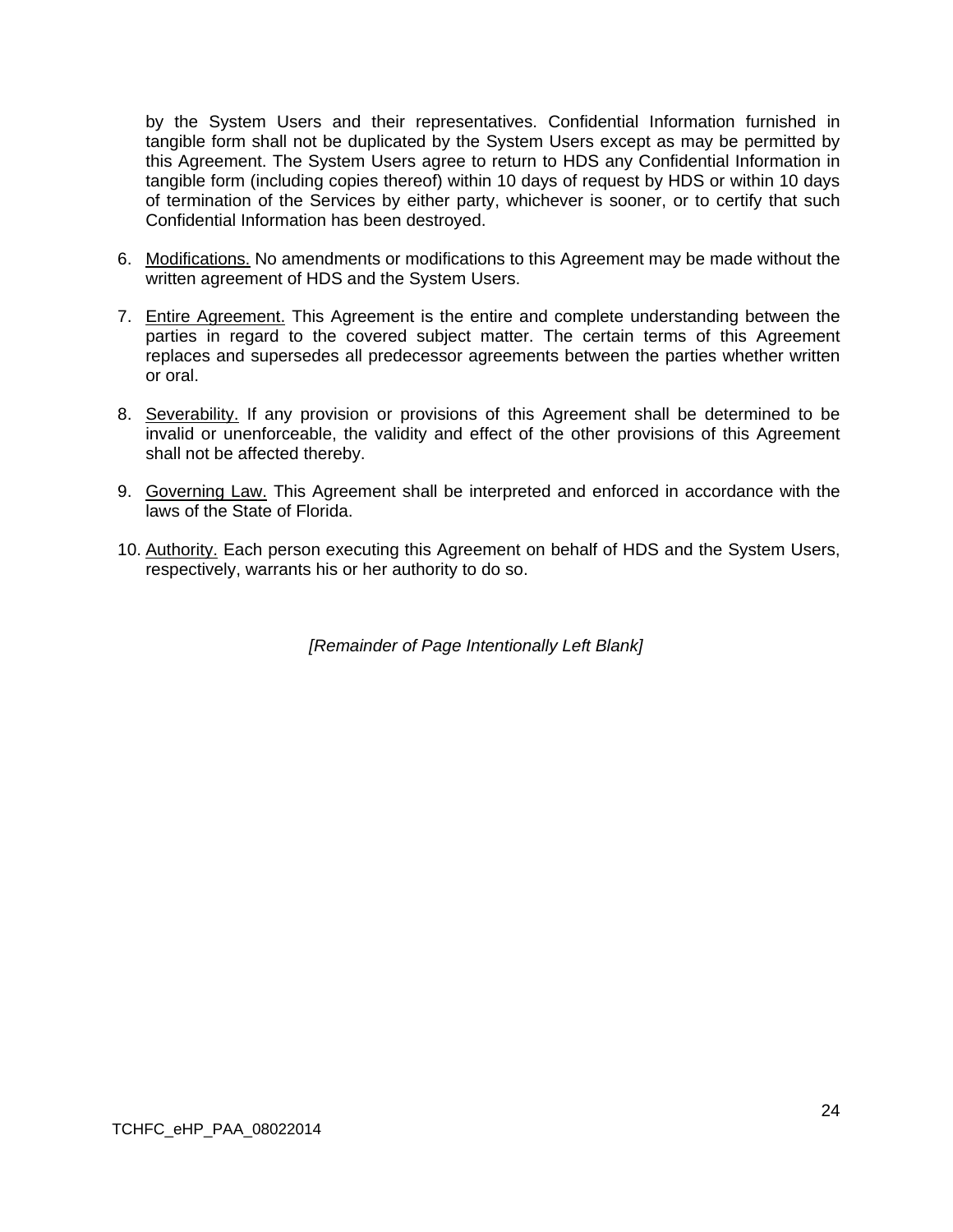by the System Users and their representatives. Confidential Information furnished in tangible form shall not be duplicated by the System Users except as may be permitted by this Agreement. The System Users agree to return to HDS any Confidential Information in tangible form (including copies thereof) within 10 days of request by HDS or within 10 days of termination of the Services by either party, whichever is sooner, or to certify that such Confidential Information has been destroyed.

6. Modifications. No amendments or modifications to this Agreement may be made without the written agreement of HDS and the System Users.

7. Entire Agreement. This Agreement is the entire and complete understanding between the parties in regard to the covered subject matter. The certain terms of this Agreement replaces and supersedes all predecessor agreements between the parties whether written or oral.

8. Severability. If any provision or provisions of this Agreement shall be determined to be invalid or unenforceable, the validity and effect of the other provisions of this Agreement shall not be affected thereby.

9. Governing Law. This Agreement shall be interpreted and enforced in accordance with the laws of the State of Florida.

10. Authority. Each person executing this Agreement on behalf of HDS and the System Users, respectively, warrants his or her authority to do so.

*[Remainder of Page Intentionally Left Blank]*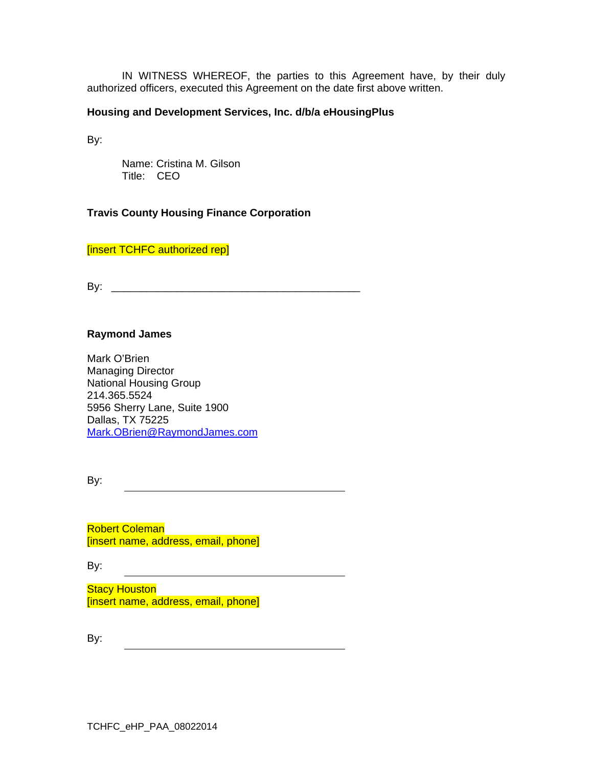IN WITNESS WHEREOF, the parties to this Agreement have, by their duly authorized officers, executed this Agreement on the date first above written.

**Housing and Development Services, Inc. d/b/a eHousingPlus**

By:

Name: Cristina M. Gilson
Title: CEO

**Travis County Housing Finance Corporation**

[insert TCHFC authorized rep]

By: ___________________________________________

**Raymond James**

Mark O'Brien
Managing Director
National Housing Group
214.365.5524
5956 Sherry Lane, Suite 1900
Dallas, TX 75225
Mark.OBrien@RaymondJames.com

By: ___________________________________________

Robert Coleman
[insert name, address, email, phone]

By: ___________________________________________

Stacy Houston
[insert name, address, email, phone]

By: ___________________________________________

TCHFC_eHP_PAA_08022014